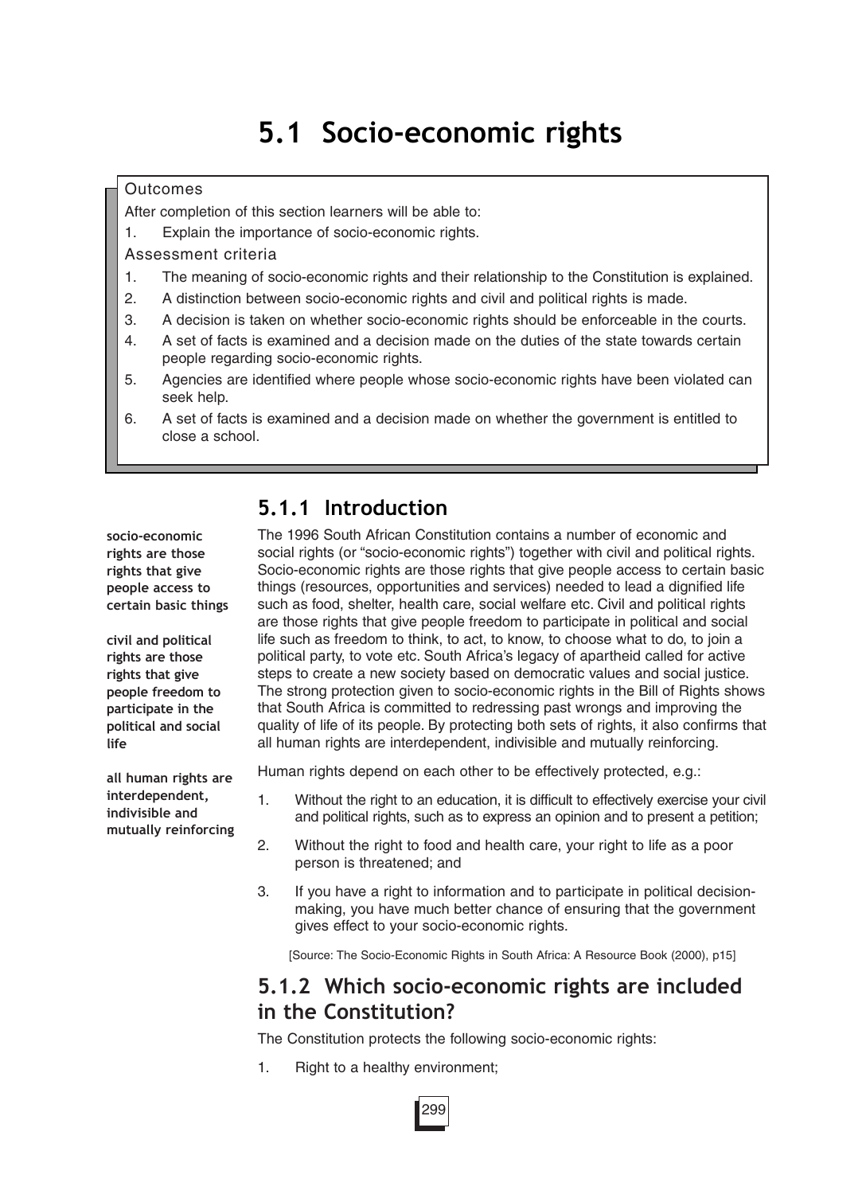# 5.1 Socio-economic rights

> **Outcomes**
>
> After completion of this section learners will be able to:
>
> 1. Explain the importance of socio-economic rights.
>
> **Assessment criteria**
>
> 1. The meaning of socio-economic rights and their relationship to the Constitution is explained.
> 2. A distinction between socio-economic rights and civil and political rights is made.
> 3. A decision is taken on whether socio-economic rights should be enforceable in the courts.
> 4. A set of facts is examined and a decision made on the duties of the state towards certain people regarding socio-economic rights.
> 5. Agencies are identified where people whose socio-economic rights have been violated can seek help.
> 6. A set of facts is examined and a decision made on whether the government is entitled to close a school.

## 5.1.1 Introduction

**socio-economic rights are those rights that give people access to certain basic things**

**civil and political rights are those rights that give people freedom to participate in the political and social life**

**all human rights are interdependent, indivisible and mutually reinforcing**

The 1996 South African Constitution contains a number of economic and social rights (or "socio-economic rights") together with civil and political rights. Socio-economic rights are those rights that give people access to certain basic things (resources, opportunities and services) needed to lead a dignified life such as food, shelter, health care, social welfare etc. Civil and political rights are those rights that give people freedom to participate in political and social life such as freedom to think, to act, to know, to choose what to do, to join a political party, to vote etc. South Africa's legacy of apartheid called for active steps to create a new society based on democratic values and social justice. The strong protection given to socio-economic rights in the Bill of Rights shows that South Africa is committed to redressing past wrongs and improving the quality of life of its people. By protecting both sets of rights, it also confirms that all human rights are interdependent, indivisible and mutually reinforcing.

Human rights depend on each other to be effectively protected, e.g.:

1. Without the right to an education, it is difficult to effectively exercise your civil and political rights, such as to express an opinion and to present a petition;
2. Without the right to food and health care, your right to life as a poor person is threatened; and
3. If you have a right to information and to participate in political decision-making, you have much better chance of ensuring that the government gives effect to your socio-economic rights.

[Source: The Socio-Economic Rights in South Africa: A Resource Book (2000), p15]

## 5.1.2 Which socio-economic rights are included in the Constitution?

The Constitution protects the following socio-economic rights:

1. Right to a healthy environment;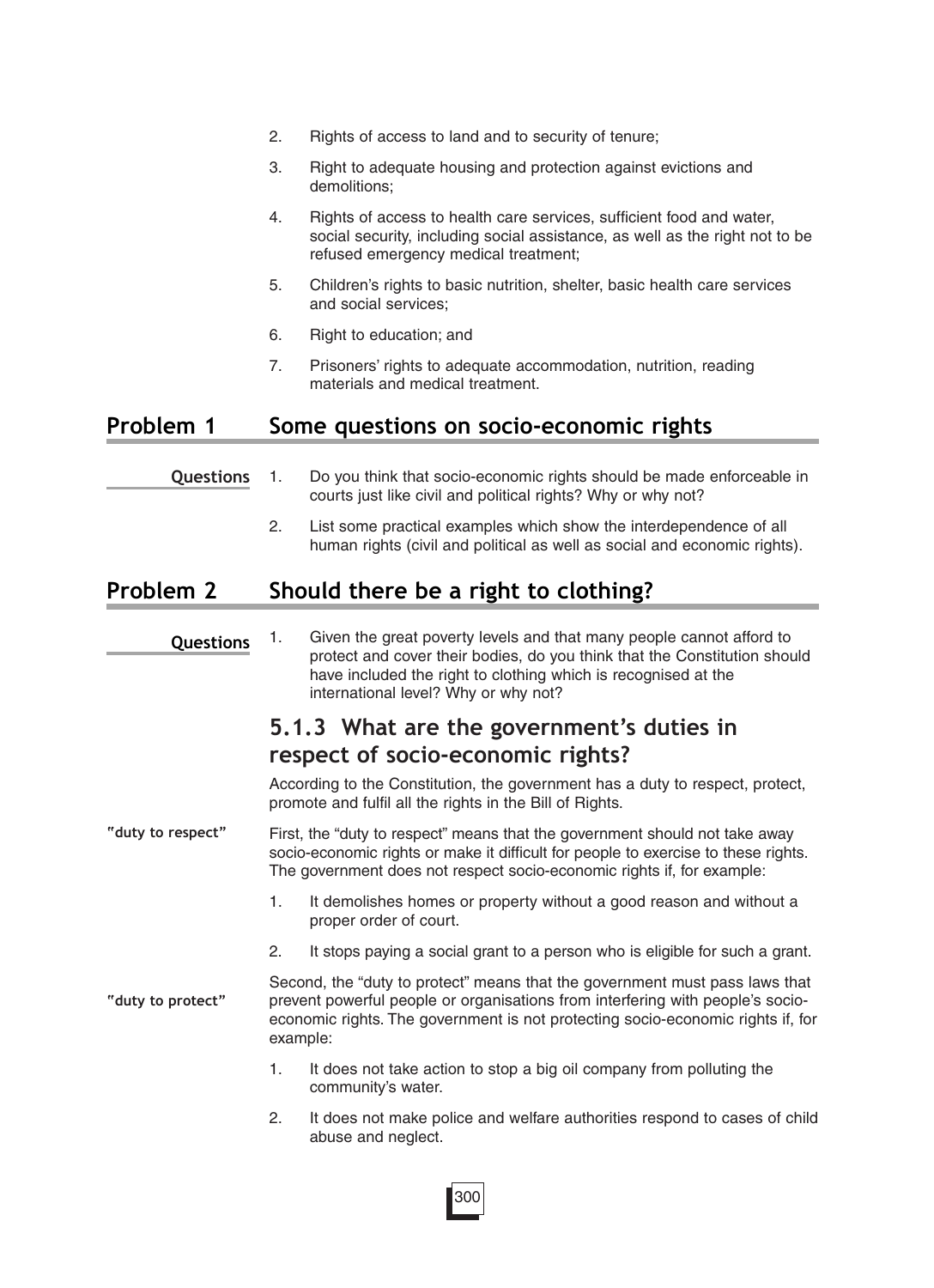2. Rights of access to land and to security of tenure;
3. Right to adequate housing and protection against evictions and demolitions;
4. Rights of access to health care services, sufficient food and water, social security, including social assistance, as well as the right not to be refused emergency medical treatment;
5. Children's rights to basic nutrition, shelter, basic health care services and social services;
6. Right to education; and
7. Prisoners' rights to adequate accommodation, nutrition, reading materials and medical treatment.

## Problem 1 Some questions on socio-economic rights

**Questions**

1. Do you think that socio-economic rights should be made enforceable in courts just like civil and political rights? Why or why not?
2. List some practical examples which show the interdependence of all human rights (civil and political as well as social and economic rights).

## Problem 2 Should there be a right to clothing?

**Questions**

1. Given the great poverty levels and that many people cannot afford to protect and cover their bodies, do you think that the Constitution should have included the right to clothing which is recognised at the international level? Why or why not?

### 5.1.3 What are the government's duties in respect of socio-economic rights?

According to the Constitution, the government has a duty to respect, protect, promote and fulfil all the rights in the Bill of Rights.

**"duty to respect"**

First, the "duty to respect" means that the government should not take away socio-economic rights or make it difficult for people to exercise to these rights. The government does not respect socio-economic rights if, for example:

1. It demolishes homes or property without a good reason and without a proper order of court.
2. It stops paying a social grant to a person who is eligible for such a grant.

**"duty to protect"**

Second, the "duty to protect" means that the government must pass laws that prevent powerful people or organisations from interfering with people's socio-economic rights. The government is not protecting socio-economic rights if, for example:

1. It does not take action to stop a big oil company from polluting the community's water.
2. It does not make police and welfare authorities respond to cases of child abuse and neglect.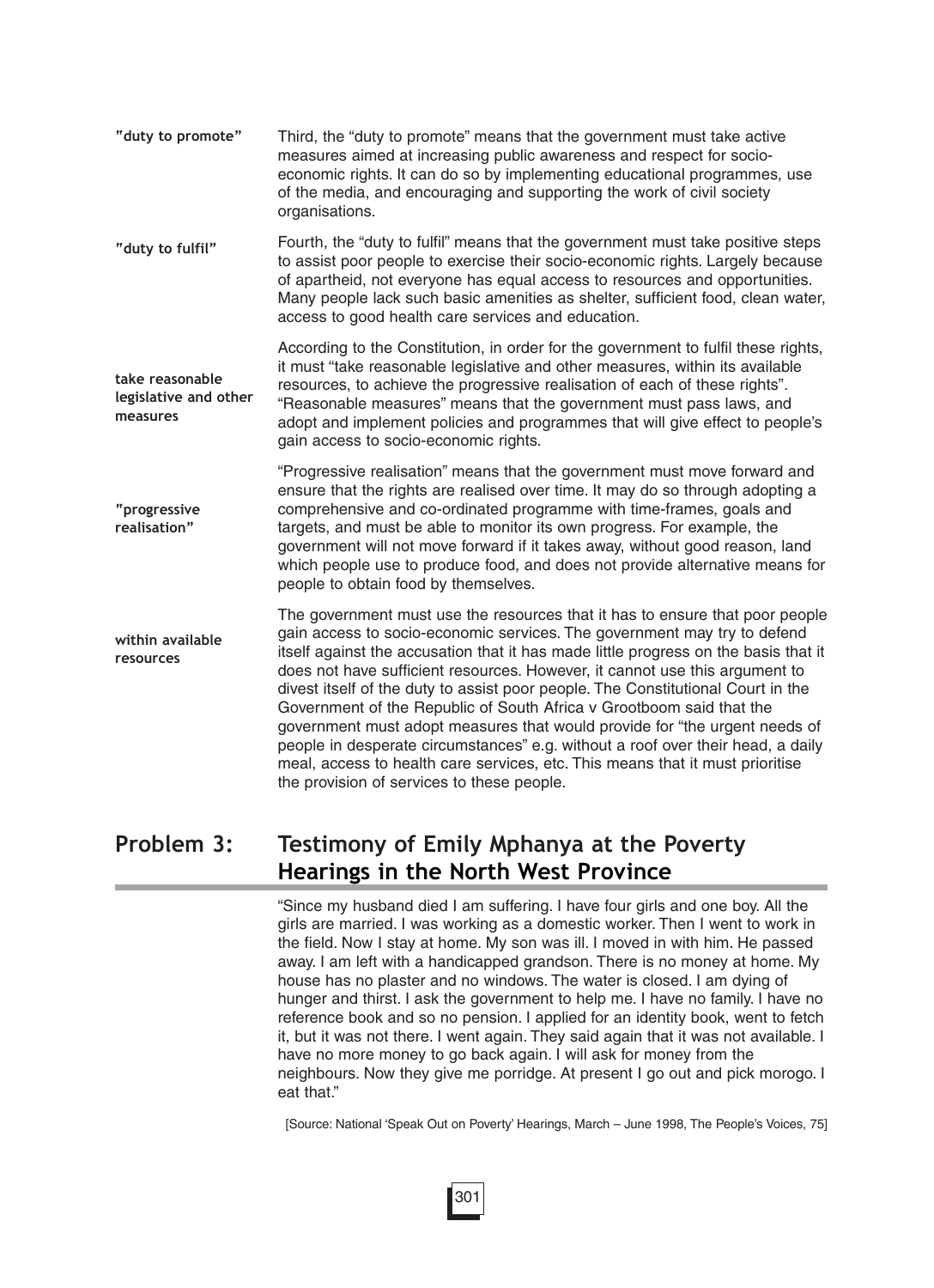**"duty to promote"**

Third, the "duty to promote" means that the government must take active measures aimed at increasing public awareness and respect for socio-economic rights. It can do so by implementing educational programmes, use of the media, and encouraging and supporting the work of civil society organisations.

**"duty to fulfil"**

Fourth, the "duty to fulfil" means that the government must take positive steps to assist poor people to exercise their socio-economic rights. Largely because of apartheid, not everyone has equal access to resources and opportunities. Many people lack such basic amenities as shelter, sufficient food, clean water, access to good health care services and education.

**take reasonable legislative and other measures**

According to the Constitution, in order for the government to fulfil these rights, it must "take reasonable legislative and other measures, within its available resources, to achieve the progressive realisation of each of these rights". "Reasonable measures" means that the government must pass laws, and adopt and implement policies and programmes that will give effect to people's gain access to socio-economic rights.

**"progressive realisation"**

"Progressive realisation" means that the government must move forward and ensure that the rights are realised over time. It may do so through adopting a comprehensive and co-ordinated programme with time-frames, goals and targets, and must be able to monitor its own progress. For example, the government will not move forward if it takes away, without good reason, land which people use to produce food, and does not provide alternative means for people to obtain food by themselves.

**within available resources**

The government must use the resources that it has to ensure that poor people gain access to socio-economic services. The government may try to defend itself against the accusation that it has made little progress on the basis that it does not have sufficient resources. However, it cannot use this argument to divest itself of the duty to assist poor people. The Constitutional Court in the Government of the Republic of South Africa v Grootboom said that the government must adopt measures that would provide for "the urgent needs of people in desperate circumstances" e.g. without a roof over their head, a daily meal, access to health care services, etc. This means that it must prioritise the provision of services to these people.

## Problem 3: Testimony of Emily Mphanya at the Poverty Hearings in the North West Province

"Since my husband died I am suffering. I have four girls and one boy. All the girls are married. I was working as a domestic worker. Then I went to work in the field. Now I stay at home. My son was ill. I moved in with him. He passed away. I am left with a handicapped grandson. There is no money at home. My house has no plaster and no windows. The water is closed. I am dying of hunger and thirst. I ask the government to help me. I have no family. I have no reference book and so no pension. I applied for an identity book, went to fetch it, but it was not there. I went again. They said again that it was not available. I have no more money to go back again. I will ask for money from the neighbours. Now they give me porridge. At present I go out and pick morogo. I eat that."

[Source: National 'Speak Out on Poverty' Hearings, March – June 1998, The People's Voices, 75]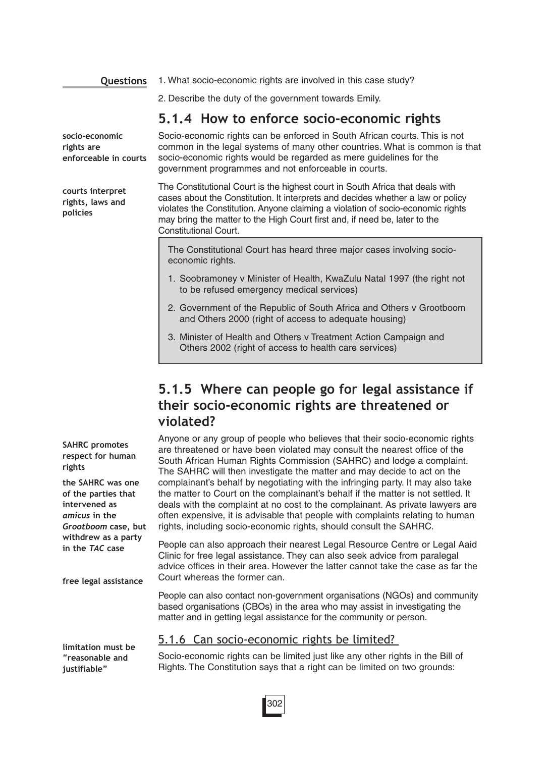**Questions**

1. What socio-economic rights are involved in this case study?
2. Describe the duty of the government towards Emily.

## 5.1.4 How to enforce socio-economic rights

**socio-economic rights are enforceable in courts**

Socio-economic rights can be enforced in South African courts. This is not common in the legal systems of many other countries. What is common is that socio-economic rights would be regarded as mere guidelines for the government programmes and not enforceable in courts.

**courts interpret rights, laws and policies**

The Constitutional Court is the highest court in South Africa that deals with cases about the Constitution. It interprets and decides whether a law or policy violates the Constitution. Anyone claiming a violation of socio-economic rights may bring the matter to the High Court first and, if need be, later to the Constitutional Court.

> The Constitutional Court has heard three major cases involving socio-economic rights.
>
> 1. Soobramoney v Minister of Health, KwaZulu Natal 1997 (the right not to be refused emergency medical services)
> 2. Government of the Republic of South Africa and Others v Grootboom and Others 2000 (right of access to adequate housing)
> 3. Minister of Health and Others v Treatment Action Campaign and Others 2002 (right of access to health care services)

## 5.1.5 Where can people go for legal assistance if their socio-economic rights are threatened or violated?

**SAHRC promotes respect for human rights**

**the SAHRC was one of the parties that intervened as *amicus* in the *Grootboom* case, but withdrew as a party in the *TAC* case**

Anyone or any group of people who believes that their socio-economic rights are threatened or have been violated may consult the nearest office of the South African Human Rights Commission (SAHRC) and lodge a complaint. The SAHRC will then investigate the matter and may decide to act on the complainant's behalf by negotiating with the infringing party. It may also take the matter to Court on the complainant's behalf if the matter is not settled. It deals with the complaint at no cost to the complainant. As private lawyers are often expensive, it is advisable that people with complaints relating to human rights, including socio-economic rights, should consult the SAHRC.

**free legal assistance**

People can also approach their nearest Legal Resource Centre or Legal Aaid Clinic for free legal assistance. They can also seek advice from paralegal advice offices in their area. However the latter cannot take the case as far the Court whereas the former can.

People can also contact non-government organisations (NGOs) and community based organisations (CBOs) in the area who may assist in investigating the matter and in getting legal assistance for the community or person.

### 5.1.6 Can socio-economic rights be limited?

**limitation must be "reasonable and justifiable"**

Socio-economic rights can be limited just like any other rights in the Bill of Rights. The Constitution says that a right can be limited on two grounds: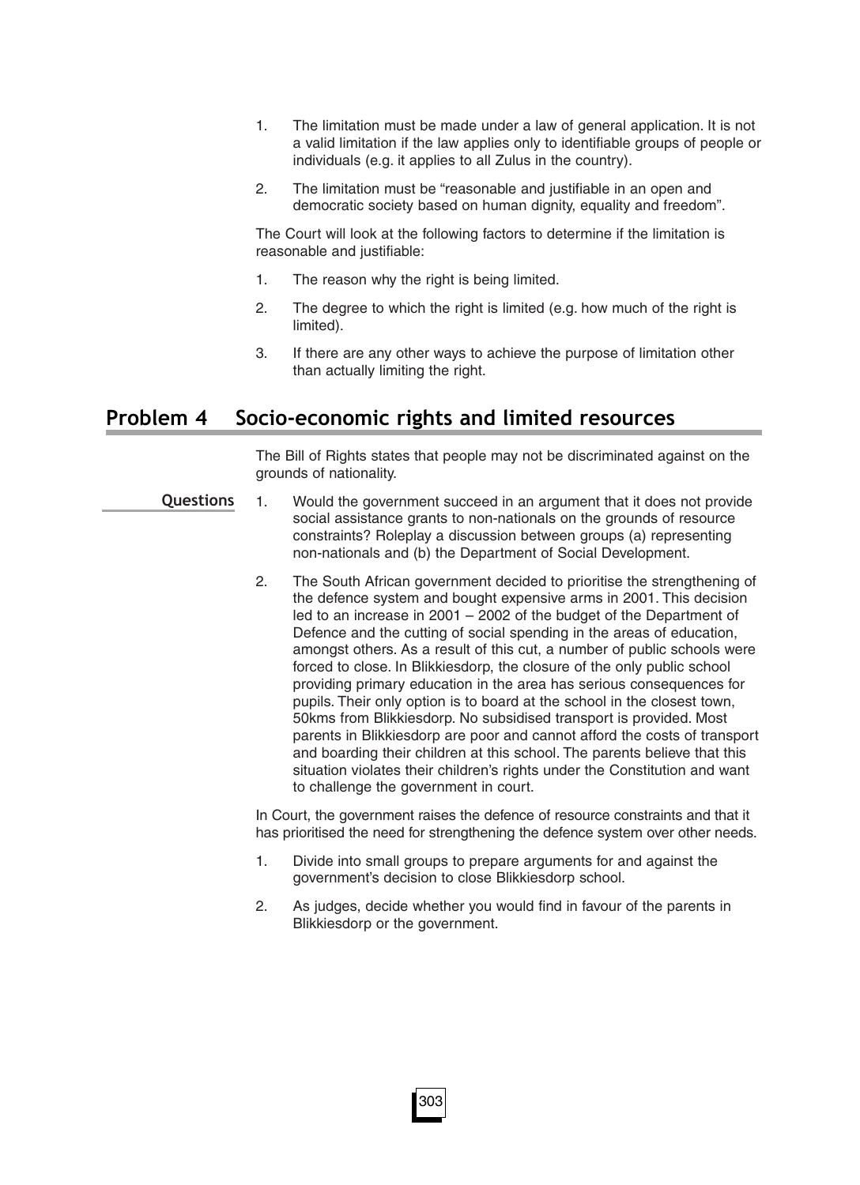1. The limitation must be made under a law of general application. It is not a valid limitation if the law applies only to identifiable groups of people or individuals (e.g. it applies to all Zulus in the country).
2. The limitation must be "reasonable and justifiable in an open and democratic society based on human dignity, equality and freedom".

The Court will look at the following factors to determine if the limitation is reasonable and justifiable:

1. The reason why the right is being limited.
2. The degree to which the right is limited (e.g. how much of the right is limited).
3. If there are any other ways to achieve the purpose of limitation other than actually limiting the right.

## Problem 4 Socio-economic rights and limited resources

The Bill of Rights states that people may not be discriminated against on the grounds of nationality.

**Questions**

1. Would the government succeed in an argument that it does not provide social assistance grants to non-nationals on the grounds of resource constraints? Roleplay a discussion between groups (a) representing non-nationals and (b) the Department of Social Development.
2. The South African government decided to prioritise the strengthening of the defence system and bought expensive arms in 2001. This decision led to an increase in 2001 – 2002 of the budget of the Department of Defence and the cutting of social spending in the areas of education, amongst others. As a result of this cut, a number of public schools were forced to close. In Blikkiesdorp, the closure of the only public school providing primary education in the area has serious consequences for pupils. Their only option is to board at the school in the closest town, 50kms from Blikkiesdorp. No subsidised transport is provided. Most parents in Blikkiesdorp are poor and cannot afford the costs of transport and boarding their children at this school. The parents believe that this situation violates their children's rights under the Constitution and want to challenge the government in court.

In Court, the government raises the defence of resource constraints and that it has prioritised the need for strengthening the defence system over other needs.

1. Divide into small groups to prepare arguments for and against the government's decision to close Blikkiesdorp school.
2. As judges, decide whether you would find in favour of the parents in Blikkiesdorp or the government.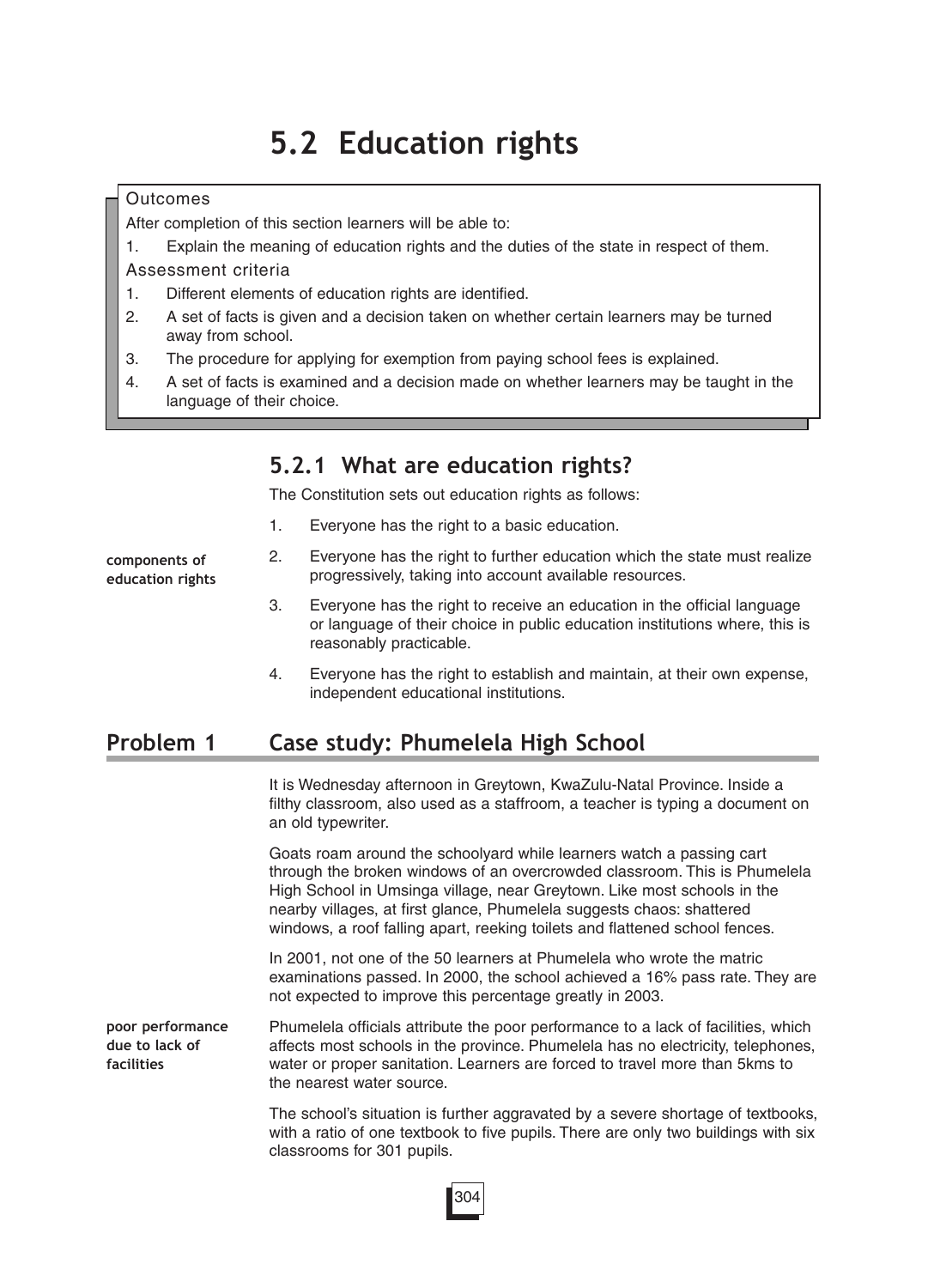# 5.2 Education rights

> **Outcomes**
>
> After completion of this section learners will be able to:
>
> 1. Explain the meaning of education rights and the duties of the state in respect of them.
>
> **Assessment criteria**
>
> 1. Different elements of education rights are identified.
> 2. A set of facts is given and a decision taken on whether certain learners may be turned away from school.
> 3. The procedure for applying for exemption from paying school fees is explained.
> 4. A set of facts is examined and a decision made on whether learners may be taught in the language of their choice.

## 5.2.1 What are education rights?

The Constitution sets out education rights as follows:

*components of education rights*

1. Everyone has the right to a basic education.
2. Everyone has the right to further education which the state must realize progressively, taking into account available resources.
3. Everyone has the right to receive an education in the official language or language of their choice in public education institutions where, this is reasonably practicable.
4. Everyone has the right to establish and maintain, at their own expense, independent educational institutions.

## Problem 1 Case study: Phumelela High School

It is Wednesday afternoon in Greytown, KwaZulu-Natal Province. Inside a filthy classroom, also used as a staffroom, a teacher is typing a document on an old typewriter.

Goats roam around the schoolyard while learners watch a passing cart through the broken windows of an overcrowded classroom. This is Phumelela High School in Umsinga village, near Greytown. Like most schools in the nearby villages, at first glance, Phumelela suggests chaos: shattered windows, a roof falling apart, reeking toilets and flattened school fences.

In 2001, not one of the 50 learners at Phumelela who wrote the matric examinations passed. In 2000, the school achieved a 16% pass rate. They are not expected to improve this percentage greatly in 2003.

*poor performance due to lack of facilities*

Phumelela officials attribute the poor performance to a lack of facilities, which affects most schools in the province. Phumelela has no electricity, telephones, water or proper sanitation. Learners are forced to travel more than 5kms to the nearest water source.

The school's situation is further aggravated by a severe shortage of textbooks, with a ratio of one textbook to five pupils. There are only two buildings with six classrooms for 301 pupils.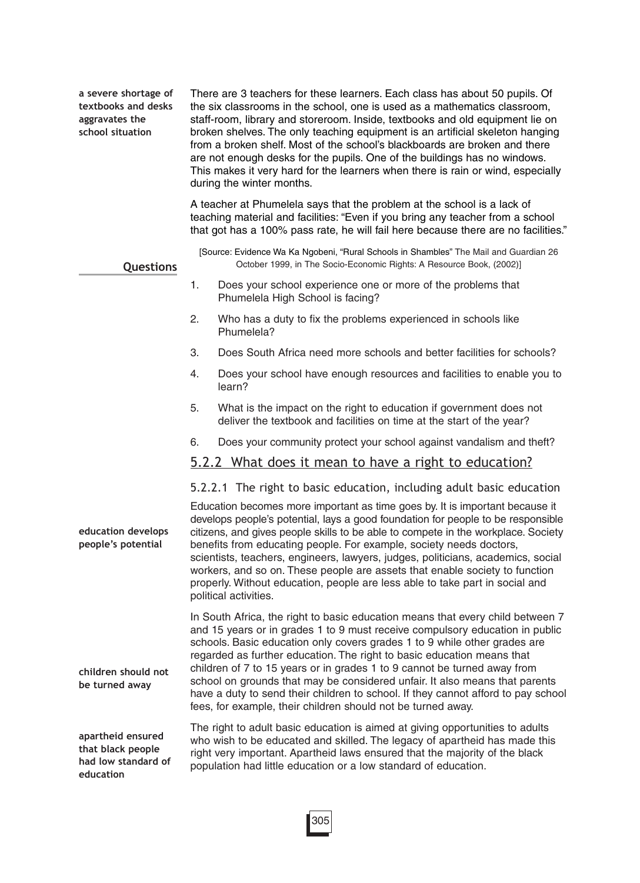**a severe shortage of textbooks and desks aggravates the school situation**

There are 3 teachers for these learners. Each class has about 50 pupils. Of the six classrooms in the school, one is used as a mathematics classroom, staff-room, library and storeroom. Inside, textbooks and old equipment lie on broken shelves. The only teaching equipment is an artificial skeleton hanging from a broken shelf. Most of the school's blackboards are broken and there are not enough desks for the pupils. One of the buildings has no windows. This makes it very hard for the learners when there is rain or wind, especially during the winter months.

A teacher at Phumelela says that the problem at the school is a lack of teaching material and facilities: "Even if you bring any teacher from a school that got has a 100% pass rate, he will fail here because there are no facilities."

[Source: Evidence Wa Ka Ngobeni, "Rural Schools in Shambles" The Mail and Guardian 26 October 1999, in The Socio-Economic Rights: A Resource Book, (2002)]

**Questions**

1. Does your school experience one or more of the problems that Phumelela High School is facing?
2. Who has a duty to fix the problems experienced in schools like Phumelela?
3. Does South Africa need more schools and better facilities for schools?
4. Does your school have enough resources and facilities to enable you to learn?
5. What is the impact on the right to education if government does not deliver the textbook and facilities on time at the start of the year?
6. Does your community protect your school against vandalism and theft?

## 5.2.2 What does it mean to have a right to education?

### 5.2.2.1 The right to basic education, including adult basic education

**education develops people's potential**

Education becomes more important as time goes by. It is important because it develops people's potential, lays a good foundation for people to be responsible citizens, and gives people skills to be able to compete in the workplace. Society benefits from educating people. For example, society needs doctors, scientists, teachers, engineers, lawyers, judges, politicians, academics, social workers, and so on. These people are assets that enable society to function properly. Without education, people are less able to take part in social and political activities.

**children should not be turned away**

In South Africa, the right to basic education means that every child between 7 and 15 years or in grades 1 to 9 must receive compulsory education in public schools. Basic education only covers grades 1 to 9 while other grades are regarded as further education. The right to basic education means that children of 7 to 15 years or in grades 1 to 9 cannot be turned away from school on grounds that may be considered unfair. It also means that parents have a duty to send their children to school. If they cannot afford to pay school fees, for example, their children should not be turned away.

**apartheid ensured that black people had low standard of education**

The right to adult basic education is aimed at giving opportunities to adults who wish to be educated and skilled. The legacy of apartheid has made this right very important. Apartheid laws ensured that the majority of the black population had little education or a low standard of education.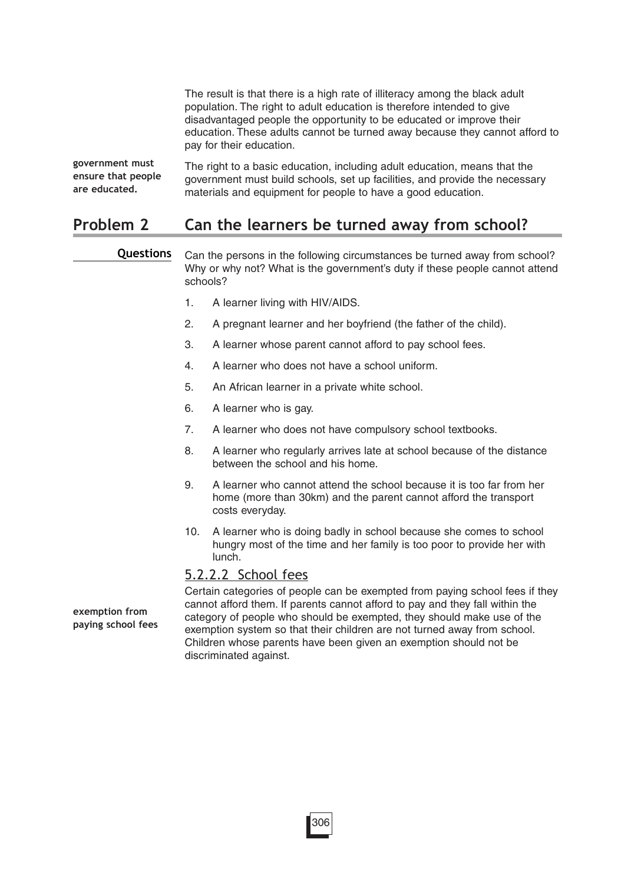The result is that there is a high rate of illiteracy among the black adult population. The right to adult education is therefore intended to give disadvantaged people the opportunity to be educated or improve their education. These adults cannot be turned away because they cannot afford to pay for their education.

**government must ensure that people are educated.**

The right to a basic education, including adult education, means that the government must build schools, set up facilities, and provide the necessary materials and equipment for people to have a good education.

## Problem 2 Can the learners be turned away from school?

**Questions**

Can the persons in the following circumstances be turned away from school? Why or why not? What is the government's duty if these people cannot attend schools?

1. A learner living with HIV/AIDS.
2. A pregnant learner and her boyfriend (the father of the child).
3. A learner whose parent cannot afford to pay school fees.
4. A learner who does not have a school uniform.
5. An African learner in a private white school.
6. A learner who is gay.
7. A learner who does not have compulsory school textbooks.
8. A learner who regularly arrives late at school because of the distance between the school and his home.
9. A learner who cannot attend the school because it is too far from her home (more than 30km) and the parent cannot afford the transport costs everyday.
10. A learner who is doing badly in school because she comes to school hungry most of the time and her family is too poor to provide her with lunch.

### 5.2.2.2 School fees

**exemption from paying school fees**

Certain categories of people can be exempted from paying school fees if they cannot afford them. If parents cannot afford to pay and they fall within the category of people who should be exempted, they should make use of the exemption system so that their children are not turned away from school. Children whose parents have been given an exemption should not be discriminated against.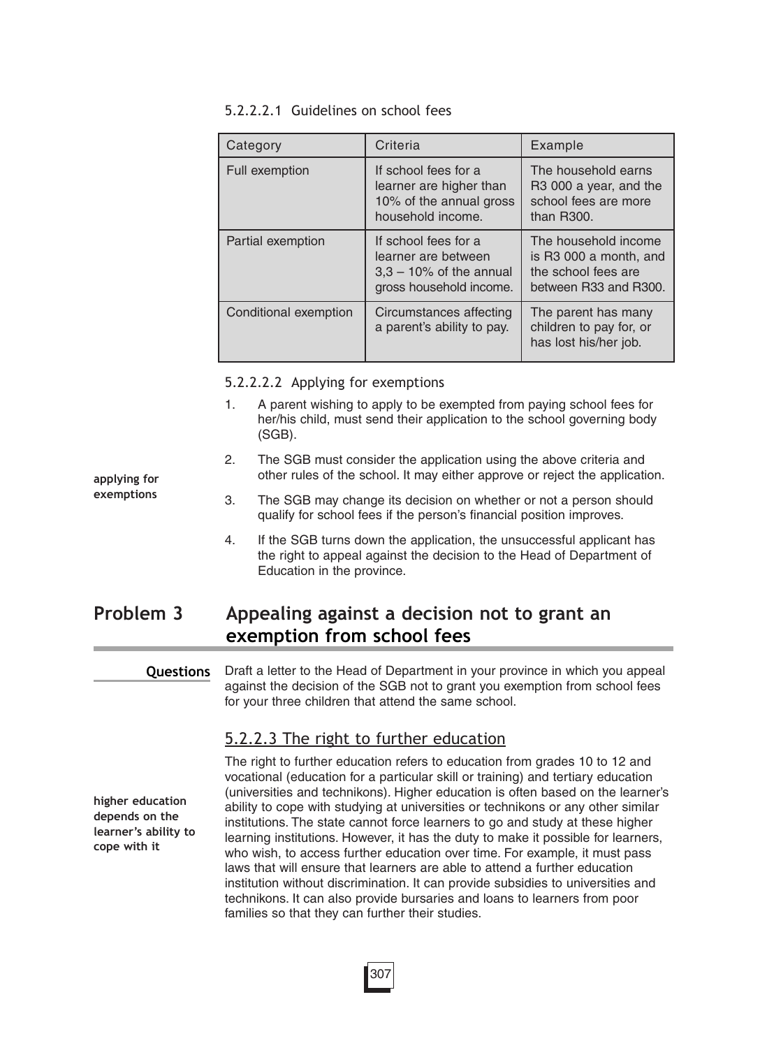5.2.2.2.1 Guidelines on school fees

| Category | Criteria | Example |
| --- | --- | --- |
| Full exemption | If school fees for a learner are higher than 10% of the annual gross household income. | The household earns R3 000 a year, and the school fees are more than R300. |
| Partial exemption | If school fees for a learner are between 3,3 – 10% of the annual gross household income. | The household income is R3 000 a month, and the school fees are between R33 and R300. |
| Conditional exemption | Circumstances affecting a parent's ability to pay. | The parent has many children to pay for, or has lost his/her job. |

5.2.2.2.2 Applying for exemptions

**applying for exemptions**

1. A parent wishing to apply to be exempted from paying school fees for her/his child, must send their application to the school governing body (SGB).
2. The SGB must consider the application using the above criteria and other rules of the school. It may either approve or reject the application.
3. The SGB may change its decision on whether or not a person should qualify for school fees if the person's financial position improves.
4. If the SGB turns down the application, the unsuccessful applicant has the right to appeal against the decision to the Head of Department of Education in the province.

## Problem 3 Appealing against a decision not to grant an exemption from school fees

**Questions**

Draft a letter to the Head of Department in your province in which you appeal against the decision of the SGB not to grant you exemption from school fees for your three children that attend the same school.

### 5.2.2.3 The right to further education

**higher education depends on the learner's ability to cope with it**

The right to further education refers to education from grades 10 to 12 and vocational (education for a particular skill or training) and tertiary education (universities and technikons). Higher education is often based on the learner's ability to cope with studying at universities or technikons or any other similar institutions. The state cannot force learners to go and study at these higher learning institutions. However, it has the duty to make it possible for learners, who wish, to access further education over time. For example, it must pass laws that will ensure that learners are able to attend a further education institution without discrimination. It can provide subsidies to universities and technikons. It can also provide bursaries and loans to learners from poor families so that they can further their studies.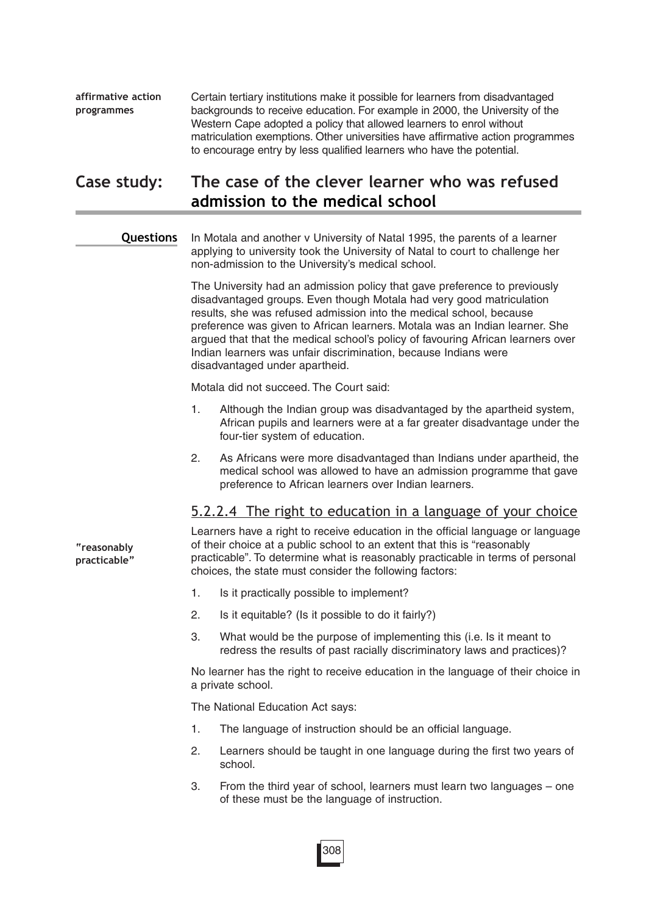**affirmative action programmes**

Certain tertiary institutions make it possible for learners from disadvantaged backgrounds to receive education. For example in 2000, the University of the Western Cape adopted a policy that allowed learners to enrol without matriculation exemptions. Other universities have affirmative action programmes to encourage entry by less qualified learners who have the potential.

## Case study: The case of the clever learner who was refused admission to the medical school

**Questions**

In Motala and another v University of Natal 1995, the parents of a learner applying to university took the University of Natal to court to challenge her non-admission to the University's medical school.

The University had an admission policy that gave preference to previously disadvantaged groups. Even though Motala had very good matriculation results, she was refused admission into the medical school, because preference was given to African learners. Motala was an Indian learner. She argued that that the medical school's policy of favouring African learners over Indian learners was unfair discrimination, because Indians were disadvantaged under apartheid.

Motala did not succeed. The Court said:

1. Although the Indian group was disadvantaged by the apartheid system, African pupils and learners were at a far greater disadvantage under the four-tier system of education.
2. As Africans were more disadvantaged than Indians under apartheid, the medical school was allowed to have an admission programme that gave preference to African learners over Indian learners.

### 5.2.2.4 The right to education in a language of your choice

**"reasonably practicable"**

Learners have a right to receive education in the official language or language of their choice at a public school to an extent that this is "reasonably practicable". To determine what is reasonably practicable in terms of personal choices, the state must consider the following factors:

1. Is it practically possible to implement?
2. Is it equitable? (Is it possible to do it fairly?)
3. What would be the purpose of implementing this (i.e. Is it meant to redress the results of past racially discriminatory laws and practices)?

No learner has the right to receive education in the language of their choice in a private school.

The National Education Act says:

1. The language of instruction should be an official language.
2. Learners should be taught in one language during the first two years of school.
3. From the third year of school, learners must learn two languages – one of these must be the language of instruction.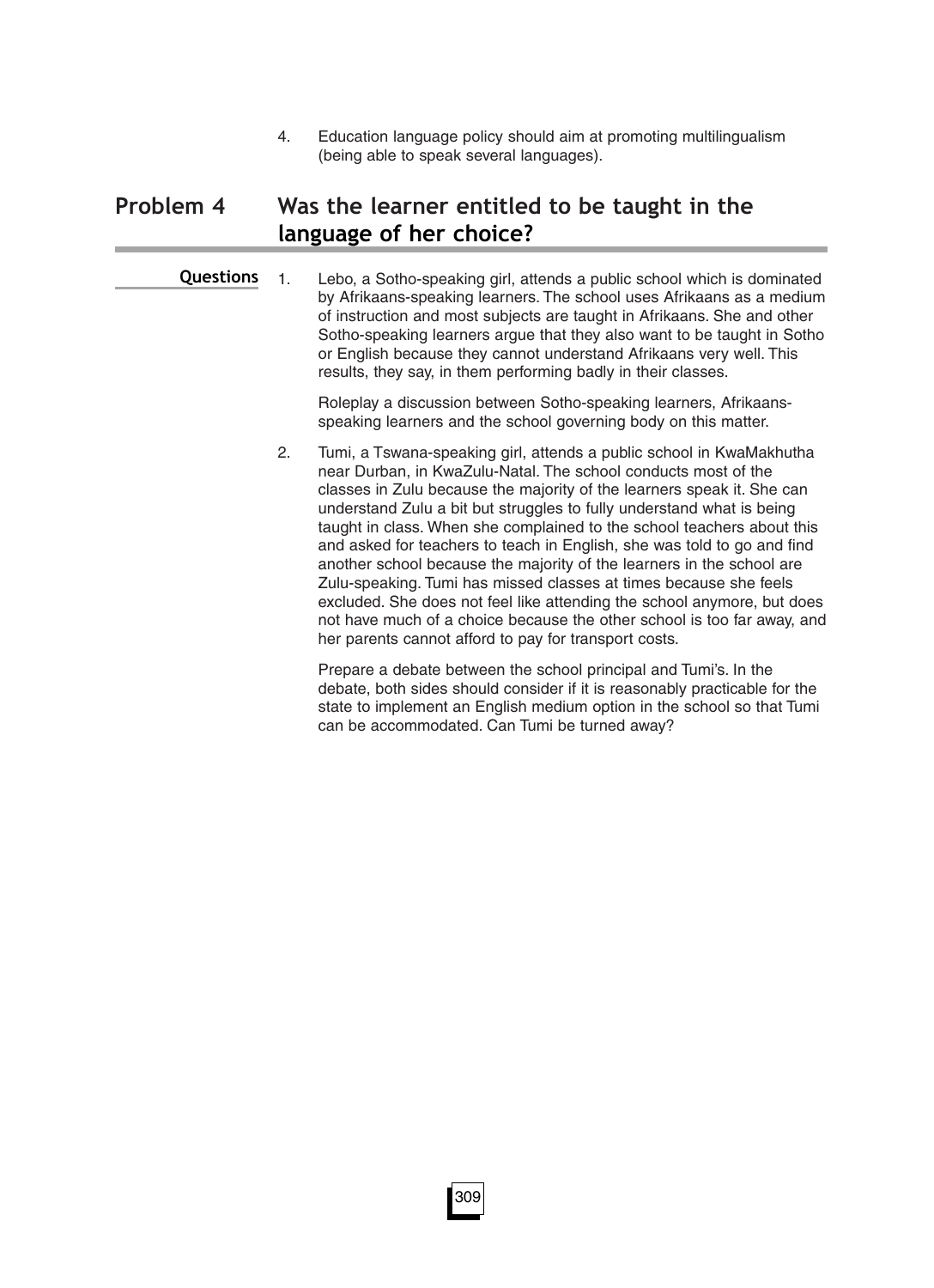4. Education language policy should aim at promoting multilingualism (being able to speak several languages).

## Problem 4 Was the learner entitled to be taught in the language of her choice?

**Questions**

1. Lebo, a Sotho-speaking girl, attends a public school which is dominated by Afrikaans-speaking learners. The school uses Afrikaans as a medium of instruction and most subjects are taught in Afrikaans. She and other Sotho-speaking learners argue that they also want to be taught in Sotho or English because they cannot understand Afrikaans very well. This results, they say, in them performing badly in their classes.

   Roleplay a discussion between Sotho-speaking learners, Afrikaans-speaking learners and the school governing body on this matter.

2. Tumi, a Tswana-speaking girl, attends a public school in KwaMakhutha near Durban, in KwaZulu-Natal. The school conducts most of the classes in Zulu because the majority of the learners speak it. She can understand Zulu a bit but struggles to fully understand what is being taught in class. When she complained to the school teachers about this and asked for teachers to teach in English, she was told to go and find another school because the majority of the learners in the school are Zulu-speaking. Tumi has missed classes at times because she feels excluded. She does not feel like attending the school anymore, but does not have much of a choice because the other school is too far away, and her parents cannot afford to pay for transport costs.

   Prepare a debate between the school principal and Tumi's. In the debate, both sides should consider if it is reasonably practicable for the state to implement an English medium option in the school so that Tumi can be accommodated. Can Tumi be turned away?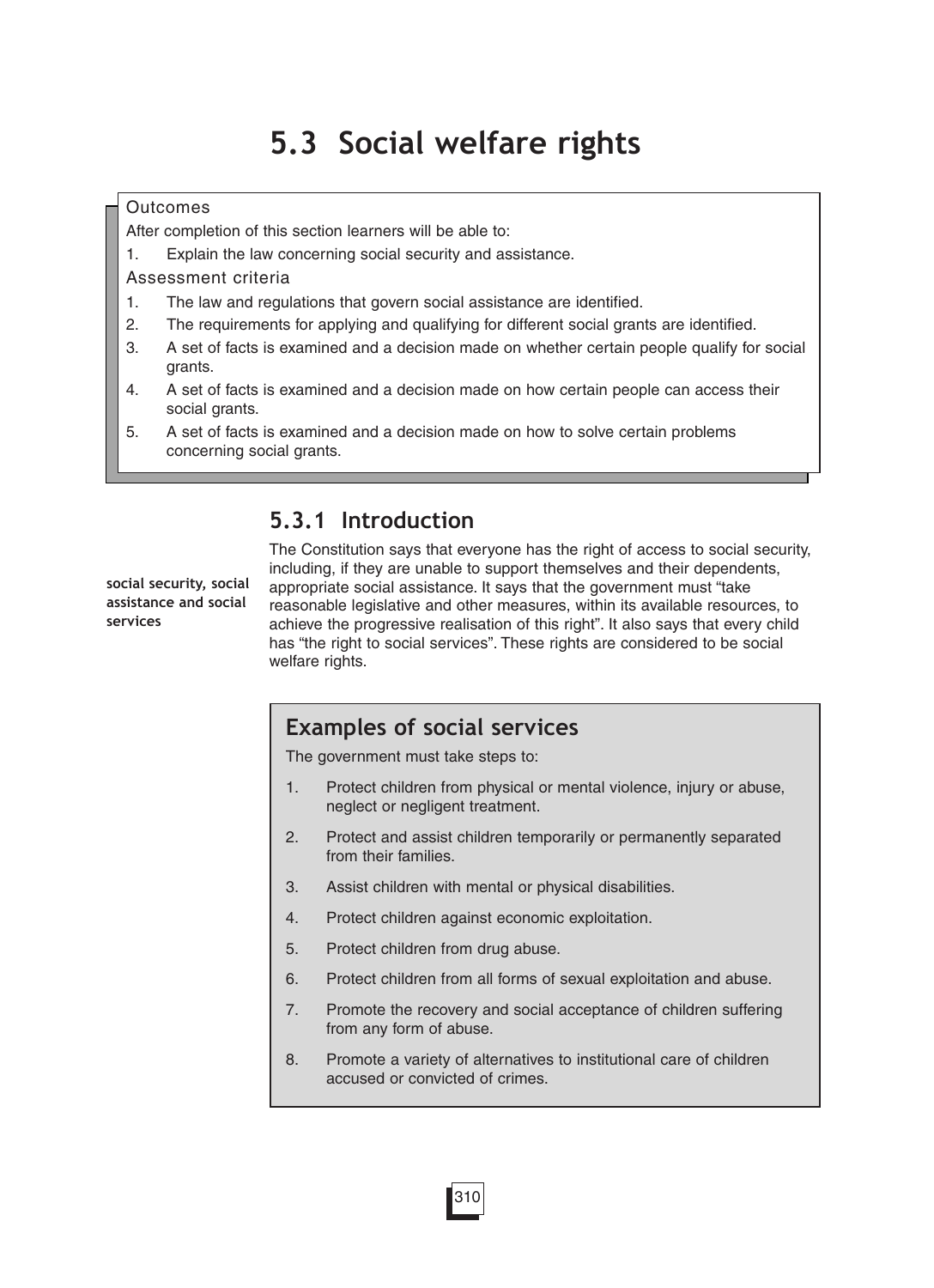# 5.3 Social welfare rights

**Outcomes**

After completion of this section learners will be able to:

1. Explain the law concerning social security and assistance.

**Assessment criteria**

1. The law and regulations that govern social assistance are identified.
2. The requirements for applying and qualifying for different social grants are identified.
3. A set of facts is examined and a decision made on whether certain people qualify for social grants.
4. A set of facts is examined and a decision made on how certain people can access their social grants.
5. A set of facts is examined and a decision made on how to solve certain problems concerning social grants.

## 5.3.1 Introduction

**social security, social assistance and social services**

The Constitution says that everyone has the right of access to social security, including, if they are unable to support themselves and their dependents, appropriate social assistance. It says that the government must "take reasonable legislative and other measures, within its available resources, to achieve the progressive realisation of this right". It also says that every child has "the right to social services". These rights are considered to be social welfare rights.

### Examples of social services

The government must take steps to:

1. Protect children from physical or mental violence, injury or abuse, neglect or negligent treatment.
2. Protect and assist children temporarily or permanently separated from their families.
3. Assist children with mental or physical disabilities.
4. Protect children against economic exploitation.
5. Protect children from drug abuse.
6. Protect children from all forms of sexual exploitation and abuse.
7. Promote the recovery and social acceptance of children suffering from any form of abuse.
8. Promote a variety of alternatives to institutional care of children accused or convicted of crimes.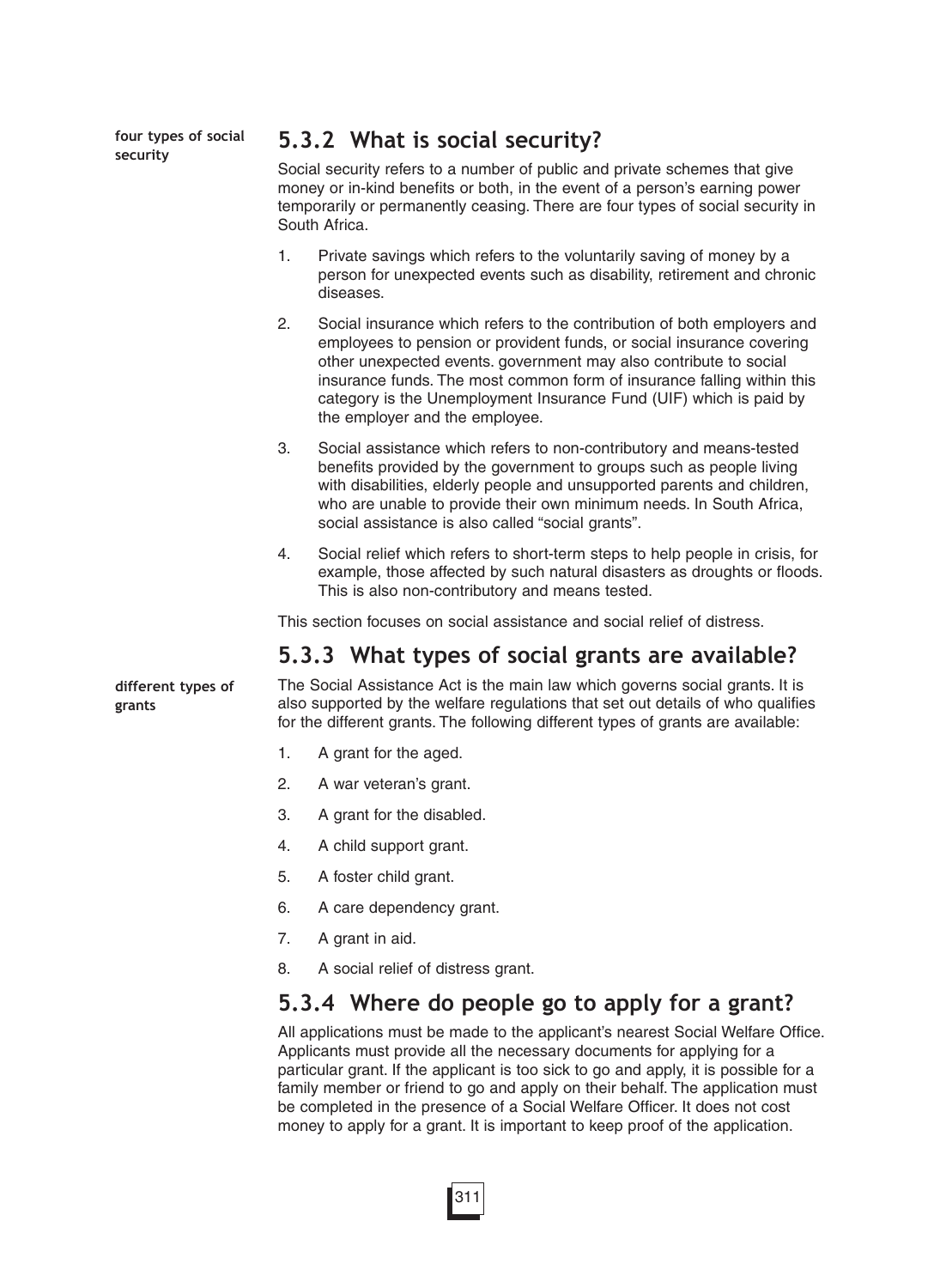## 5.3.2 What is social security?

**four types of social security**

Social security refers to a number of public and private schemes that give money or in-kind benefits or both, in the event of a person's earning power temporarily or permanently ceasing. There are four types of social security in South Africa.

1. Private savings which refers to the voluntarily saving of money by a person for unexpected events such as disability, retirement and chronic diseases.
2. Social insurance which refers to the contribution of both employers and employees to pension or provident funds, or social insurance covering other unexpected events. government may also contribute to social insurance funds. The most common form of insurance falling within this category is the Unemployment Insurance Fund (UIF) which is paid by the employer and the employee.
3. Social assistance which refers to non-contributory and means-tested benefits provided by the government to groups such as people living with disabilities, elderly people and unsupported parents and children, who are unable to provide their own minimum needs. In South Africa, social assistance is also called "social grants".
4. Social relief which refers to short-term steps to help people in crisis, for example, those affected by such natural disasters as droughts or floods. This is also non-contributory and means tested.

This section focuses on social assistance and social relief of distress.

## 5.3.3 What types of social grants are available?

**different types of grants**

The Social Assistance Act is the main law which governs social grants. It is also supported by the welfare regulations that set out details of who qualifies for the different grants. The following different types of grants are available:

1. A grant for the aged.
2. A war veteran's grant.
3. A grant for the disabled.
4. A child support grant.
5. A foster child grant.
6. A care dependency grant.
7. A grant in aid.
8. A social relief of distress grant.

## 5.3.4 Where do people go to apply for a grant?

All applications must be made to the applicant's nearest Social Welfare Office. Applicants must provide all the necessary documents for applying for a particular grant. If the applicant is too sick to go and apply, it is possible for a family member or friend to go and apply on their behalf. The application must be completed in the presence of a Social Welfare Officer. It does not cost money to apply for a grant. It is important to keep proof of the application.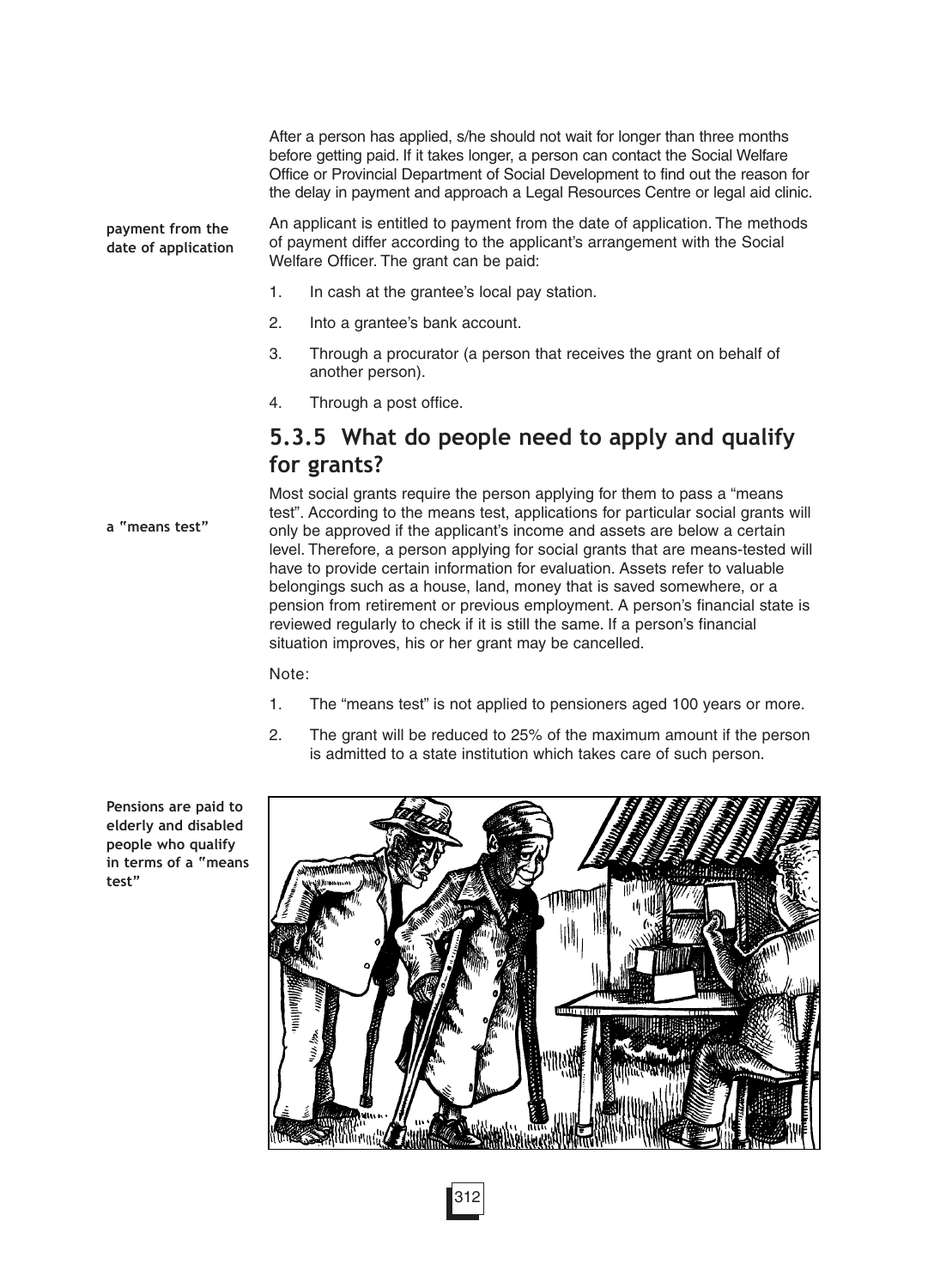After a person has applied, s/he should not wait for longer than three months before getting paid. If it takes longer, a person can contact the Social Welfare Office or Provincial Department of Social Development to find out the reason for the delay in payment and approach a Legal Resources Centre or legal aid clinic.

**payment from the date of application**

An applicant is entitled to payment from the date of application. The methods of payment differ according to the applicant's arrangement with the Social Welfare Officer. The grant can be paid:

1. In cash at the grantee's local pay station.
2. Into a grantee's bank account.
3. Through a procurator (a person that receives the grant on behalf of another person).
4. Through a post office.

### 5.3.5 What do people need to apply and qualify for grants?

**a "means test"**

Most social grants require the person applying for them to pass a "means test". According to the means test, applications for particular social grants will only be approved if the applicant's income and assets are below a certain level. Therefore, a person applying for social grants that are means-tested will have to provide certain information for evaluation. Assets refer to valuable belongings such as a house, land, money that is saved somewhere, or a pension from retirement or previous employment. A person's financial state is reviewed regularly to check if it is still the same. If a person's financial situation improves, his or her grant may be cancelled.

Note:

1. The "means test" is not applied to pensioners aged 100 years or more.
2. The grant will be reduced to 25% of the maximum amount if the person is admitted to a state institution which takes care of such person.

**Pensions are paid to elderly and disabled people who qualify in terms of a "means test"**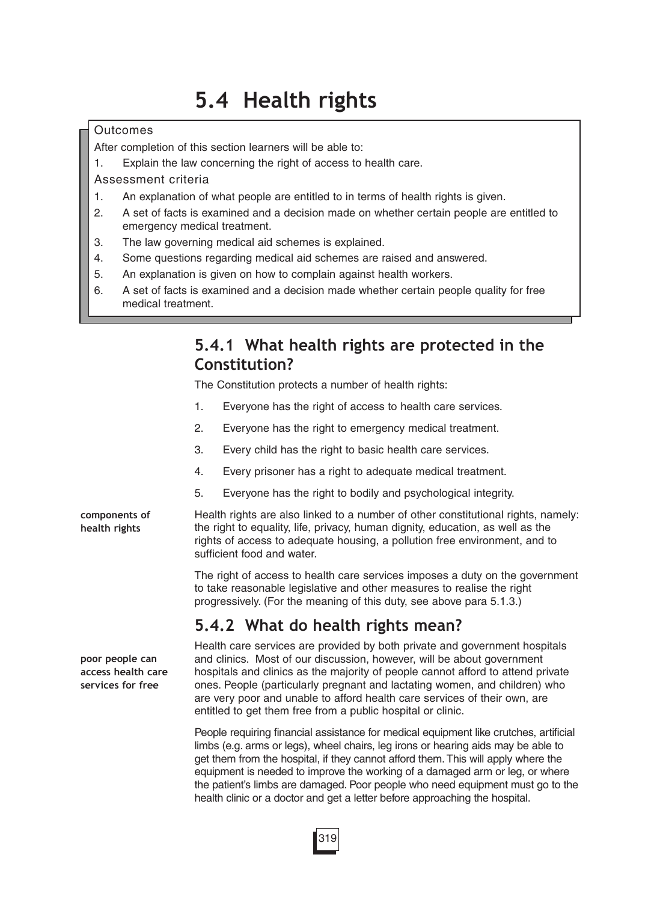# 5.4 Health rights

**Outcomes**

After completion of this section learners will be able to:

1. Explain the law concerning the right of access to health care.

**Assessment criteria**

1. An explanation of what people are entitled to in terms of health rights is given.
2. A set of facts is examined and a decision made on whether certain people are entitled to emergency medical treatment.
3. The law governing medical aid schemes is explained.
4. Some questions regarding medical aid schemes are raised and answered.
5. An explanation is given on how to complain against health workers.
6. A set of facts is examined and a decision made whether certain people quality for free medical treatment.

## 5.4.1 What health rights are protected in the Constitution?

The Constitution protects a number of health rights:

1. Everyone has the right of access to health care services.
2. Everyone has the right to emergency medical treatment.
3. Every child has the right to basic health care services.
4. Every prisoner has a right to adequate medical treatment.
5. Everyone has the right to bodily and psychological integrity.

**components of health rights**

Health rights are also linked to a number of other constitutional rights, namely: the right to equality, life, privacy, human dignity, education, as well as the rights of access to adequate housing, a pollution free environment, and to sufficient food and water.

The right of access to health care services imposes a duty on the government to take reasonable legislative and other measures to realise the right progressively. (For the meaning of this duty, see above para 5.1.3.)

## 5.4.2 What do health rights mean?

**poor people can access health care services for free**

Health care services are provided by both private and government hospitals and clinics. Most of our discussion, however, will be about government hospitals and clinics as the majority of people cannot afford to attend private ones. People (particularly pregnant and lactating women, and children) who are very poor and unable to afford health care services of their own, are entitled to get them free from a public hospital or clinic.

People requiring financial assistance for medical equipment like crutches, artificial limbs (e.g. arms or legs), wheel chairs, leg irons or hearing aids may be able to get them from the hospital, if they cannot afford them. This will apply where the equipment is needed to improve the working of a damaged arm or leg, or where the patient's limbs are damaged. Poor people who need equipment must go to the health clinic or a doctor and get a letter before approaching the hospital.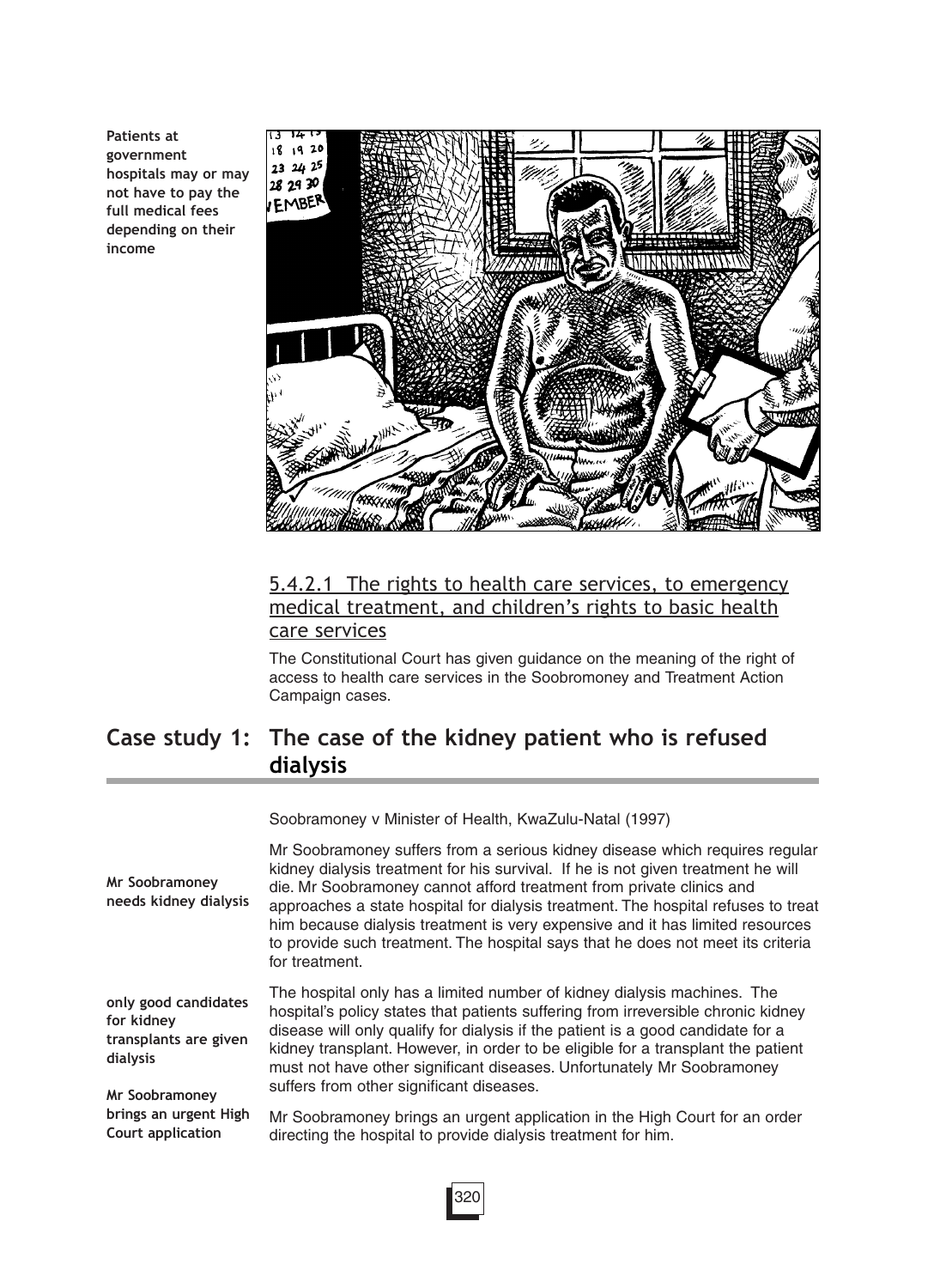Patients at government hospitals may or may not have to pay the full medical fees depending on their income

### 5.4.2.1 The rights to health care services, to emergency medical treatment, and children's rights to basic health care services

The Constitutional Court has given guidance on the meaning of the right of access to health care services in the Soobromoney and Treatment Action Campaign cases.

## Case study 1: The case of the kidney patient who is refused dialysis

Soobramoney v Minister of Health, KwaZulu-Natal (1997)

**Mr Soobramoney needs kidney dialysis**

Mr Soobramoney suffers from a serious kidney disease which requires regular kidney dialysis treatment for his survival. If he is not given treatment he will die. Mr Soobramoney cannot afford treatment from private clinics and approaches a state hospital for dialysis treatment. The hospital refuses to treat him because dialysis treatment is very expensive and it has limited resources to provide such treatment. The hospital says that he does not meet its criteria for treatment.

**only good candidates for kidney transplants are given dialysis**

The hospital only has a limited number of kidney dialysis machines. The hospital's policy states that patients suffering from irreversible chronic kidney disease will only qualify for dialysis if the patient is a good candidate for a kidney transplant. However, in order to be eligible for a transplant the patient must not have other significant diseases. Unfortunately Mr Soobramoney suffers from other significant diseases.

**Mr Soobramoney brings an urgent High Court application**

Mr Soobramoney brings an urgent application in the High Court for an order directing the hospital to provide dialysis treatment for him.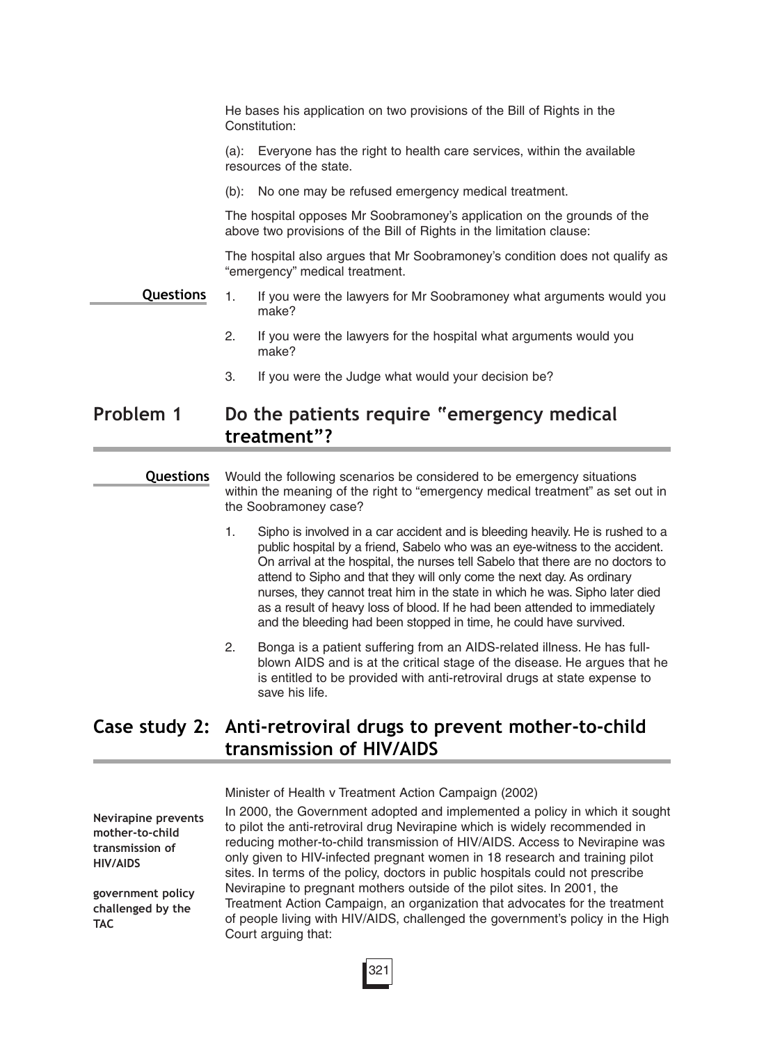He bases his application on two provisions of the Bill of Rights in the Constitution:

(a): Everyone has the right to health care services, within the available resources of the state.

(b): No one may be refused emergency medical treatment.

The hospital opposes Mr Soobramoney's application on the grounds of the above two provisions of the Bill of Rights in the limitation clause:

The hospital also argues that Mr Soobramoney's condition does not qualify as "emergency" medical treatment.

**Questions**

1. If you were the lawyers for Mr Soobramoney what arguments would you make?
2. If you were the lawyers for the hospital what arguments would you make?
3. If you were the Judge what would your decision be?

## Problem 1 Do the patients require "emergency medical treatment"?

**Questions**

Would the following scenarios be considered to be emergency situations within the meaning of the right to "emergency medical treatment" as set out in the Soobramoney case?

1. Sipho is involved in a car accident and is bleeding heavily. He is rushed to a public hospital by a friend, Sabelo who was an eye-witness to the accident. On arrival at the hospital, the nurses tell Sabelo that there are no doctors to attend to Sipho and that they will only come the next day. As ordinary nurses, they cannot treat him in the state in which he was. Sipho later died as a result of heavy loss of blood. If he had been attended to immediately and the bleeding had been stopped in time, he could have survived.
2. Bonga is a patient suffering from an AIDS-related illness. He has full-blown AIDS and is at the critical stage of the disease. He argues that he is entitled to be provided with anti-retroviral drugs at state expense to save his life.

## Case study 2: Anti-retroviral drugs to prevent mother-to-child transmission of HIV/AIDS

Minister of Health v Treatment Action Campaign (2002)

**Nevirapine prevents mother-to-child transmission of HIV/AIDS**

**government policy challenged by the TAC**

In 2000, the Government adopted and implemented a policy in which it sought to pilot the anti-retroviral drug Nevirapine which is widely recommended in reducing mother-to-child transmission of HIV/AIDS. Access to Nevirapine was only given to HIV-infected pregnant women in 18 research and training pilot sites. In terms of the policy, doctors in public hospitals could not prescribe Nevirapine to pregnant mothers outside of the pilot sites. In 2001, the Treatment Action Campaign, an organization that advocates for the treatment of people living with HIV/AIDS, challenged the government's policy in the High Court arguing that: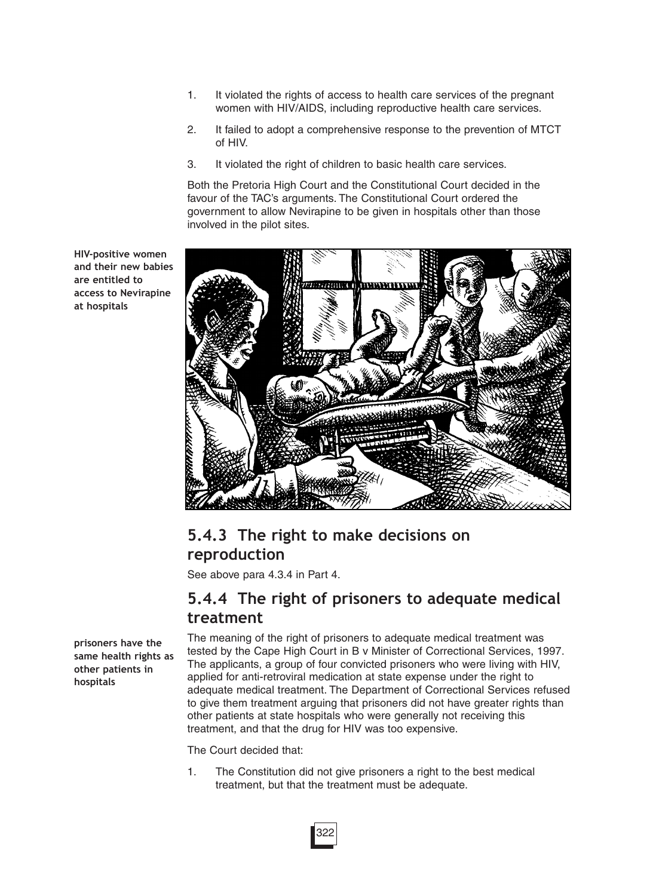1. It violated the rights of access to health care services of the pregnant women with HIV/AIDS, including reproductive health care services.
2. It failed to adopt a comprehensive response to the prevention of MTCT of HIV.
3. It violated the right of children to basic health care services.

Both the Pretoria High Court and the Constitutional Court decided in the favour of the TAC's arguments. The Constitutional Court ordered the government to allow Nevirapine to be given in hospitals other than those involved in the pilot sites.

**HIV-positive women and their new babies are entitled to access to Nevirapine at hospitals**

## 5.4.3 The right to make decisions on reproduction

See above para 4.3.4 in Part 4.

## 5.4.4 The right of prisoners to adequate medical treatment

**prisoners have the same health rights as other patients in hospitals**

The meaning of the right of prisoners to adequate medical treatment was tested by the Cape High Court in B v Minister of Correctional Services, 1997. The applicants, a group of four convicted prisoners who were living with HIV, applied for anti-retroviral medication at state expense under the right to adequate medical treatment. The Department of Correctional Services refused to give them treatment arguing that prisoners did not have greater rights than other patients at state hospitals who were generally not receiving this treatment, and that the drug for HIV was too expensive.

The Court decided that:

1. The Constitution did not give prisoners a right to the best medical treatment, but that the treatment must be adequate.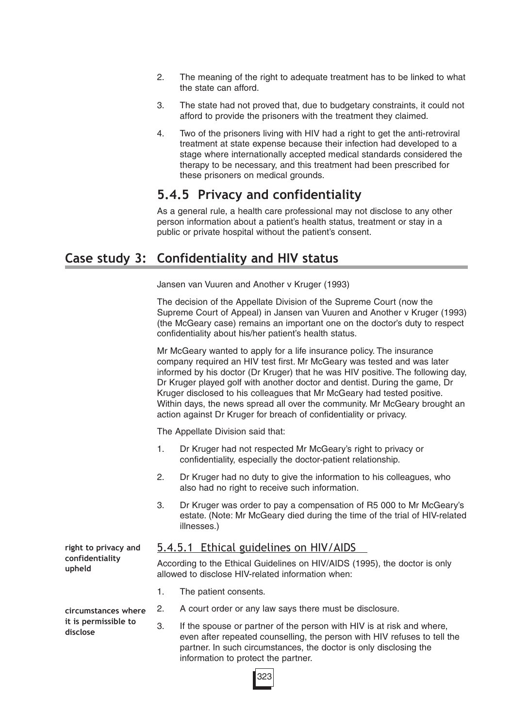2. The meaning of the right to adequate treatment has to be linked to what the state can afford.

3. The state had not proved that, due to budgetary constraints, it could not afford to provide the prisoners with the treatment they claimed.

4. Two of the prisoners living with HIV had a right to get the anti-retroviral treatment at state expense because their infection had developed to a stage where internationally accepted medical standards considered the therapy to be necessary, and this treatment had been prescribed for these prisoners on medical grounds.

## 5.4.5 Privacy and confidentiality

As a general rule, a health care professional may not disclose to any other person information about a patient's health status, treatment or stay in a public or private hospital without the patient's consent.

## Case study 3: Confidentiality and HIV status

Jansen van Vuuren and Another v Kruger (1993)

The decision of the Appellate Division of the Supreme Court (now the Supreme Court of Appeal) in Jansen van Vuuren and Another v Kruger (1993) (the McGeary case) remains an important one on the doctor's duty to respect confidentiality about his/her patient's health status.

Mr McGeary wanted to apply for a life insurance policy. The insurance company required an HIV test first. Mr McGeary was tested and was later informed by his doctor (Dr Kruger) that he was HIV positive. The following day, Dr Kruger played golf with another doctor and dentist. During the game, Dr Kruger disclosed to his colleagues that Mr McGeary had tested positive. Within days, the news spread all over the community. Mr McGeary brought an action against Dr Kruger for breach of confidentiality or privacy.

The Appellate Division said that:

1. Dr Kruger had not respected Mr McGeary's right to privacy or confidentiality, especially the doctor-patient relationship.

2. Dr Kruger had no duty to give the information to his colleagues, who also had no right to receive such information.

3. Dr Kruger was order to pay a compensation of R5 000 to Mr McGeary's estate. (Note: Mr McGeary died during the time of the trial of HIV-related illnesses.)

**right to privacy and confidentiality upheld**

### 5.4.5.1 Ethical guidelines on HIV/AIDS

According to the Ethical Guidelines on HIV/AIDS (1995), the doctor is only allowed to disclose HIV-related information when:

**circumstances where it is permissible to disclose**

1. The patient consents.

2. A court order or any law says there must be disclosure.

3. If the spouse or partner of the person with HIV is at risk and where, even after repeated counselling, the person with HIV refuses to tell the partner. In such circumstances, the doctor is only disclosing the information to protect the partner.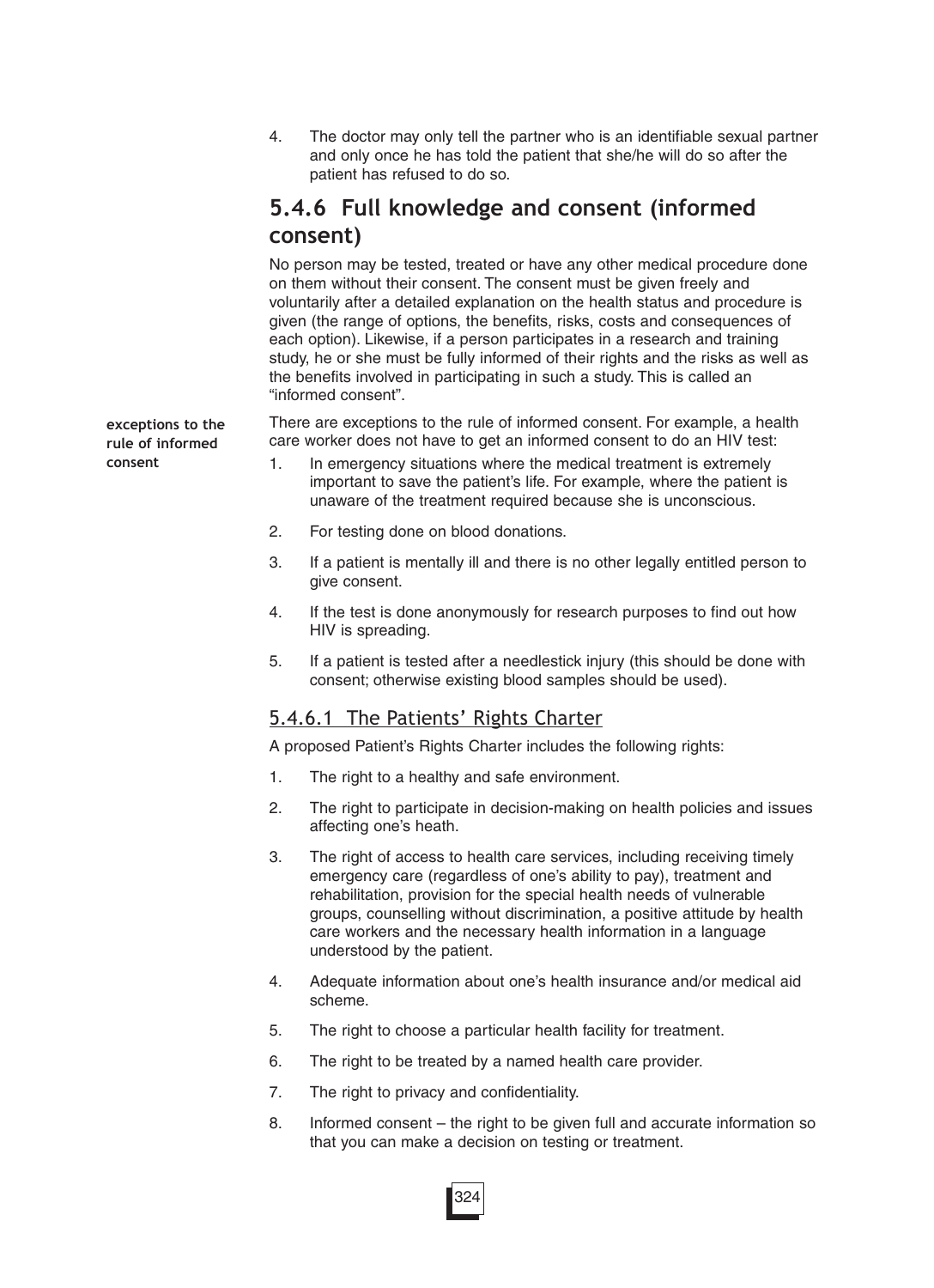4. The doctor may only tell the partner who is an identifiable sexual partner and only once he has told the patient that she/he will do so after the patient has refused to do so.

## 5.4.6 Full knowledge and consent (informed consent)

No person may be tested, treated or have any other medical procedure done on them without their consent. The consent must be given freely and voluntarily after a detailed explanation on the health status and procedure is given (the range of options, the benefits, risks, costs and consequences of each option). Likewise, if a person participates in a research and training study, he or she must be fully informed of their rights and the risks as well as the benefits involved in participating in such a study. This is called an "informed consent".

**exceptions to the rule of informed consent**

There are exceptions to the rule of informed consent. For example, a health care worker does not have to get an informed consent to do an HIV test:

1. In emergency situations where the medical treatment is extremely important to save the patient's life. For example, where the patient is unaware of the treatment required because she is unconscious.
2. For testing done on blood donations.
3. If a patient is mentally ill and there is no other legally entitled person to give consent.
4. If the test is done anonymously for research purposes to find out how HIV is spreading.
5. If a patient is tested after a needlestick injury (this should be done with consent; otherwise existing blood samples should be used).

### 5.4.6.1 The Patients' Rights Charter

A proposed Patient's Rights Charter includes the following rights:

1. The right to a healthy and safe environment.
2. The right to participate in decision-making on health policies and issues affecting one's heath.
3. The right of access to health care services, including receiving timely emergency care (regardless of one's ability to pay), treatment and rehabilitation, provision for the special health needs of vulnerable groups, counselling without discrimination, a positive attitude by health care workers and the necessary health information in a language understood by the patient.
4. Adequate information about one's health insurance and/or medical aid scheme.
5. The right to choose a particular health facility for treatment.
6. The right to be treated by a named health care provider.
7. The right to privacy and confidentiality.
8. Informed consent – the right to be given full and accurate information so that you can make a decision on testing or treatment.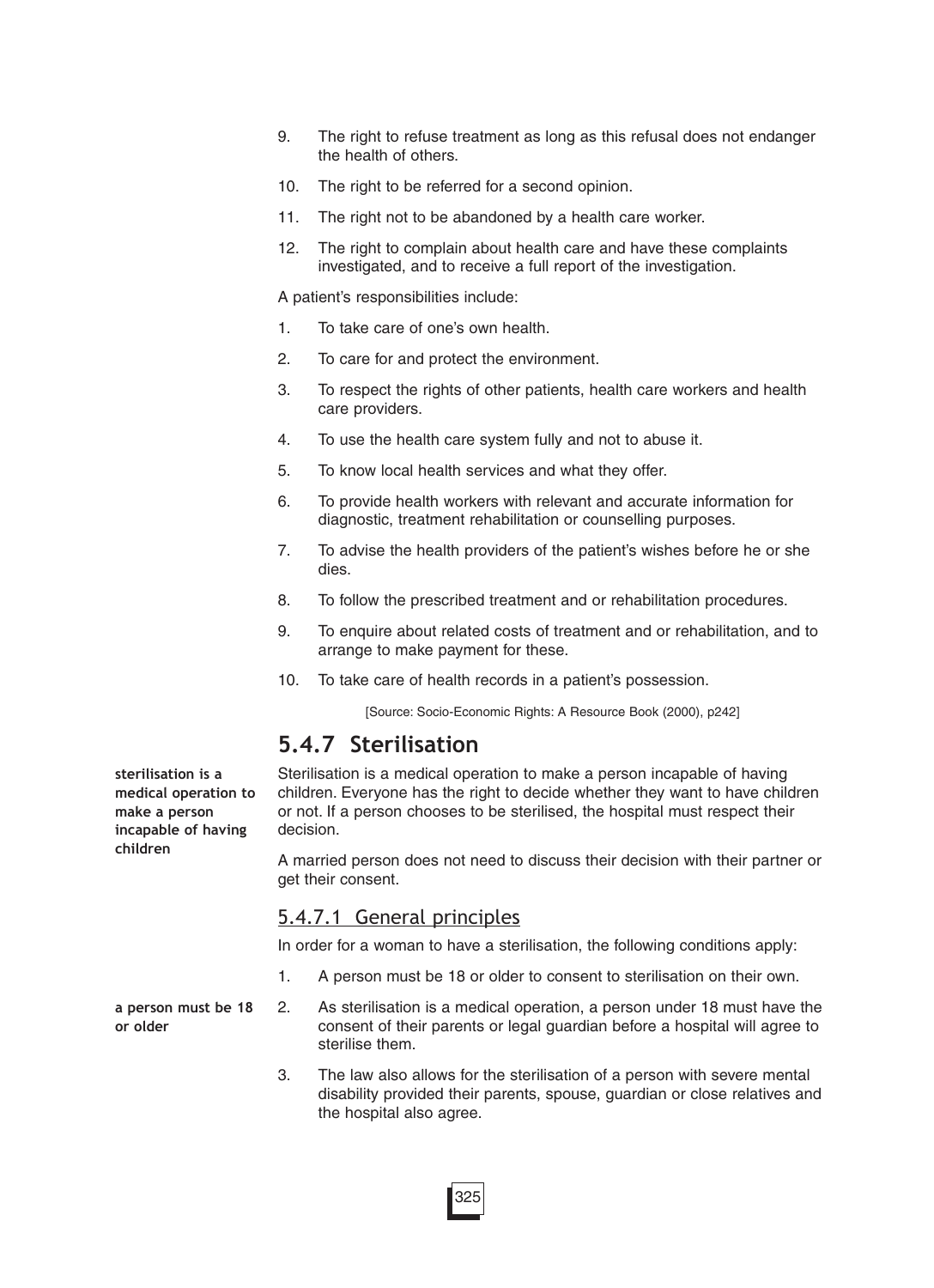9. The right to refuse treatment as long as this refusal does not endanger the health of others.
10. The right to be referred for a second opinion.
11. The right not to be abandoned by a health care worker.
12. The right to complain about health care and have these complaints investigated, and to receive a full report of the investigation.

A patient's responsibilities include:

1. To take care of one's own health.
2. To care for and protect the environment.
3. To respect the rights of other patients, health care workers and health care providers.
4. To use the health care system fully and not to abuse it.
5. To know local health services and what they offer.
6. To provide health workers with relevant and accurate information for diagnostic, treatment rehabilitation or counselling purposes.
7. To advise the health providers of the patient's wishes before he or she dies.
8. To follow the prescribed treatment and or rehabilitation procedures.
9. To enquire about related costs of treatment and or rehabilitation, and to arrange to make payment for these.
10. To take care of health records in a patient's possession.

[Source: Socio-Economic Rights: A Resource Book (2000), p242]

## 5.4.7 Sterilisation

**sterilisation is a medical operation to make a person incapable of having children**

Sterilisation is a medical operation to make a person incapable of having children. Everyone has the right to decide whether they want to have children or not. If a person chooses to be sterilised, the hospital must respect their decision.

A married person does not need to discuss their decision with their partner or get their consent.

### 5.4.7.1 General principles

In order for a woman to have a sterilisation, the following conditions apply:

**a person must be 18 or older**

1. A person must be 18 or older to consent to sterilisation on their own.
2. As sterilisation is a medical operation, a person under 18 must have the consent of their parents or legal guardian before a hospital will agree to sterilise them.
3. The law also allows for the sterilisation of a person with severe mental disability provided their parents, spouse, guardian or close relatives and the hospital also agree.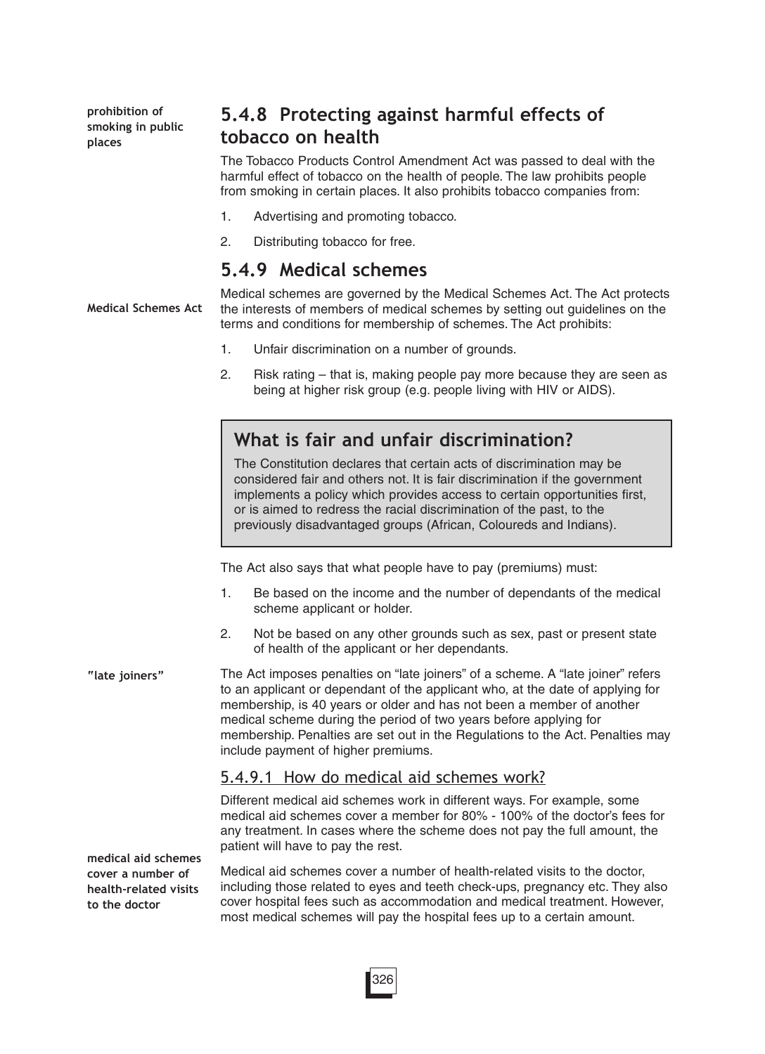prohibition of smoking in public places

### 5.4.8 Protecting against harmful effects of tobacco on health

The Tobacco Products Control Amendment Act was passed to deal with the harmful effect of tobacco on the health of people. The law prohibits people from smoking in certain places. It also prohibits tobacco companies from:

1. Advertising and promoting tobacco.
2. Distributing tobacco for free.

### 5.4.9 Medical schemes

Medical Schemes Act

Medical schemes are governed by the Medical Schemes Act. The Act protects the interests of members of medical schemes by setting out guidelines on the terms and conditions for membership of schemes. The Act prohibits:

1. Unfair discrimination on a number of grounds.
2. Risk rating – that is, making people pay more because they are seen as being at higher risk group (e.g. people living with HIV or AIDS).

> **What is fair and unfair discrimination?**
>
> The Constitution declares that certain acts of discrimination may be considered fair and others not. It is fair discrimination if the government implements a policy which provides access to certain opportunities first, or is aimed to redress the racial discrimination of the past, to the previously disadvantaged groups (African, Coloureds and Indians).

The Act also says that what people have to pay (premiums) must:

1. Be based on the income and the number of dependants of the medical scheme applicant or holder.
2. Not be based on any other grounds such as sex, past or present state of health of the applicant or her dependants.

"late joiners"

The Act imposes penalties on "late joiners" of a scheme. A "late joiner" refers to an applicant or dependant of the applicant who, at the date of applying for membership, is 40 years or older and has not been a member of another medical scheme during the period of two years before applying for membership. Penalties are set out in the Regulations to the Act. Penalties may include payment of higher premiums.

#### 5.4.9.1 How do medical aid schemes work?

Different medical aid schemes work in different ways. For example, some medical aid schemes cover a member for 80% - 100% of the doctor's fees for any treatment. In cases where the scheme does not pay the full amount, the patient will have to pay the rest.

medical aid schemes cover a number of health-related visits to the doctor

Medical aid schemes cover a number of health-related visits to the doctor, including those related to eyes and teeth check-ups, pregnancy etc. They also cover hospital fees such as accommodation and medical treatment. However, most medical schemes will pay the hospital fees up to a certain amount.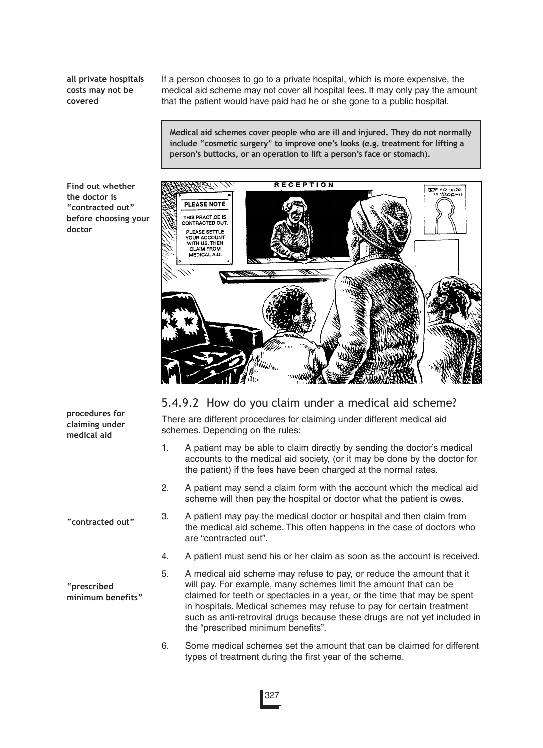**all private hospitals costs may not be covered**

If a person chooses to go to a private hospital, which is more expensive, the medical aid scheme may not cover all hospital fees. It may only pay the amount that the patient would have paid had he or she gone to a public hospital.

> **Medical aid schemes cover people who are ill and injured. They do not normally include "cosmetic surgery" to improve one's looks (e.g. treatment for lifting a person's buttocks, or an operation to lift a person's face or stomach).**

**Find out whether the doctor is "contracted out" before choosing your doctor**

## 5.4.9.2 How do you claim under a medical aid scheme?

**procedures for claiming under medical aid**

There are different procedures for claiming under different medical aid schemes. Depending on the rules:

1. A patient may be able to claim directly by sending the doctor's medical accounts to the medical aid society, (or it may be done by the doctor for the patient) if the fees have been charged at the normal rates.
2. A patient may send a claim form with the account which the medical aid scheme will then pay the hospital or doctor what the patient is owes.
3. A patient may pay the medical doctor or hospital and then claim from the medical aid scheme. This often happens in the case of doctors who are "contracted out".
4. A patient must send his or her claim as soon as the account is received.
5. A medical aid scheme may refuse to pay, or reduce the amount that it will pay. For example, many schemes limit the amount that can be claimed for teeth or spectacles in a year, or the time that may be spent in hospitals. Medical schemes may refuse to pay for certain treatment such as anti-retroviral drugs because these drugs are not yet included in the "prescribed minimum benefits".
6. Some medical schemes set the amount that can be claimed for different types of treatment during the first year of the scheme.

**"contracted out"**

**"prescribed minimum benefits"**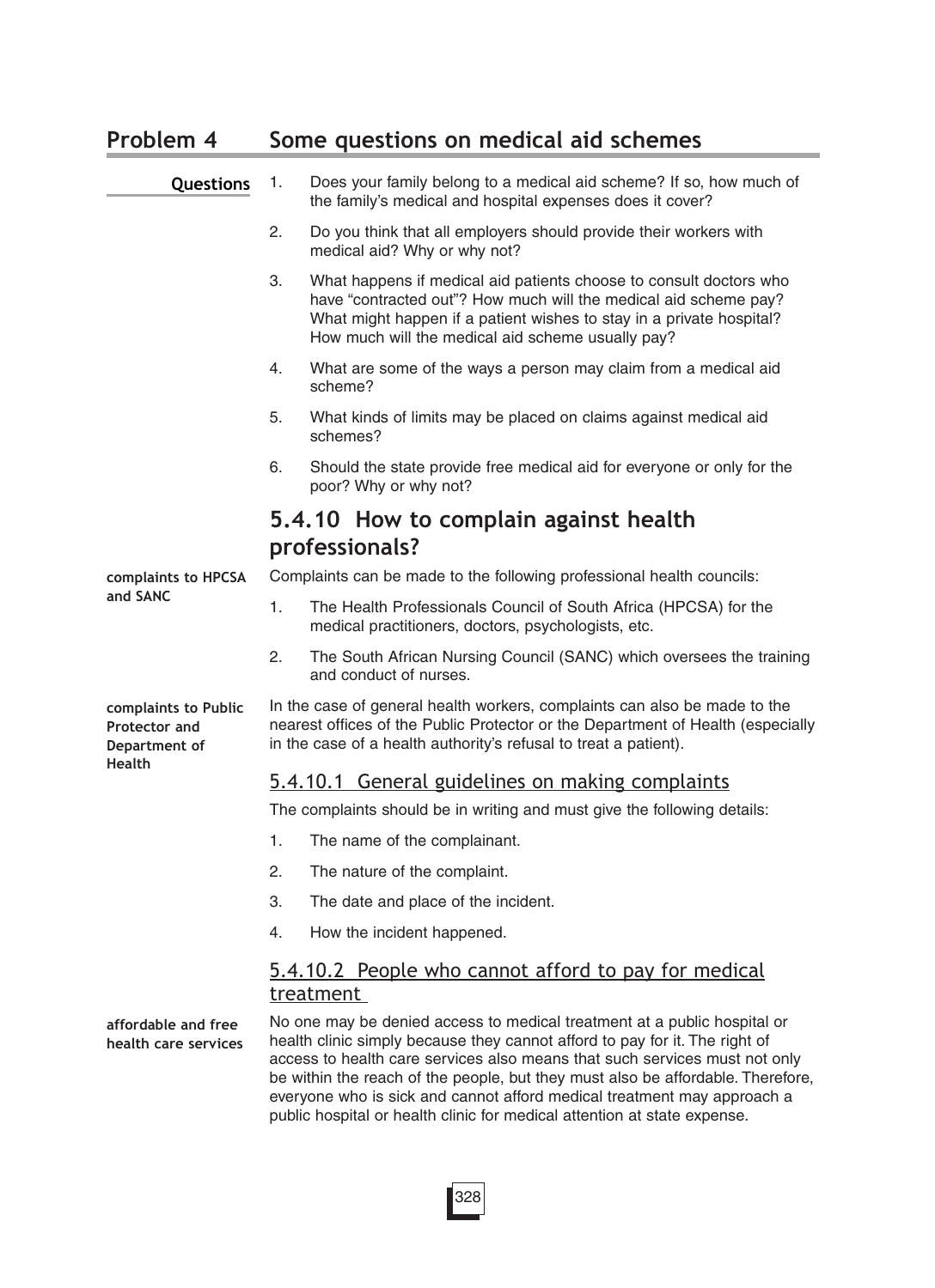## Problem 4 Some questions on medical aid schemes

**Questions**

1. Does your family belong to a medical aid scheme? If so, how much of the family's medical and hospital expenses does it cover?
2. Do you think that all employers should provide their workers with medical aid? Why or why not?
3. What happens if medical aid patients choose to consult doctors who have "contracted out"? How much will the medical aid scheme pay? What might happen if a patient wishes to stay in a private hospital? How much will the medical aid scheme usually pay?
4. What are some of the ways a person may claim from a medical aid scheme?
5. What kinds of limits may be placed on claims against medical aid schemes?
6. Should the state provide free medical aid for everyone or only for the poor? Why or why not?

## 5.4.10 How to complain against health professionals?

**complaints to HPCSA and SANC**

Complaints can be made to the following professional health councils:

1. The Health Professionals Council of South Africa (HPCSA) for the medical practitioners, doctors, psychologists, etc.
2. The South African Nursing Council (SANC) which oversees the training and conduct of nurses.

**complaints to Public Protector and Department of Health**

In the case of general health workers, complaints can also be made to the nearest offices of the Public Protector or the Department of Health (especially in the case of a health authority's refusal to treat a patient).

### 5.4.10.1 General guidelines on making complaints

The complaints should be in writing and must give the following details:

1. The name of the complainant.
2. The nature of the complaint.
3. The date and place of the incident.
4. How the incident happened.

### 5.4.10.2 People who cannot afford to pay for medical treatment

**affordable and free health care services**

No one may be denied access to medical treatment at a public hospital or health clinic simply because they cannot afford to pay for it. The right of access to health care services also means that such services must not only be within the reach of the people, but they must also be affordable. Therefore, everyone who is sick and cannot afford medical treatment may approach a public hospital or health clinic for medical attention at state expense.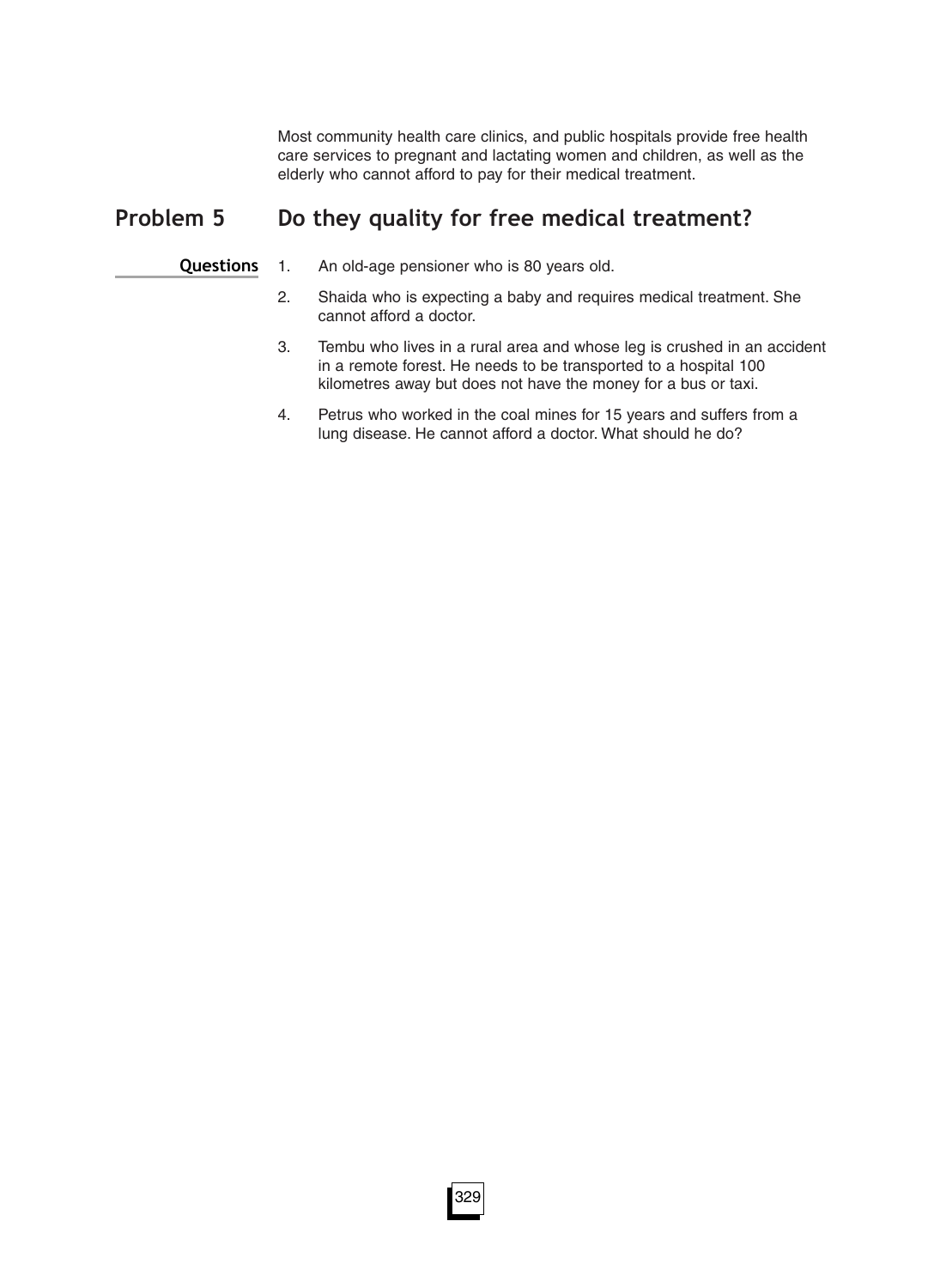Most community health care clinics, and public hospitals provide free health care services to pregnant and lactating women and children, as well as the elderly who cannot afford to pay for their medical treatment.

## Problem 5 Do they quality for free medical treatment?

**Questions**

1. An old-age pensioner who is 80 years old.
2. Shaida who is expecting a baby and requires medical treatment. She cannot afford a doctor.
3. Tembu who lives in a rural area and whose leg is crushed in an accident in a remote forest. He needs to be transported to a hospital 100 kilometres away but does not have the money for a bus or taxi.
4. Petrus who worked in the coal mines for 15 years and suffers from a lung disease. He cannot afford a doctor. What should he do?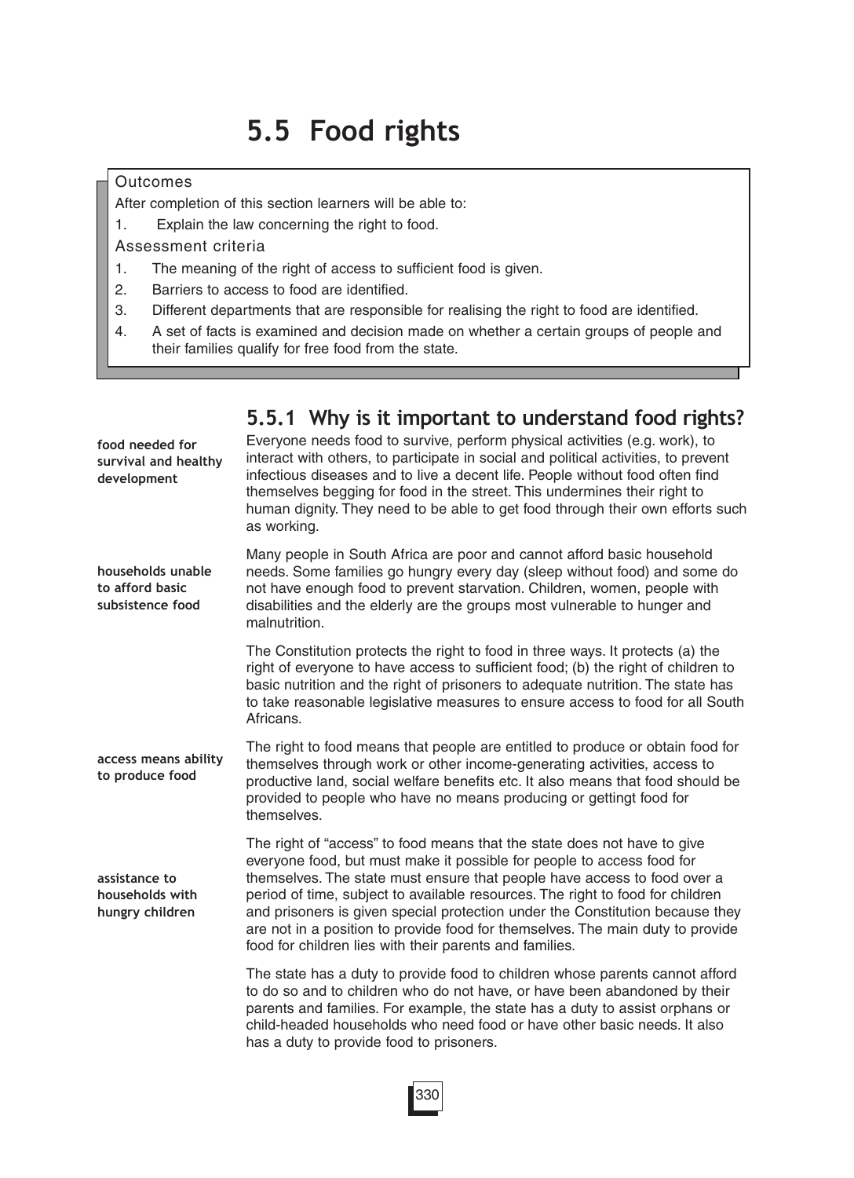# 5.5 Food rights

Outcomes

After completion of this section learners will be able to:

1. Explain the law concerning the right to food.

Assessment criteria

1. The meaning of the right of access to sufficient food is given.
2. Barriers to access to food are identified.
3. Different departments that are responsible for realising the right to food are identified.
4. A set of facts is examined and decision made on whether a certain groups of people and their families qualify for free food from the state.

## 5.5.1 Why is it important to understand food rights?

**food needed for survival and healthy development**

Everyone needs food to survive, perform physical activities (e.g. work), to interact with others, to participate in social and political activities, to prevent infectious diseases and to live a decent life. People without food often find themselves begging for food in the street. This undermines their right to human dignity. They need to be able to get food through their own efforts such as working.

**households unable to afford basic subsistence food**

Many people in South Africa are poor and cannot afford basic household needs. Some families go hungry every day (sleep without food) and some do not have enough food to prevent starvation. Children, women, people with disabilities and the elderly are the groups most vulnerable to hunger and malnutrition.

The Constitution protects the right to food in three ways. It protects (a) the right of everyone to have access to sufficient food; (b) the right of children to basic nutrition and the right of prisoners to adequate nutrition. The state has to take reasonable legislative measures to ensure access to food for all South Africans.

**access means ability to produce food**

The right to food means that people are entitled to produce or obtain food for themselves through work or other income-generating activities, access to productive land, social welfare benefits etc. It also means that food should be provided to people who have no means producing or gettingt food for themselves.

**assistance to households with hungry children**

The right of "access" to food means that the state does not have to give everyone food, but must make it possible for people to access food for themselves. The state must ensure that people have access to food over a period of time, subject to available resources. The right to food for children and prisoners is given special protection under the Constitution because they are not in a position to provide food for themselves. The main duty to provide food for children lies with their parents and families.

The state has a duty to provide food to children whose parents cannot afford to do so and to children who do not have, or have been abandoned by their parents and families. For example, the state has a duty to assist orphans or child-headed households who need food or have other basic needs. It also has a duty to provide food to prisoners.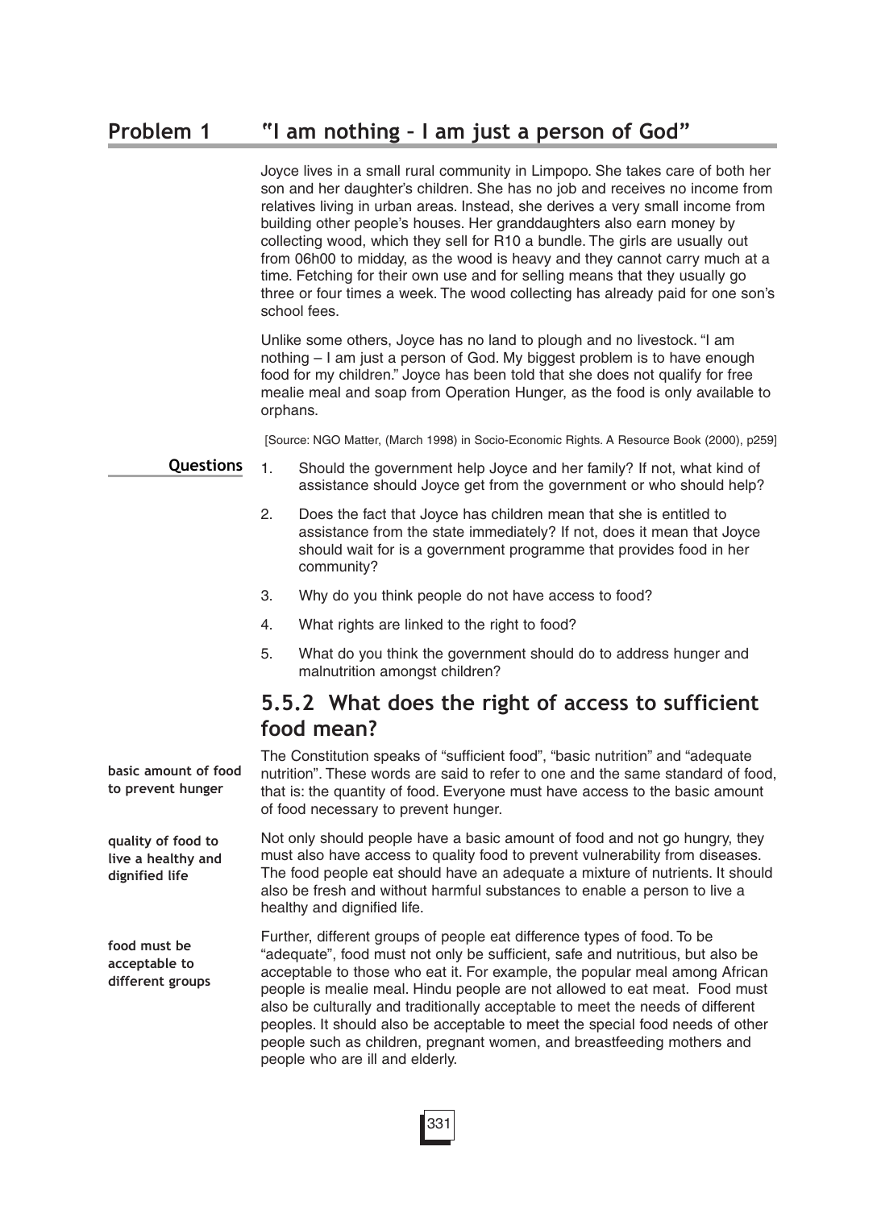## Problem 1 "I am nothing – I am just a person of God"

Joyce lives in a small rural community in Limpopo. She takes care of both her son and her daughter's children. She has no job and receives no income from relatives living in urban areas. Instead, she derives a very small income from building other people's houses. Her granddaughters also earn money by collecting wood, which they sell for R10 a bundle. The girls are usually out from 06h00 to midday, as the wood is heavy and they cannot carry much at a time. Fetching for their own use and for selling means that they usually go three or four times a week. The wood collecting has already paid for one son's school fees.

Unlike some others, Joyce has no land to plough and no livestock. "I am nothing – I am just a person of God. My biggest problem is to have enough food for my children." Joyce has been told that she does not qualify for free mealie meal and soap from Operation Hunger, as the food is only available to orphans.

[Source: NGO Matter, (March 1998) in Socio-Economic Rights. A Resource Book (2000), p259]

**Questions**

1. Should the government help Joyce and her family? If not, what kind of assistance should Joyce get from the government or who should help?
2. Does the fact that Joyce has children mean that she is entitled to assistance from the state immediately? If not, does it mean that Joyce should wait for is a government programme that provides food in her community?
3. Why do you think people do not have access to food?
4. What rights are linked to the right to food?
5. What do you think the government should do to address hunger and malnutrition amongst children?

## 5.5.2 What does the right of access to sufficient food mean?

**basic amount of food to prevent hunger**

The Constitution speaks of "sufficient food", "basic nutrition" and "adequate nutrition". These words are said to refer to one and the same standard of food, that is: the quantity of food. Everyone must have access to the basic amount of food necessary to prevent hunger.

**quality of food to live a healthy and dignified life**

Not only should people have a basic amount of food and not go hungry, they must also have access to quality food to prevent vulnerability from diseases. The food people eat should have an adequate a mixture of nutrients. It should also be fresh and without harmful substances to enable a person to live a healthy and dignified life.

**food must be acceptable to different groups**

Further, different groups of people eat difference types of food. To be "adequate", food must not only be sufficient, safe and nutritious, but also be acceptable to those who eat it. For example, the popular meal among African people is mealie meal. Hindu people are not allowed to eat meat. Food must also be culturally and traditionally acceptable to meet the needs of different peoples. It should also be acceptable to meet the special food needs of other people such as children, pregnant women, and breastfeeding mothers and people who are ill and elderly.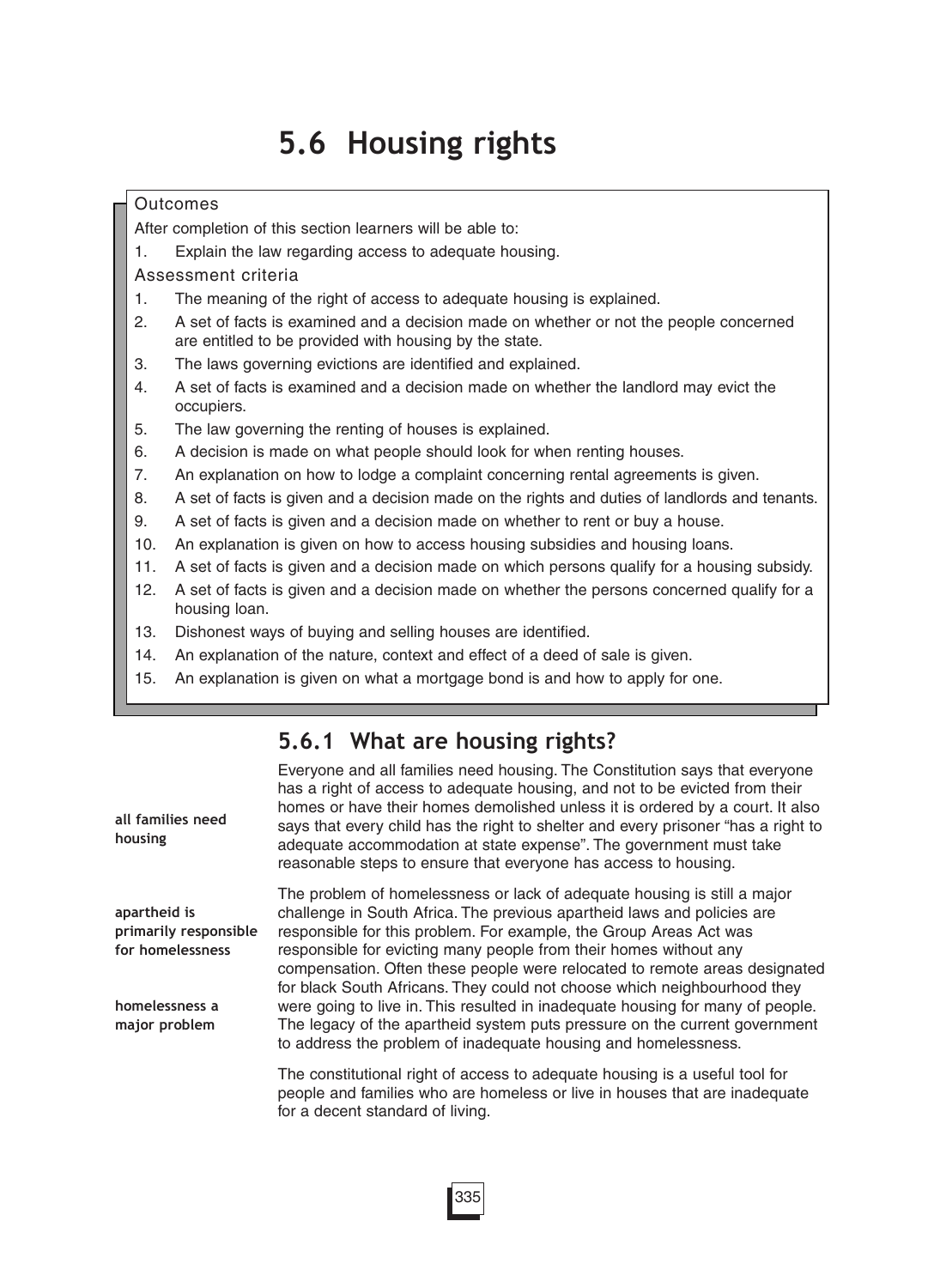# 5.6 Housing rights

**Outcomes**

After completion of this section learners will be able to:

1. Explain the law regarding access to adequate housing.

**Assessment criteria**

1. The meaning of the right of access to adequate housing is explained.
2. A set of facts is examined and a decision made on whether or not the people concerned are entitled to be provided with housing by the state.
3. The laws governing evictions are identified and explained.
4. A set of facts is examined and a decision made on whether the landlord may evict the occupiers.
5. The law governing the renting of houses is explained.
6. A decision is made on what people should look for when renting houses.
7. An explanation on how to lodge a complaint concerning rental agreements is given.
8. A set of facts is given and a decision made on the rights and duties of landlords and tenants.
9. A set of facts is given and a decision made on whether to rent or buy a house.
10. An explanation is given on how to access housing subsidies and housing loans.
11. A set of facts is given and a decision made on which persons qualify for a housing subsidy.
12. A set of facts is given and a decision made on whether the persons concerned qualify for a housing loan.
13. Dishonest ways of buying and selling houses are identified.
14. An explanation of the nature, context and effect of a deed of sale is given.
15. An explanation is given on what a mortgage bond is and how to apply for one.

## 5.6.1 What are housing rights?

**all families need housing**

Everyone and all families need housing. The Constitution says that everyone has a right of access to adequate housing, and not to be evicted from their homes or have their homes demolished unless it is ordered by a court. It also says that every child has the right to shelter and every prisoner "has a right to adequate accommodation at state expense". The government must take reasonable steps to ensure that everyone has access to housing.

**apartheid is primarily responsible for homelessness**

**homelessness a major problem**

The problem of homelessness or lack of adequate housing is still a major challenge in South Africa. The previous apartheid laws and policies are responsible for this problem. For example, the Group Areas Act was responsible for evicting many people from their homes without any compensation. Often these people were relocated to remote areas designated for black South Africans. They could not choose which neighbourhood they were going to live in. This resulted in inadequate housing for many of people. The legacy of the apartheid system puts pressure on the current government to address the problem of inadequate housing and homelessness.

The constitutional right of access to adequate housing is a useful tool for people and families who are homeless or live in houses that are inadequate for a decent standard of living.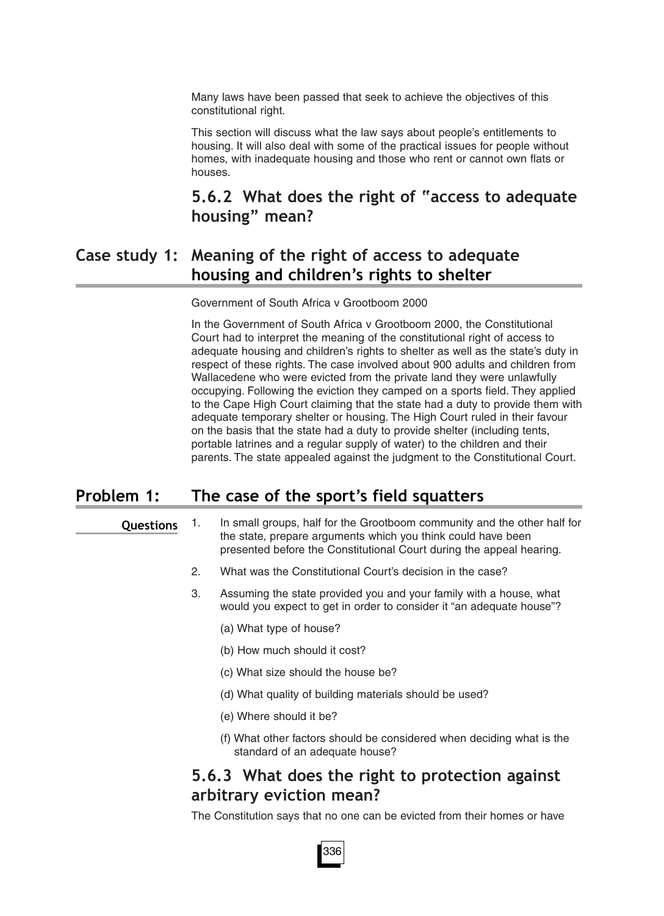Many laws have been passed that seek to achieve the objectives of this constitutional right.

This section will discuss what the law says about people's entitlements to housing. It will also deal with some of the practical issues for people without homes, with inadequate housing and those who rent or cannot own flats or houses.

### 5.6.2 What does the right of "access to adequate housing" mean?

## Case study 1: Meaning of the right of access to adequate housing and children's rights to shelter

Government of South Africa v Grootboom 2000

In the Government of South Africa v Grootboom 2000, the Constitutional Court had to interpret the meaning of the constitutional right of access to adequate housing and children's rights to shelter as well as the state's duty in respect of these rights. The case involved about 900 adults and children from Wallacedene who were evicted from the private land they were unlawfully occupying. Following the eviction they camped on a sports field. They applied to the Cape High Court claiming that the state had a duty to provide them with adequate temporary shelter or housing. The High Court ruled in their favour on the basis that the state had a duty to provide shelter (including tents, portable latrines and a regular supply of water) to the children and their parents. The state appealed against the judgment to the Constitutional Court.

## Problem 1: The case of the sport's field squatters

**Questions**

1. In small groups, half for the Grootboom community and the other half for the state, prepare arguments which you think could have been presented before the Constitutional Court during the appeal hearing.
2. What was the Constitutional Court's decision in the case?
3. Assuming the state provided you and your family with a house, what would you expect to get in order to consider it "an adequate house"?
   (a) What type of house?
   (b) How much should it cost?
   (c) What size should the house be?
   (d) What quality of building materials should be used?
   (e) Where should it be?
   (f) What other factors should be considered when deciding what is the standard of an adequate house?

### 5.6.3 What does the right to protection against arbitrary eviction mean?

The Constitution says that no one can be evicted from their homes or have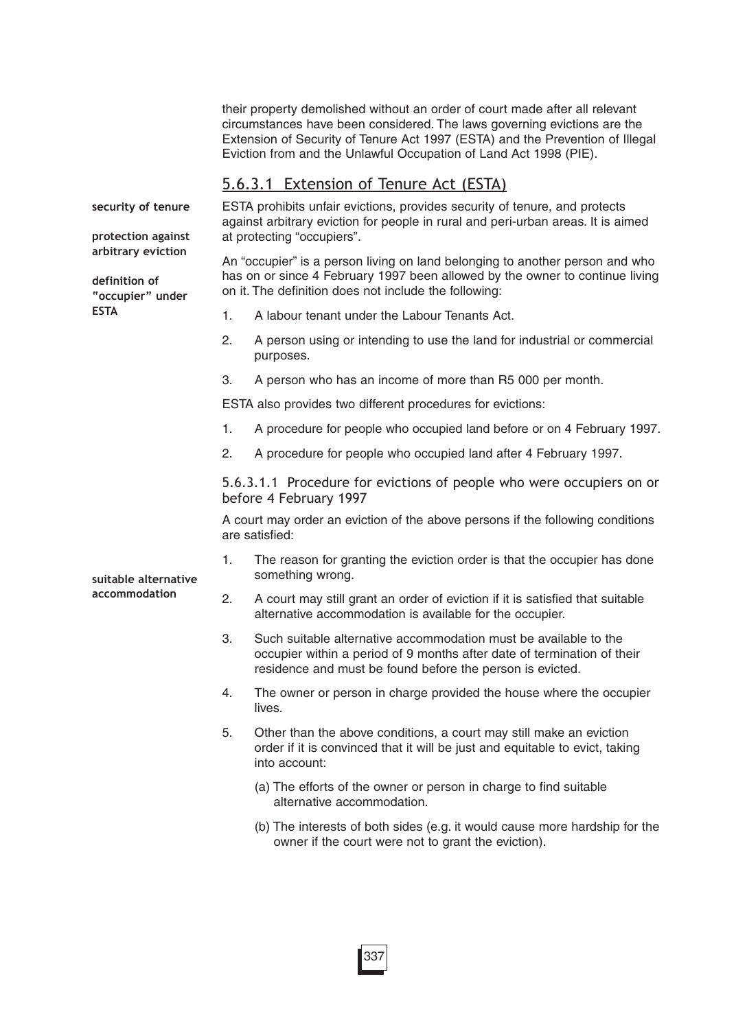their property demolished without an order of court made after all relevant circumstances have been considered. The laws governing evictions are the Extension of Security of Tenure Act 1997 (ESTA) and the Prevention of Illegal Eviction from and the Unlawful Occupation of Land Act 1998 (PIE).

### 5.6.3.1 Extension of Tenure Act (ESTA)

**security of tenure**

**protection against arbitrary eviction**

ESTA prohibits unfair evictions, provides security of tenure, and protects against arbitrary eviction for people in rural and peri-urban areas. It is aimed at protecting "occupiers".

**definition of "occupier" under ESTA**

An "occupier" is a person living on land belonging to another person and who has on or since 4 February 1997 been allowed by the owner to continue living on it. The definition does not include the following:

1. A labour tenant under the Labour Tenants Act.
2. A person using or intending to use the land for industrial or commercial purposes.
3. A person who has an income of more than R5 000 per month.

ESTA also provides two different procedures for evictions:

1. A procedure for people who occupied land before or on 4 February 1997.
2. A procedure for people who occupied land after 4 February 1997.

#### 5.6.3.1.1 Procedure for evictions of people who were occupiers on or before 4 February 1997

A court may order an eviction of the above persons if the following conditions are satisfied:

**suitable alternative accommodation**

1. The reason for granting the eviction order is that the occupier has done something wrong.
2. A court may still grant an order of eviction if it is satisfied that suitable alternative accommodation is available for the occupier.
3. Such suitable alternative accommodation must be available to the occupier within a period of 9 months after date of termination of their residence and must be found before the person is evicted.
4. The owner or person in charge provided the house where the occupier lives.
5. Other than the above conditions, a court may still make an eviction order if it is convinced that it will be just and equitable to evict, taking into account:
   (a) The efforts of the owner or person in charge to find suitable alternative accommodation.
   (b) The interests of both sides (e.g. it would cause more hardship for the owner if the court were not to grant the eviction).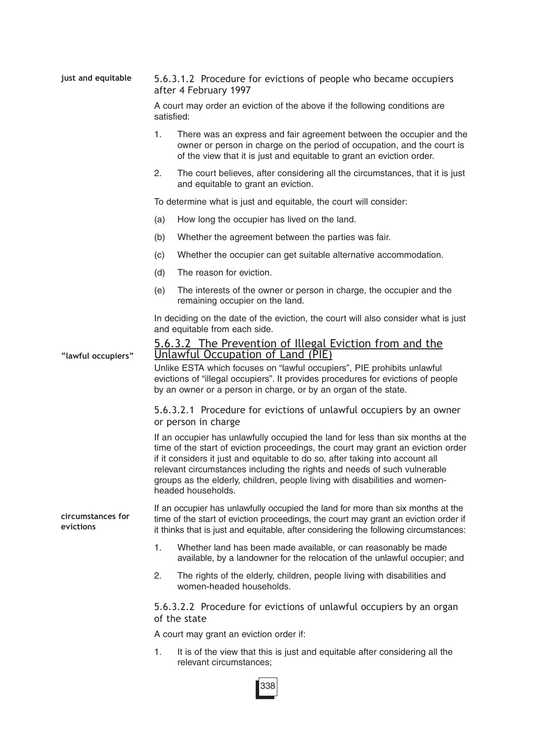**just and equitable**

#### 5.6.3.1.2 Procedure for evictions of people who became occupiers after 4 February 1997

A court may order an eviction of the above if the following conditions are satisfied:

1. There was an express and fair agreement between the occupier and the owner or person in charge on the period of occupation, and the court is of the view that it is just and equitable to grant an eviction order.
2. The court believes, after considering all the circumstances, that it is just and equitable to grant an eviction.

To determine what is just and equitable, the court will consider:

(a) How long the occupier has lived on the land.

(b) Whether the agreement between the parties was fair.

(c) Whether the occupier can get suitable alternative accommodation.

(d) The reason for eviction.

(e) The interests of the owner or person in charge, the occupier and the remaining occupier on the land.

In deciding on the date of the eviction, the court will also consider what is just and equitable from each side.

**"lawful occupiers"**

### 5.6.3.2 The Prevention of Illegal Eviction from and the Unlawful Occupation of Land (PIE)

Unlike ESTA which focuses on "lawful occupiers", PIE prohibits unlawful evictions of "illegal occupiers". It provides procedures for evictions of people by an owner or a person in charge, or by an organ of the state.

#### 5.6.3.2.1 Procedure for evictions of unlawful occupiers by an owner or person in charge

If an occupier has unlawfully occupied the land for less than six months at the time of the start of eviction proceedings, the court may grant an eviction order if it considers it just and equitable to do so, after taking into account all relevant circumstances including the rights and needs of such vulnerable groups as the elderly, children, people living with disabilities and women-headed households.

**circumstances for evictions**

If an occupier has unlawfully occupied the land for more than six months at the time of the start of eviction proceedings, the court may grant an eviction order if it thinks that is just and equitable, after considering the following circumstances:

1. Whether land has been made available, or can reasonably be made available, by a landowner for the relocation of the unlawful occupier; and
2. The rights of the elderly, children, people living with disabilities and women-headed households.

#### 5.6.3.2.2 Procedure for evictions of unlawful occupiers by an organ of the state

A court may grant an eviction order if:

1. It is of the view that this is just and equitable after considering all the relevant circumstances;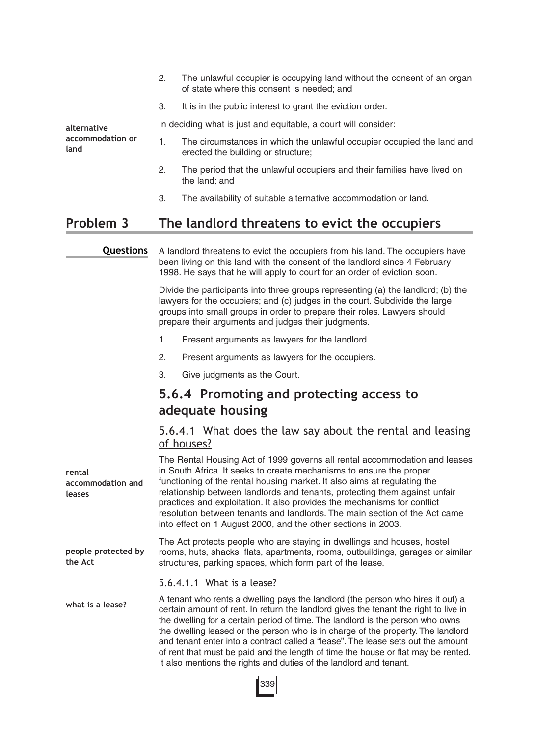2. The unlawful occupier is occupying land without the consent of an organ of state where this consent is needed; and
3. It is in the public interest to grant the eviction order.

**alternative accommodation or land**

In deciding what is just and equitable, a court will consider:

1. The circumstances in which the unlawful occupier occupied the land and erected the building or structure;
2. The period that the unlawful occupiers and their families have lived on the land; and
3. The availability of suitable alternative accommodation or land.

## Problem 3 The landlord threatens to evict the occupiers

**Questions**

A landlord threatens to evict the occupiers from his land. The occupiers have been living on this land with the consent of the landlord since 4 February 1998. He says that he will apply to court for an order of eviction soon.

Divide the participants into three groups representing (a) the landlord; (b) the lawyers for the occupiers; and (c) judges in the court. Subdivide the large groups into small groups in order to prepare their roles. Lawyers should prepare their arguments and judges their judgments.

1. Present arguments as lawyers for the landlord.
2. Present arguments as lawyers for the occupiers.
3. Give judgments as the Court.

## 5.6.4 Promoting and protecting access to adequate housing

### 5.6.4.1 What does the law say about the rental and leasing of houses?

**rental accommodation and leases**

The Rental Housing Act of 1999 governs all rental accommodation and leases in South Africa. It seeks to create mechanisms to ensure the proper functioning of the rental housing market. It also aims at regulating the relationship between landlords and tenants, protecting them against unfair practices and exploitation. It also provides the mechanisms for conflict resolution between tenants and landlords. The main section of the Act came into effect on 1 August 2000, and the other sections in 2003.

**people protected by the Act**

The Act protects people who are staying in dwellings and houses, hostel rooms, huts, shacks, flats, apartments, rooms, outbuildings, garages or similar structures, parking spaces, which form part of the lease.

#### 5.6.4.1.1 What is a lease?

**what is a lease?**

A tenant who rents a dwelling pays the landlord (the person who hires it out) a certain amount of rent. In return the landlord gives the tenant the right to live in the dwelling for a certain period of time. The landlord is the person who owns the dwelling leased or the person who is in charge of the property. The landlord and tenant enter into a contract called a "lease". The lease sets out the amount of rent that must be paid and the length of time the house or flat may be rented. It also mentions the rights and duties of the landlord and tenant.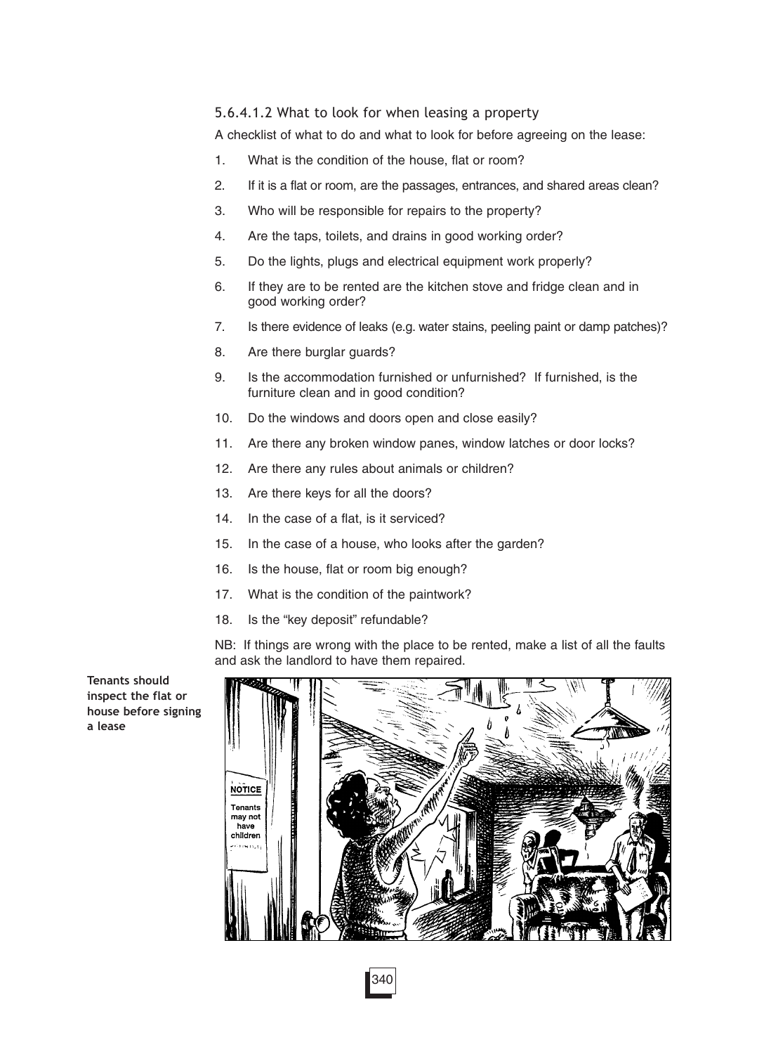### 5.6.4.1.2 What to look for when leasing a property

A checklist of what to do and what to look for before agreeing on the lease:

1. What is the condition of the house, flat or room?
2. If it is a flat or room, are the passages, entrances, and shared areas clean?
3. Who will be responsible for repairs to the property?
4. Are the taps, toilets, and drains in good working order?
5. Do the lights, plugs and electrical equipment work properly?
6. If they are to be rented are the kitchen stove and fridge clean and in good working order?
7. Is there evidence of leaks (e.g. water stains, peeling paint or damp patches)?
8. Are there burglar guards?
9. Is the accommodation furnished or unfurnished? If furnished, is the furniture clean and in good condition?
10. Do the windows and doors open and close easily?
11. Are there any broken window panes, window latches or door locks?
12. Are there any rules about animals or children?
13. Are there keys for all the doors?
14. In the case of a flat, is it serviced?
15. In the case of a house, who looks after the garden?
16. Is the house, flat or room big enough?
17. What is the condition of the paintwork?
18. Is the "key deposit" refundable?

NB: If things are wrong with the place to be rented, make a list of all the faults and ask the landlord to have them repaired.

**Tenants should inspect the flat or house before signing a lease**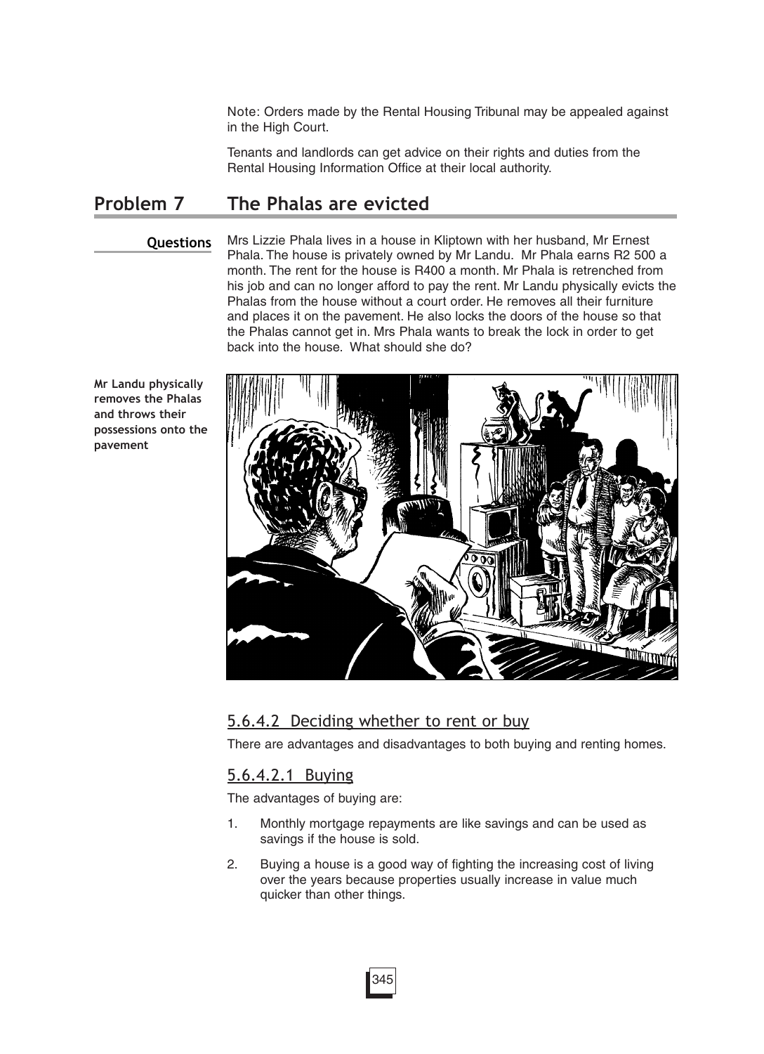Note: Orders made by the Rental Housing Tribunal may be appealed against in the High Court.

Tenants and landlords can get advice on their rights and duties from the Rental Housing Information Office at their local authority.

## Problem 7 The Phalas are evicted

**Questions**

Mrs Lizzie Phala lives in a house in Kliptown with her husband, Mr Ernest Phala. The house is privately owned by Mr Landu. Mr Phala earns R2 500 a month. The rent for the house is R400 a month. Mr Phala is retrenched from his job and can no longer afford to pay the rent. Mr Landu physically evicts the Phalas from the house without a court order. He removes all their furniture and places it on the pavement. He also locks the doors of the house so that the Phalas cannot get in. Mrs Phala wants to break the lock in order to get back into the house. What should she do?

**Mr Landu physically removes the Phalas and throws their possessions onto the pavement**

### 5.6.4.2 Deciding whether to rent or buy

There are advantages and disadvantages to both buying and renting homes.

#### 5.6.4.2.1 Buying

The advantages of buying are:

1. Monthly mortgage repayments are like savings and can be used as savings if the house is sold.
2. Buying a house is a good way of fighting the increasing cost of living over the years because properties usually increase in value much quicker than other things.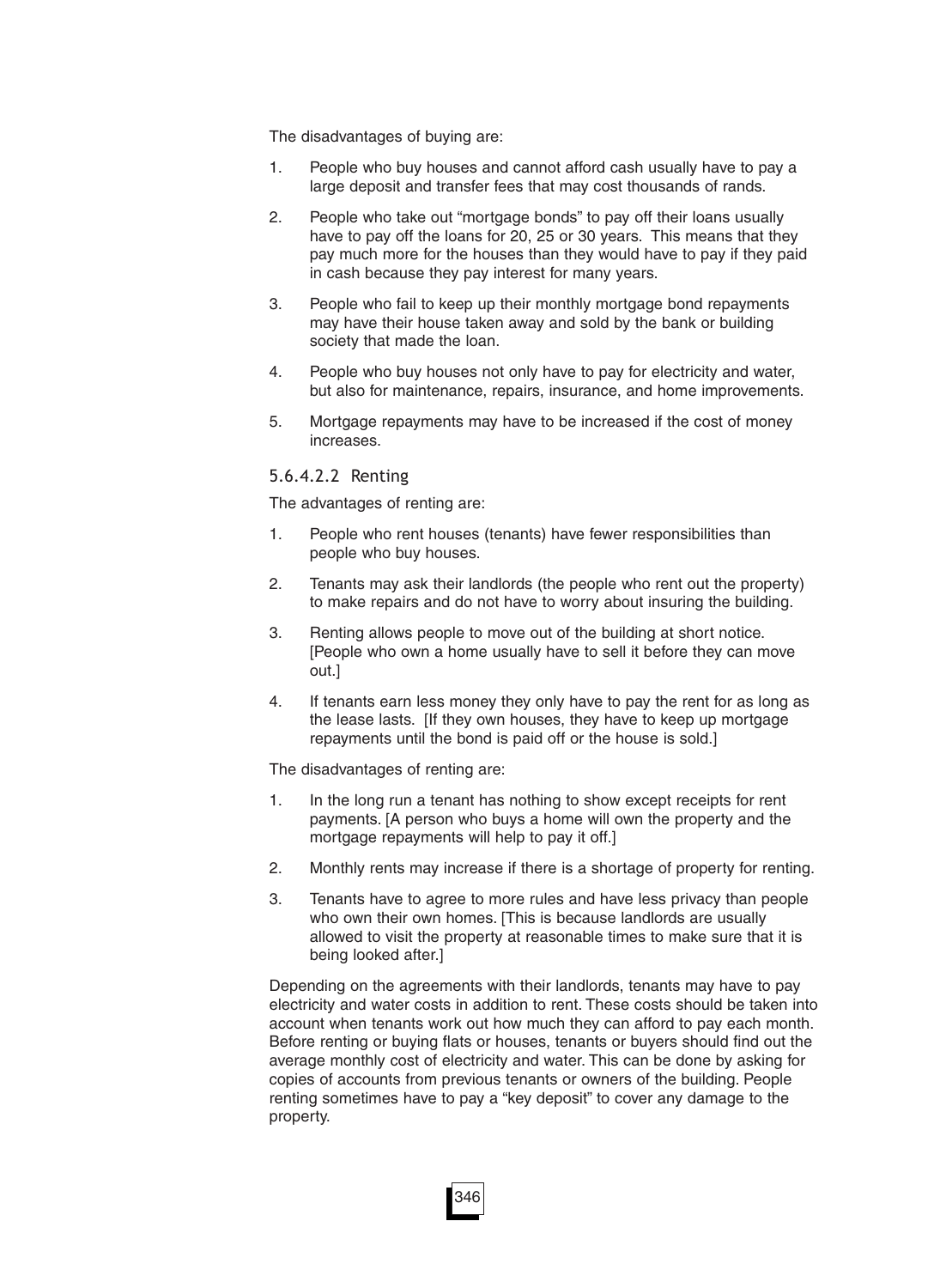The disadvantages of buying are:

1. People who buy houses and cannot afford cash usually have to pay a large deposit and transfer fees that may cost thousands of rands.

2. People who take out "mortgage bonds" to pay off their loans usually have to pay off the loans for 20, 25 or 30 years. This means that they pay much more for the houses than they would have to pay if they paid in cash because they pay interest for many years.

3. People who fail to keep up their monthly mortgage bond repayments may have their house taken away and sold by the bank or building society that made the loan.

4. People who buy houses not only have to pay for electricity and water, but also for maintenance, repairs, insurance, and home improvements.

5. Mortgage repayments may have to be increased if the cost of money increases.

##### 5.6.4.2.2 Renting

The advantages of renting are:

1. People who rent houses (tenants) have fewer responsibilities than people who buy houses.

2. Tenants may ask their landlords (the people who rent out the property) to make repairs and do not have to worry about insuring the building.

3. Renting allows people to move out of the building at short notice. [People who own a home usually have to sell it before they can move out.]

4. If tenants earn less money they only have to pay the rent for as long as the lease lasts. [If they own houses, they have to keep up mortgage repayments until the bond is paid off or the house is sold.]

The disadvantages of renting are:

1. In the long run a tenant has nothing to show except receipts for rent payments. [A person who buys a home will own the property and the mortgage repayments will help to pay it off.]

2. Monthly rents may increase if there is a shortage of property for renting.

3. Tenants have to agree to more rules and have less privacy than people who own their own homes. [This is because landlords are usually allowed to visit the property at reasonable times to make sure that it is being looked after.]

Depending on the agreements with their landlords, tenants may have to pay electricity and water costs in addition to rent. These costs should be taken into account when tenants work out how much they can afford to pay each month. Before renting or buying flats or houses, tenants or buyers should find out the average monthly cost of electricity and water. This can be done by asking for copies of accounts from previous tenants or owners of the building. People renting sometimes have to pay a "key deposit" to cover any damage to the property.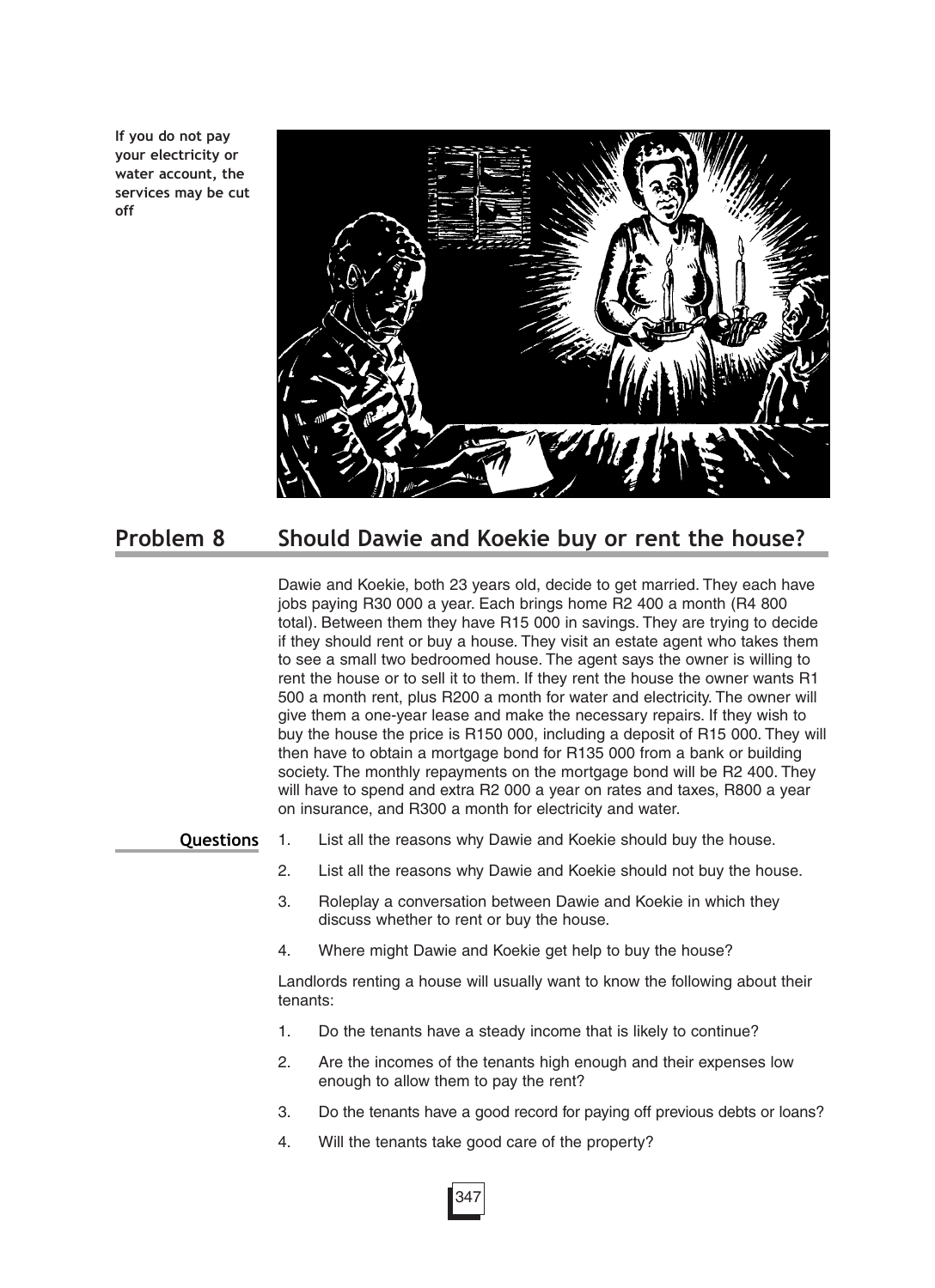If you do not pay your electricity or water account, the services may be cut off

## Problem 8 Should Dawie and Koekie buy or rent the house?

Dawie and Koekie, both 23 years old, decide to get married. They each have jobs paying R30 000 a year. Each brings home R2 400 a month (R4 800 total). Between them they have R15 000 in savings. They are trying to decide if they should rent or buy a house. They visit an estate agent who takes them to see a small two bedroomed house. The agent says the owner is willing to rent the house or to sell it to them. If they rent the house the owner wants R1 500 a month rent, plus R200 a month for water and electricity. The owner will give them a one-year lease and make the necessary repairs. If they wish to buy the house the price is R150 000, including a deposit of R15 000. They will then have to obtain a mortgage bond for R135 000 from a bank or building society. The monthly repayments on the mortgage bond will be R2 400. They will have to spend and extra R2 000 a year on rates and taxes, R800 a year on insurance, and R300 a month for electricity and water.

**Questions**

1. List all the reasons why Dawie and Koekie should buy the house.
2. List all the reasons why Dawie and Koekie should not buy the house.
3. Roleplay a conversation between Dawie and Koekie in which they discuss whether to rent or buy the house.
4. Where might Dawie and Koekie get help to buy the house?

Landlords renting a house will usually want to know the following about their tenants:

1. Do the tenants have a steady income that is likely to continue?
2. Are the incomes of the tenants high enough and their expenses low enough to allow them to pay the rent?
3. Do the tenants have a good record for paying off previous debts or loans?
4. Will the tenants take good care of the property?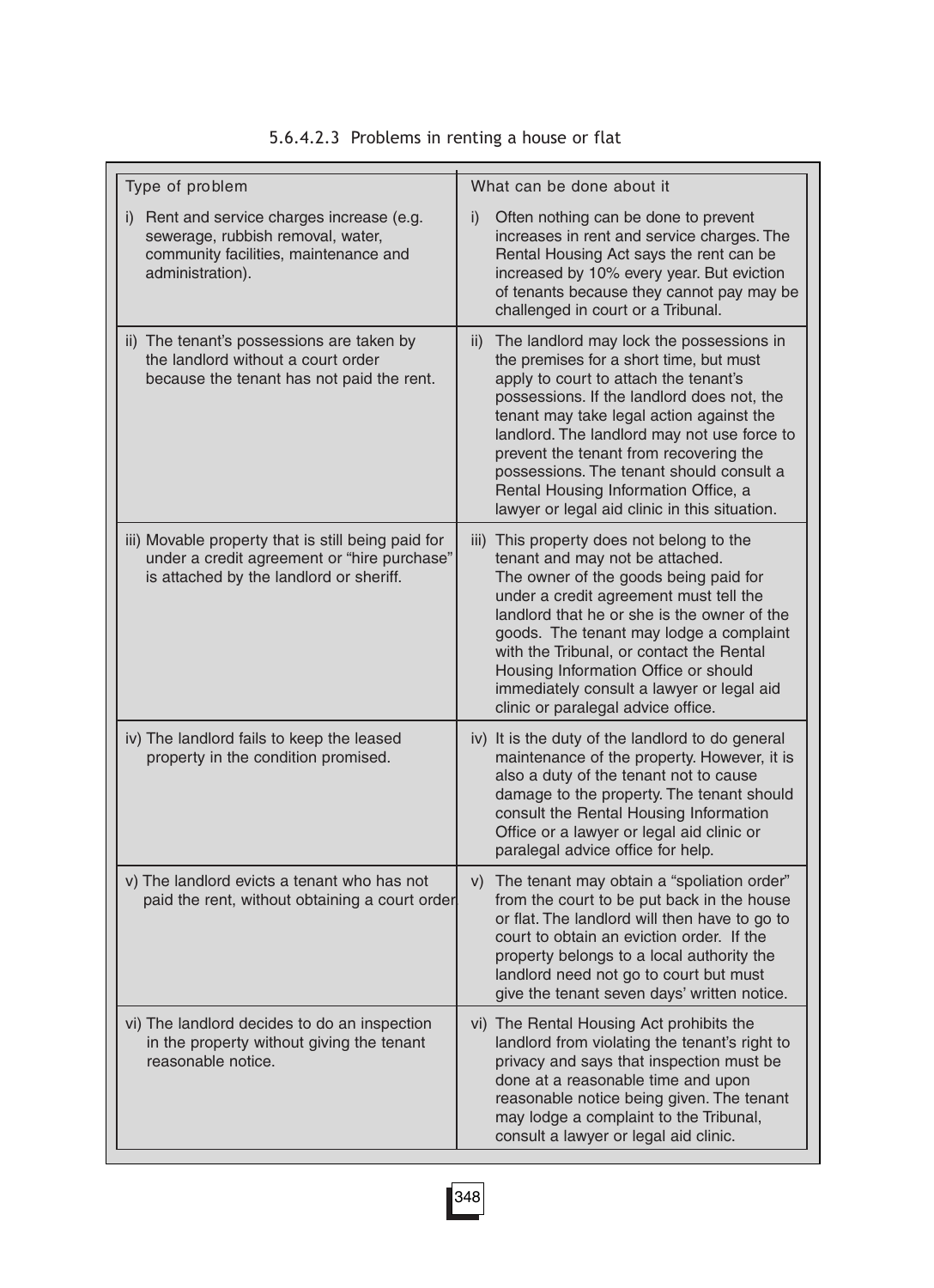#### 5.6.4.2.3 Problems in renting a house or flat

| Type of problem | What can be done about it |
|---|---|
| i) Rent and service charges increase (e.g. sewerage, rubbish removal, water, community facilities, maintenance and administration). | i) Often nothing can be done to prevent increases in rent and service charges. The Rental Housing Act says the rent can be increased by 10% every year. But eviction of tenants because they cannot pay may be challenged in court or a Tribunal. |
| ii) The tenant's possessions are taken by the landlord without a court order because the tenant has not paid the rent. | ii) The landlord may lock the possessions in the premises for a short time, but must apply to court to attach the tenant's possessions. If the landlord does not, the tenant may take legal action against the landlord. The landlord may not use force to prevent the tenant from recovering the possessions. The tenant should consult a Rental Housing Information Office, a lawyer or legal aid clinic in this situation. |
| iii) Movable property that is still being paid for under a credit agreement or "hire purchase" is attached by the landlord or sheriff. | iii) This property does not belong to the tenant and may not be attached. The owner of the goods being paid for under a credit agreement must tell the landlord that he or she is the owner of the goods. The tenant may lodge a complaint with the Tribunal, or contact the Rental Housing Information Office or should immediately consult a lawyer or legal aid clinic or paralegal advice office. |
| iv) The landlord fails to keep the leased property in the condition promised. | iv) It is the duty of the landlord to do general maintenance of the property. However, it is also a duty of the tenant not to cause damage to the property. The tenant should consult the Rental Housing Information Office or a lawyer or legal aid clinic or paralegal advice office for help. |
| v) The landlord evicts a tenant who has not paid the rent, without obtaining a court order. | v) The tenant may obtain a "spoliation order" from the court to be put back in the house or flat. The landlord will then have to go to court to obtain an eviction order. If the property belongs to a local authority the landlord need not go to court but must give the tenant seven days' written notice. |
| vi) The landlord decides to do an inspection in the property without giving the tenant reasonable notice. | vi) The Rental Housing Act prohibits the landlord from violating the tenant's right to privacy and says that inspection must be done at a reasonable time and upon reasonable notice being given. The tenant may lodge a complaint to the Tribunal, consult a lawyer or legal aid clinic. |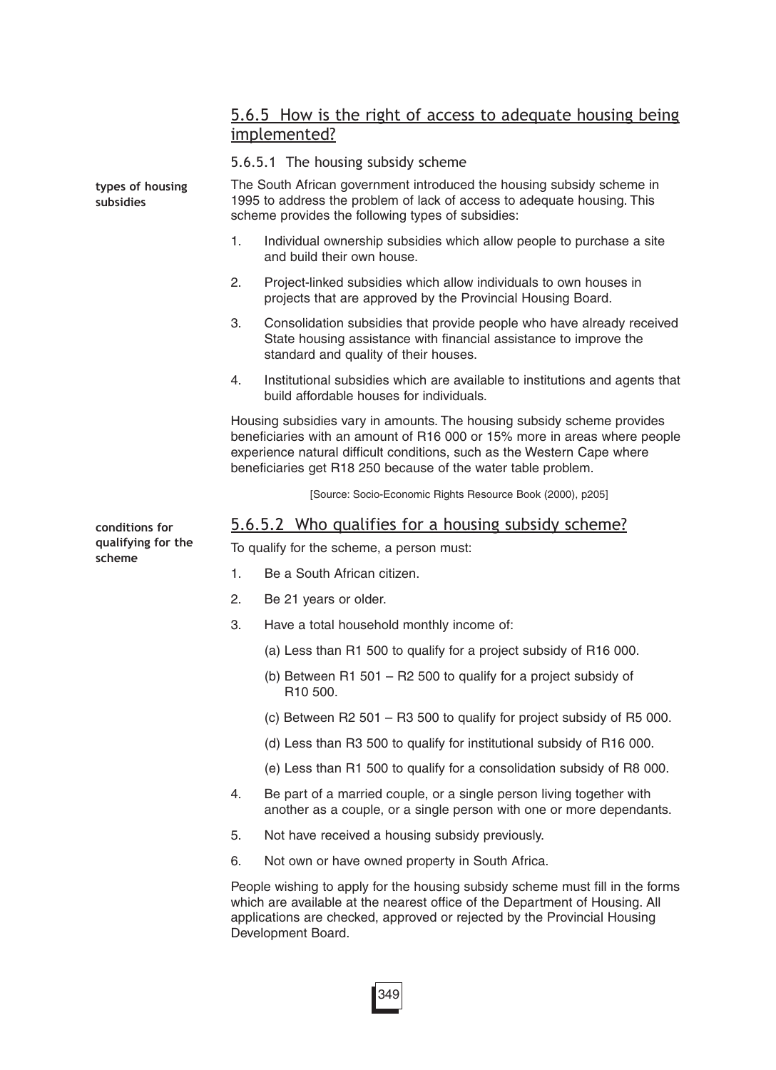## 5.6.5 How is the right of access to adequate housing being implemented?

### 5.6.5.1 The housing subsidy scheme

**types of housing subsidies**

The South African government introduced the housing subsidy scheme in 1995 to address the problem of lack of access to adequate housing. This scheme provides the following types of subsidies:

1. Individual ownership subsidies which allow people to purchase a site and build their own house.
2. Project-linked subsidies which allow individuals to own houses in projects that are approved by the Provincial Housing Board.
3. Consolidation subsidies that provide people who have already received State housing assistance with financial assistance to improve the standard and quality of their houses.
4. Institutional subsidies which are available to institutions and agents that build affordable houses for individuals.

Housing subsidies vary in amounts. The housing subsidy scheme provides beneficiaries with an amount of R16 000 or 15% more in areas where people experience natural difficult conditions, such as the Western Cape where beneficiaries get R18 250 because of the water table problem.

[Source: Socio-Economic Rights Resource Book (2000), p205]

### 5.6.5.2 Who qualifies for a housing subsidy scheme?

**conditions for qualifying for the scheme**

To qualify for the scheme, a person must:

1. Be a South African citizen.
2. Be 21 years or older.
3. Have a total household monthly income of:
   (a) Less than R1 500 to qualify for a project subsidy of R16 000.
   (b) Between R1 501 – R2 500 to qualify for a project subsidy of R10 500.
   (c) Between R2 501 – R3 500 to qualify for project subsidy of R5 000.
   (d) Less than R3 500 to qualify for institutional subsidy of R16 000.
   (e) Less than R1 500 to qualify for a consolidation subsidy of R8 000.
4. Be part of a married couple, or a single person living together with another as a couple, or a single person with one or more dependants.
5. Not have received a housing subsidy previously.
6. Not own or have owned property in South Africa.

People wishing to apply for the housing subsidy scheme must fill in the forms which are available at the nearest office of the Department of Housing. All applications are checked, approved or rejected by the Provincial Housing Development Board.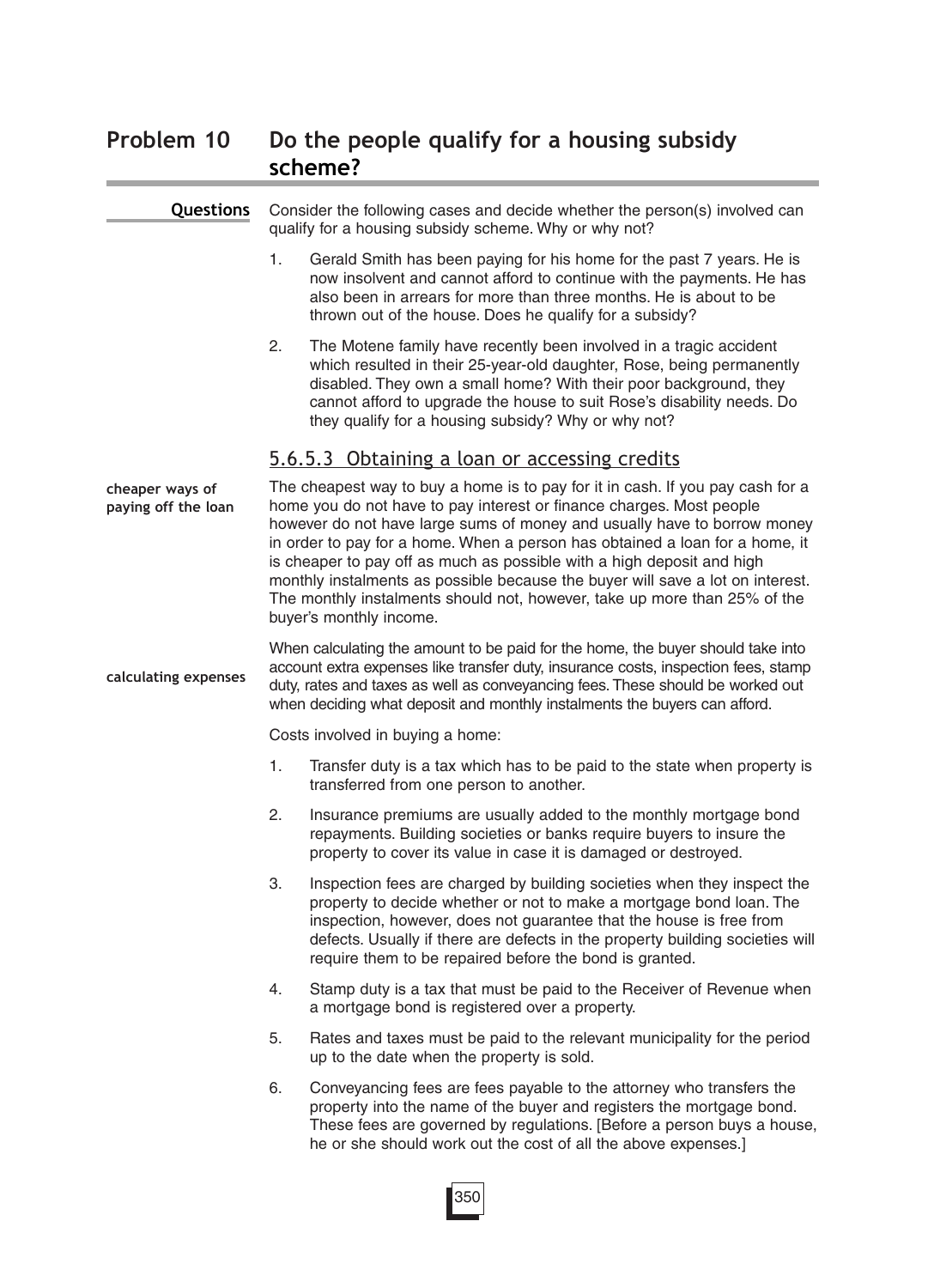## Problem 10 Do the people qualify for a housing subsidy scheme?

**Questions**

Consider the following cases and decide whether the person(s) involved can qualify for a housing subsidy scheme. Why or why not?

1. Gerald Smith has been paying for his home for the past 7 years. He is now insolvent and cannot afford to continue with the payments. He has also been in arrears for more than three months. He is about to be thrown out of the house. Does he qualify for a subsidy?

2. The Motene family have recently been involved in a tragic accident which resulted in their 25-year-old daughter, Rose, being permanently disabled. They own a small home? With their poor background, they cannot afford to upgrade the house to suit Rose's disability needs. Do they qualify for a housing subsidy? Why or why not?

### 5.6.5.3 Obtaining a loan or accessing credits

**cheaper ways of paying off the loan**

The cheapest way to buy a home is to pay for it in cash. If you pay cash for a home you do not have to pay interest or finance charges. Most people however do not have large sums of money and usually have to borrow money in order to pay for a home. When a person has obtained a loan for a home, it is cheaper to pay off as much as possible with a high deposit and high monthly instalments as possible because the buyer will save a lot on interest. The monthly instalments should not, however, take up more than 25% of the buyer's monthly income.

**calculating expenses**

When calculating the amount to be paid for the home, the buyer should take into account extra expenses like transfer duty, insurance costs, inspection fees, stamp duty, rates and taxes as well as conveyancing fees. These should be worked out when deciding what deposit and monthly instalments the buyers can afford.

Costs involved in buying a home:

1. Transfer duty is a tax which has to be paid to the state when property is transferred from one person to another.

2. Insurance premiums are usually added to the monthly mortgage bond repayments. Building societies or banks require buyers to insure the property to cover its value in case it is damaged or destroyed.

3. Inspection fees are charged by building societies when they inspect the property to decide whether or not to make a mortgage bond loan. The inspection, however, does not guarantee that the house is free from defects. Usually if there are defects in the property building societies will require them to be repaired before the bond is granted.

4. Stamp duty is a tax that must be paid to the Receiver of Revenue when a mortgage bond is registered over a property.

5. Rates and taxes must be paid to the relevant municipality for the period up to the date when the property is sold.

6. Conveyancing fees are fees payable to the attorney who transfers the property into the name of the buyer and registers the mortgage bond. These fees are governed by regulations. [Before a person buys a house, he or she should work out the cost of all the above expenses.]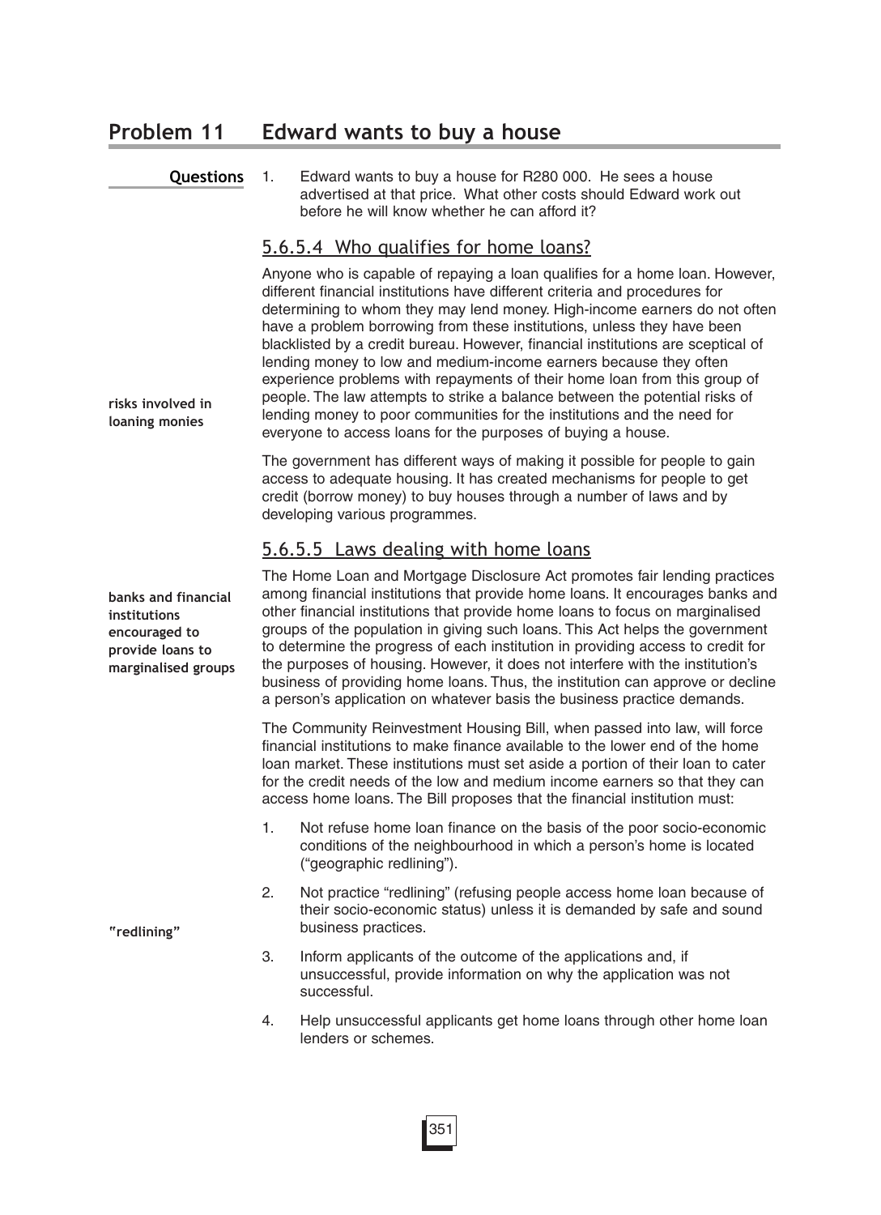## Problem 11 Edward wants to buy a house

**Questions**

1. Edward wants to buy a house for R280 000. He sees a house advertised at that price. What other costs should Edward work out before he will know whether he can afford it?

### 5.6.5.4 Who qualifies for home loans?

**risks involved in loaning monies**

Anyone who is capable of repaying a loan qualifies for a home loan. However, different financial institutions have different criteria and procedures for determining to whom they may lend money. High-income earners do not often have a problem borrowing from these institutions, unless they have been blacklisted by a credit bureau. However, financial institutions are sceptical of lending money to low and medium-income earners because they often experience problems with repayments of their home loan from this group of people. The law attempts to strike a balance between the potential risks of lending money to poor communities for the institutions and the need for everyone to access loans for the purposes of buying a house.

The government has different ways of making it possible for people to gain access to adequate housing. It has created mechanisms for people to get credit (borrow money) to buy houses through a number of laws and by developing various programmes.

### 5.6.5.5 Laws dealing with home loans

**banks and financial institutions encouraged to provide loans to marginalised groups**

The Home Loan and Mortgage Disclosure Act promotes fair lending practices among financial institutions that provide home loans. It encourages banks and other financial institutions that provide home loans to focus on marginalised groups of the population in giving such loans. This Act helps the government to determine the progress of each institution in providing access to credit for the purposes of housing. However, it does not interfere with the institution's business of providing home loans. Thus, the institution can approve or decline a person's application on whatever basis the business practice demands.

The Community Reinvestment Housing Bill, when passed into law, will force financial institutions to make finance available to the lower end of the home loan market. These institutions must set aside a portion of their loan to cater for the credit needs of the low and medium income earners so that they can access home loans. The Bill proposes that the financial institution must:

**"redlining"**

1. Not refuse home loan finance on the basis of the poor socio-economic conditions of the neighbourhood in which a person's home is located ("geographic redlining").
2. Not practice "redlining" (refusing people access home loan because of their socio-economic status) unless it is demanded by safe and sound business practices.
3. Inform applicants of the outcome of the applications and, if unsuccessful, provide information on why the application was not successful.
4. Help unsuccessful applicants get home loans through other home loan lenders or schemes.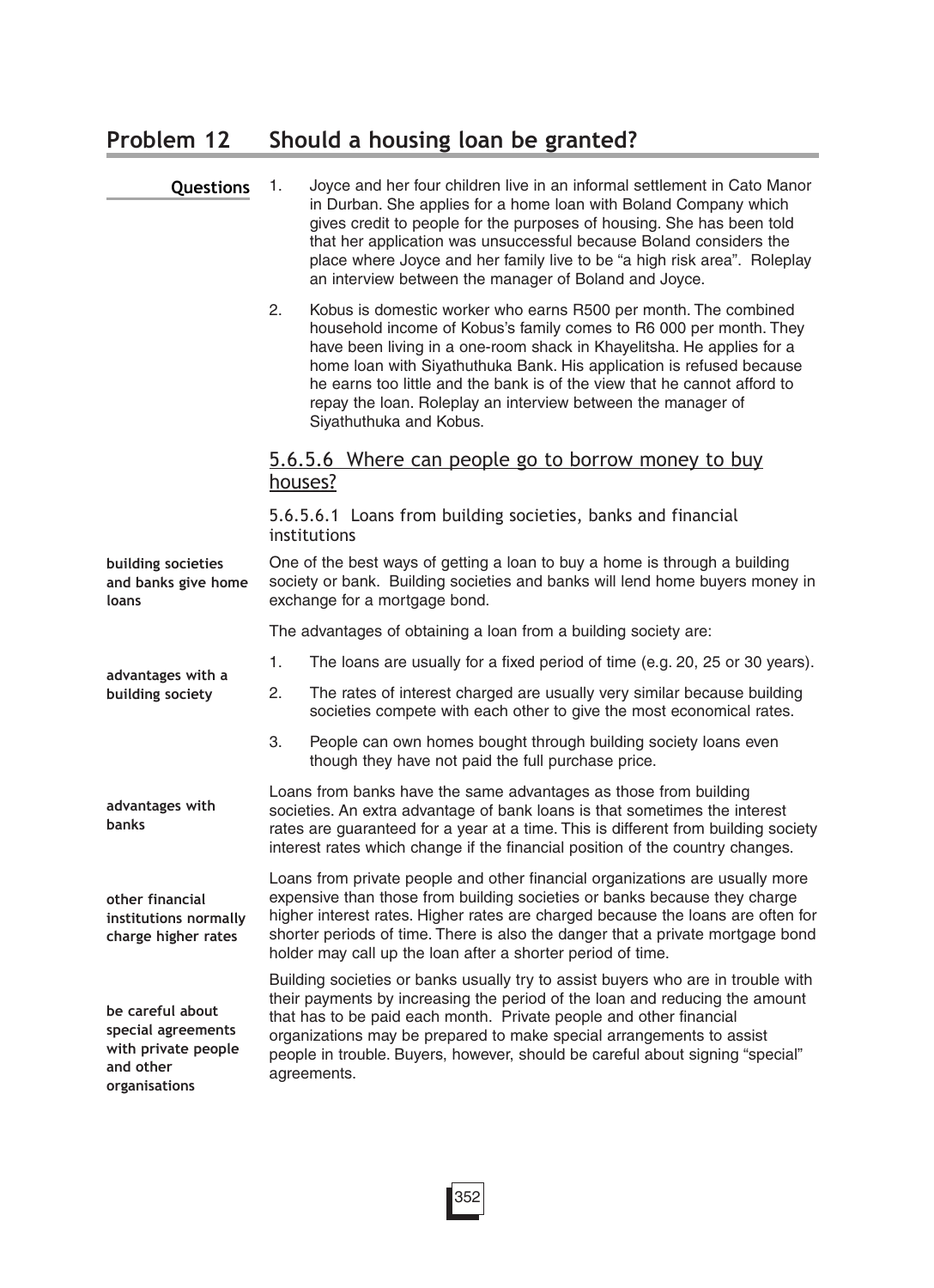## Problem 12 Should a housing loan be granted?

**Questions**

1. Joyce and her four children live in an informal settlement in Cato Manor in Durban. She applies for a home loan with Boland Company which gives credit to people for the purposes of housing. She has been told that her application was unsuccessful because Boland considers the place where Joyce and her family live to be "a high risk area". Roleplay an interview between the manager of Boland and Joyce.

2. Kobus is domestic worker who earns R500 per month. The combined household income of Kobus's family comes to R6 000 per month. They have been living in a one-room shack in Khayelitsha. He applies for a home loan with Siyathuthuka Bank. His application is refused because he earns too little and the bank is of the view that he cannot afford to repay the loan. Roleplay an interview between the manager of Siyathuthuka and Kobus.

### 5.6.5.6 Where can people go to borrow money to buy houses?

#### 5.6.5.6.1 Loans from building societies, banks and financial institutions

**building societies and banks give home loans**

One of the best ways of getting a loan to buy a home is through a building society or bank. Building societies and banks will lend home buyers money in exchange for a mortgage bond.

The advantages of obtaining a loan from a building society are:

**advantages with a building society**

1. The loans are usually for a fixed period of time (e.g. 20, 25 or 30 years).
2. The rates of interest charged are usually very similar because building societies compete with each other to give the most economical rates.
3. People can own homes bought through building society loans even though they have not paid the full purchase price.

**advantages with banks**

Loans from banks have the same advantages as those from building societies. An extra advantage of bank loans is that sometimes the interest rates are guaranteed for a year at a time. This is different from building society interest rates which change if the financial position of the country changes.

**other financial institutions normally charge higher rates**

Loans from private people and other financial organizations are usually more expensive than those from building societies or banks because they charge higher interest rates. Higher rates are charged because the loans are often for shorter periods of time. There is also the danger that a private mortgage bond holder may call up the loan after a shorter period of time.

**be careful about special agreements with private people and other organisations**

Building societies or banks usually try to assist buyers who are in trouble with their payments by increasing the period of the loan and reducing the amount that has to be paid each month. Private people and other financial organizations may be prepared to make special arrangements to assist people in trouble. Buyers, however, should be careful about signing "special" agreements.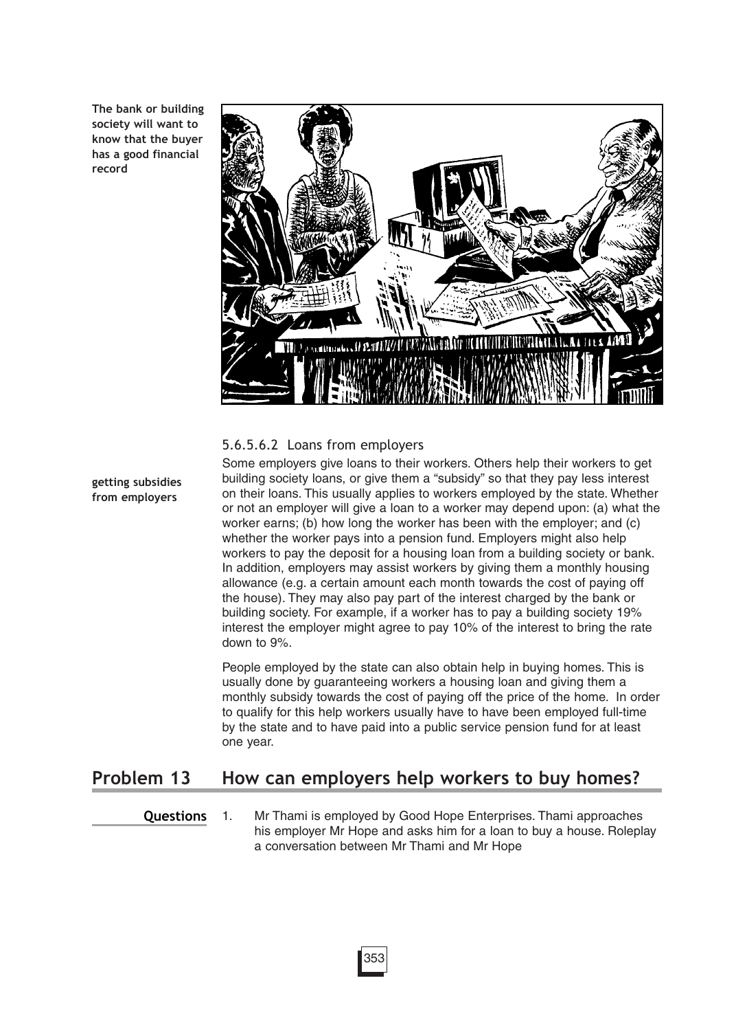The bank or building society will want to know that the buyer has a good financial record

### 5.6.5.6.2 Loans from employers

getting subsidies from employers

Some employers give loans to their workers. Others help their workers to get building society loans, or give them a "subsidy" so that they pay less interest on their loans. This usually applies to workers employed by the state. Whether or not an employer will give a loan to a worker may depend upon: (a) what the worker earns; (b) how long the worker has been with the employer; and (c) whether the worker pays into a pension fund. Employers might also help workers to pay the deposit for a housing loan from a building society or bank. In addition, employers may assist workers by giving them a monthly housing allowance (e.g. a certain amount each month towards the cost of paying off the house). They may also pay part of the interest charged by the bank or building society. For example, if a worker has to pay a building society 19% interest the employer might agree to pay 10% of the interest to bring the rate down to 9%.

People employed by the state can also obtain help in buying homes. This is usually done by guaranteeing workers a housing loan and giving them a monthly subsidy towards the cost of paying off the price of the home. In order to qualify for this help workers usually have to have been employed full-time by the state and to have paid into a public service pension fund for at least one year.

## Problem 13 How can employers help workers to buy homes?

**Questions**

1. Mr Thami is employed by Good Hope Enterprises. Thami approaches his employer Mr Hope and asks him for a loan to buy a house. Roleplay a conversation between Mr Thami and Mr Hope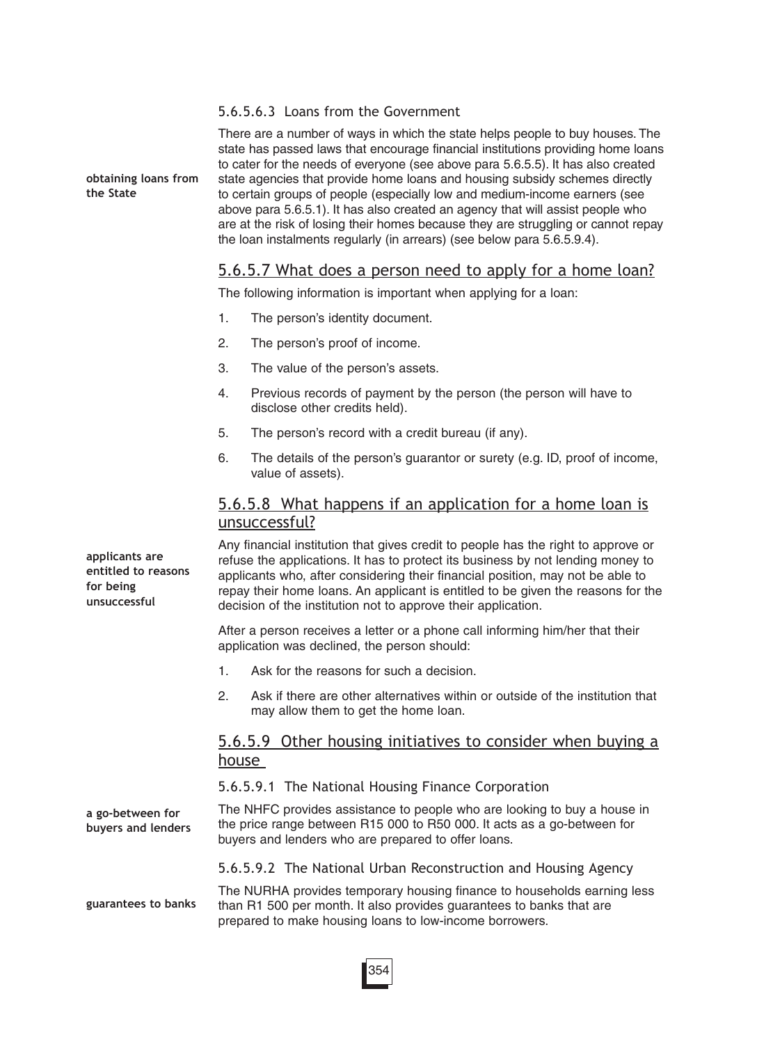#### 5.6.5.6.3 Loans from the Government

**obtaining loans from the State**

There are a number of ways in which the state helps people to buy houses. The state has passed laws that encourage financial institutions providing home loans to cater for the needs of everyone (see above para 5.6.5.5). It has also created state agencies that provide home loans and housing subsidy schemes directly to certain groups of people (especially low and medium-income earners (see above para 5.6.5.1). It has also created an agency that will assist people who are at the risk of losing their homes because they are struggling or cannot repay the loan instalments regularly (in arrears) (see below para 5.6.5.9.4).

### 5.6.5.7 What does a person need to apply for a home loan?

The following information is important when applying for a loan:

1. The person's identity document.
2. The person's proof of income.
3. The value of the person's assets.
4. Previous records of payment by the person (the person will have to disclose other credits held).
5. The person's record with a credit bureau (if any).
6. The details of the person's guarantor or surety (e.g. ID, proof of income, value of assets).

### 5.6.5.8 What happens if an application for a home loan is unsuccessful?

**applicants are entitled to reasons for being unsuccessful**

Any financial institution that gives credit to people has the right to approve or refuse the applications. It has to protect its business by not lending money to applicants who, after considering their financial position, may not be able to repay their home loans. An applicant is entitled to be given the reasons for the decision of the institution not to approve their application.

After a person receives a letter or a phone call informing him/her that their application was declined, the person should:

1. Ask for the reasons for such a decision.
2. Ask if there are other alternatives within or outside of the institution that may allow them to get the home loan.

### 5.6.5.9 Other housing initiatives to consider when buying a house

#### 5.6.5.9.1 The National Housing Finance Corporation

**a go-between for buyers and lenders**

The NHFC provides assistance to people who are looking to buy a house in the price range between R15 000 to R50 000. It acts as a go-between for buyers and lenders who are prepared to offer loans.

#### 5.6.5.9.2 The National Urban Reconstruction and Housing Agency

**guarantees to banks**

The NURHA provides temporary housing finance to households earning less than R1 500 per month. It also provides guarantees to banks that are prepared to make housing loans to low-income borrowers.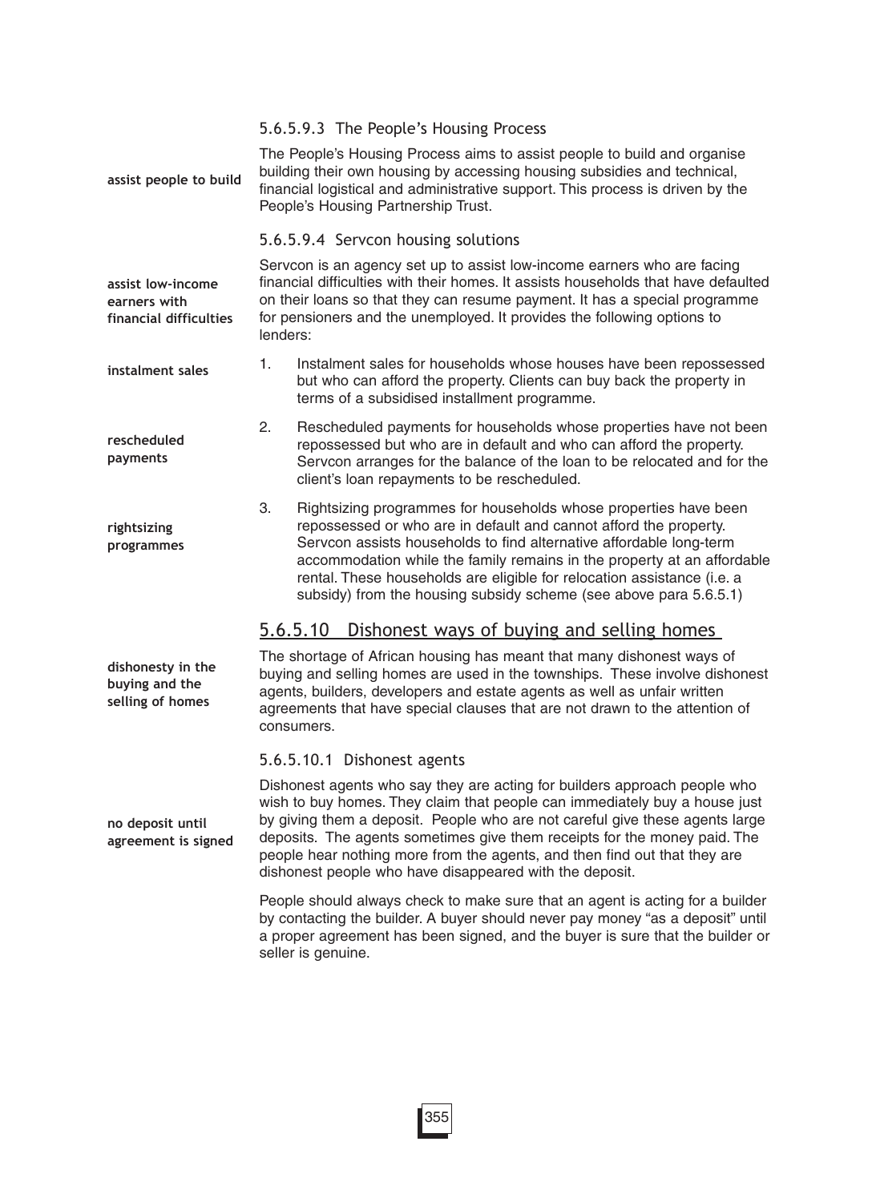#### 5.6.5.9.3 The People's Housing Process

**assist people to build**

The People's Housing Process aims to assist people to build and organise building their own housing by accessing housing subsidies and technical, financial logistical and administrative support. This process is driven by the People's Housing Partnership Trust.

#### 5.6.5.9.4 Servcon housing solutions

**assist low-income earners with financial difficulties**

Servcon is an agency set up to assist low-income earners who are facing financial difficulties with their homes. It assists households that have defaulted on their loans so that they can resume payment. It has a special programme for pensioners and the unemployed. It provides the following options to lenders:

**instalment sales**

1. Instalment sales for households whose houses have been repossessed but who can afford the property. Clients can buy back the property in terms of a subsidised installment programme.

**rescheduled payments**

2. Rescheduled payments for households whose properties have not been repossessed but who are in default and who can afford the property. Servcon arranges for the balance of the loan to be relocated and for the client's loan repayments to be rescheduled.

**rightsizing programmes**

3. Rightsizing programmes for households whose properties have been repossessed or who are in default and cannot afford the property. Servcon assists households to find alternative affordable long-term accommodation while the family remains in the property at an affordable rental. These households are eligible for relocation assistance (i.e. a subsidy) from the housing subsidy scheme (see above para 5.6.5.1)

### 5.6.5.10 Dishonest ways of buying and selling homes

**dishonesty in the buying and the selling of homes**

The shortage of African housing has meant that many dishonest ways of buying and selling homes are used in the townships. These involve dishonest agents, builders, developers and estate agents as well as unfair written agreements that have special clauses that are not drawn to the attention of consumers.

#### 5.6.5.10.1 Dishonest agents

**no deposit until agreement is signed**

Dishonest agents who say they are acting for builders approach people who wish to buy homes. They claim that people can immediately buy a house just by giving them a deposit. People who are not careful give these agents large deposits. The agents sometimes give them receipts for the money paid. The people hear nothing more from the agents, and then find out that they are dishonest people who have disappeared with the deposit.

People should always check to make sure that an agent is acting for a builder by contacting the builder. A buyer should never pay money "as a deposit" until a proper agreement has been signed, and the buyer is sure that the builder or seller is genuine.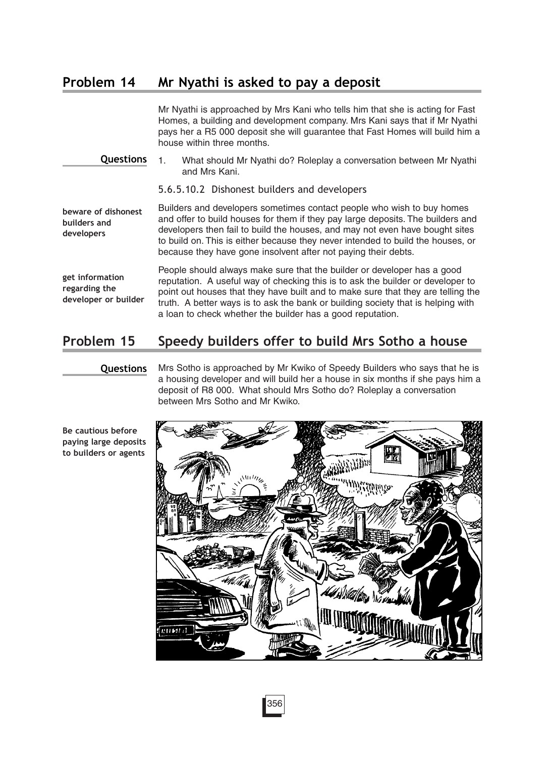## Problem 14 Mr Nyathi is asked to pay a deposit

Mr Nyathi is approached by Mrs Kani who tells him that she is acting for Fast Homes, a building and development company. Mrs Kani says that if Mr Nyathi pays her a R5 000 deposit she will guarantee that Fast Homes will build him a house within three months.

**Questions**

1. What should Mr Nyathi do? Roleplay a conversation between Mr Nyathi and Mrs Kani.

### 5.6.5.10.2 Dishonest builders and developers

**beware of dishonest builders and developers**

Builders and developers sometimes contact people who wish to buy homes and offer to build houses for them if they pay large deposits. The builders and developers then fail to build the houses, and may not even have bought sites to build on. This is either because they never intended to build the houses, or because they have gone insolvent after not paying their debts.

**get information regarding the developer or builder**

People should always make sure that the builder or developer has a good reputation. A useful way of checking this is to ask the builder or developer to point out houses that they have built and to make sure that they are telling the truth. A better ways is to ask the bank or building society that is helping with a loan to check whether the builder has a good reputation.

## Problem 15 Speedy builders offer to build Mrs Sotho a house

**Questions**

Mrs Sotho is approached by Mr Kwiko of Speedy Builders who says that he is a housing developer and will build her a house in six months if she pays him a deposit of R8 000. What should Mrs Sotho do? Roleplay a conversation between Mrs Sotho and Mr Kwiko.

**Be cautious before paying large deposits to builders or agents**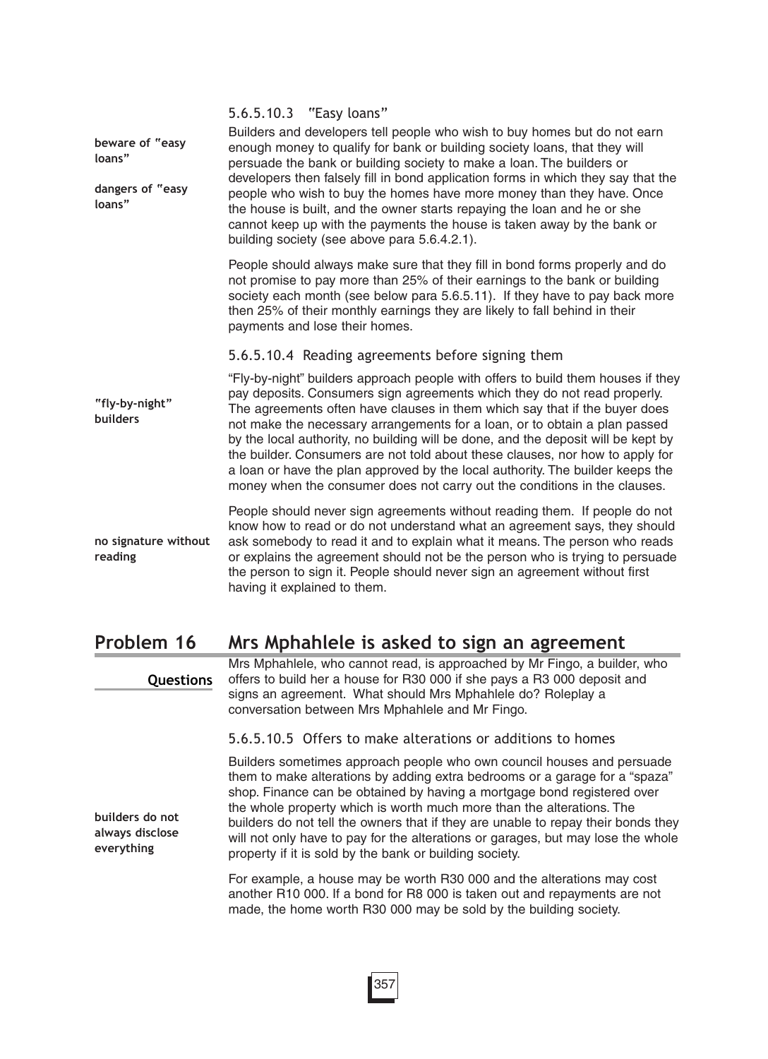#### 5.6.5.10.3 "Easy loans"

**beware of "easy loans"**

**dangers of "easy loans"**

Builders and developers tell people who wish to buy homes but do not earn enough money to qualify for bank or building society loans, that they will persuade the bank or building society to make a loan. The builders or developers then falsely fill in bond application forms in which they say that the people who wish to buy the homes have more money than they have. Once the house is built, and the owner starts repaying the loan and he or she cannot keep up with the payments the house is taken away by the bank or building society (see above para 5.6.4.2.1).

People should always make sure that they fill in bond forms properly and do not promise to pay more than 25% of their earnings to the bank or building society each month (see below para 5.6.5.11). If they have to pay back more then 25% of their monthly earnings they are likely to fall behind in their payments and lose their homes.

#### 5.6.5.10.4 Reading agreements before signing them

**"fly-by-night" builders**

"Fly-by-night" builders approach people with offers to build them houses if they pay deposits. Consumers sign agreements which they do not read properly. The agreements often have clauses in them which say that if the buyer does not make the necessary arrangements for a loan, or to obtain a plan passed by the local authority, no building will be done, and the deposit will be kept by the builder. Consumers are not told about these clauses, nor how to apply for a loan or have the plan approved by the local authority. The builder keeps the money when the consumer does not carry out the conditions in the clauses.

**no signature without reading**

People should never sign agreements without reading them. If people do not know how to read or do not understand what an agreement says, they should ask somebody to read it and to explain what it means. The person who reads or explains the agreement should not be the person who is trying to persuade the person to sign it. People should never sign an agreement without first having it explained to them.

## Problem 16 Mrs Mphahlele is asked to sign an agreement

**Questions**

Mrs Mphahlele, who cannot read, is approached by Mr Fingo, a builder, who offers to build her a house for R30 000 if she pays a R3 000 deposit and signs an agreement. What should Mrs Mphahlele do? Roleplay a conversation between Mrs Mphahlele and Mr Fingo.

#### 5.6.5.10.5 Offers to make alterations or additions to homes

**builders do not always disclose everything**

Builders sometimes approach people who own council houses and persuade them to make alterations by adding extra bedrooms or a garage for a "spaza" shop. Finance can be obtained by having a mortgage bond registered over the whole property which is worth much more than the alterations. The builders do not tell the owners that if they are unable to repay their bonds they will not only have to pay for the alterations or garages, but may lose the whole property if it is sold by the bank or building society.

For example, a house may be worth R30 000 and the alterations may cost another R10 000. If a bond for R8 000 is taken out and repayments are not made, the home worth R30 000 may be sold by the building society.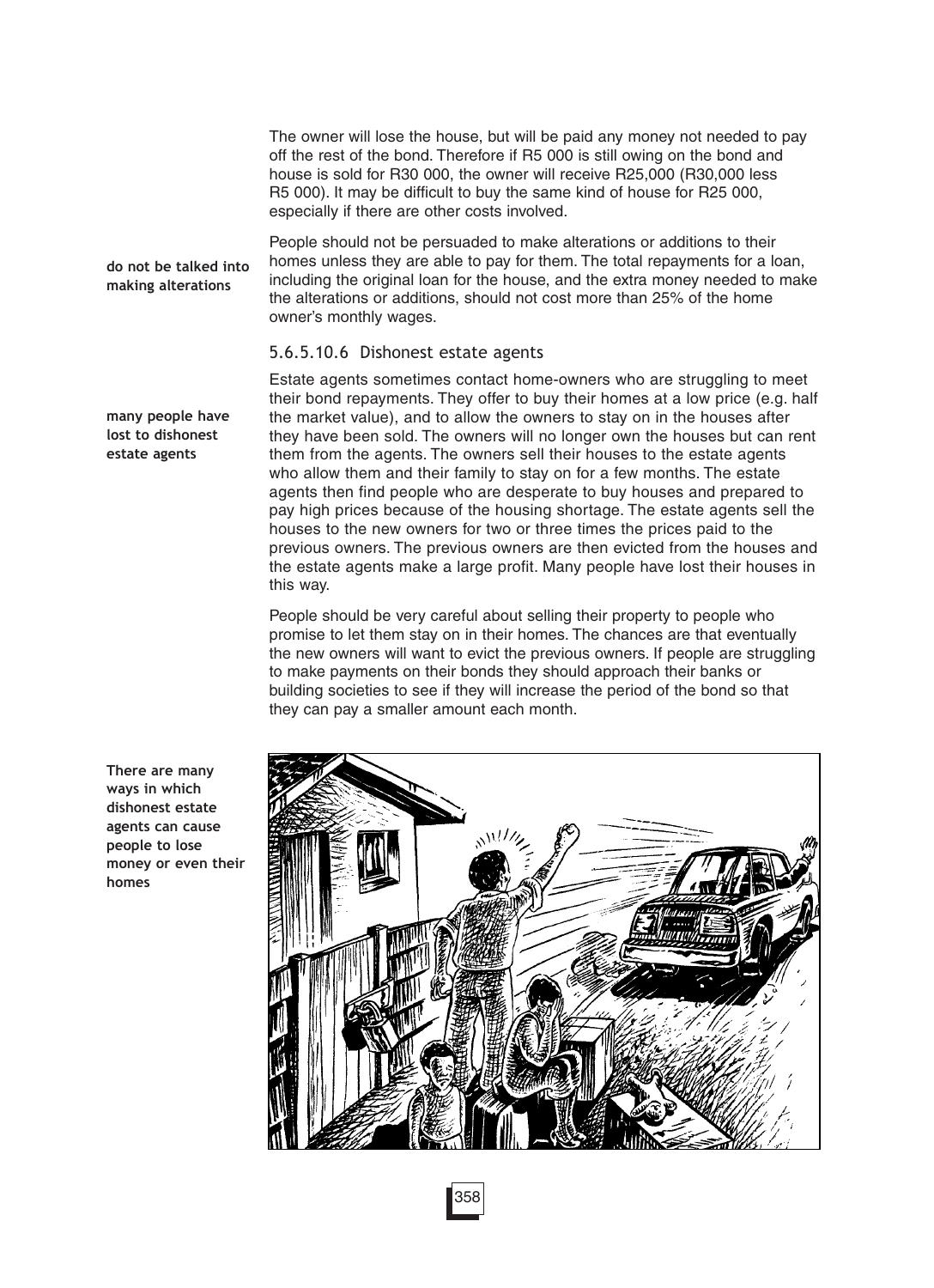The owner will lose the house, but will be paid any money not needed to pay off the rest of the bond. Therefore if R5 000 is still owing on the bond and house is sold for R30 000, the owner will receive R25,000 (R30,000 less R5 000). It may be difficult to buy the same kind of house for R25 000, especially if there are other costs involved.

**do not be talked into making alterations**

People should not be persuaded to make alterations or additions to their homes unless they are able to pay for them. The total repayments for a loan, including the original loan for the house, and the extra money needed to make the alterations or additions, should not cost more than 25% of the home owner's monthly wages.

### 5.6.5.10.6 Dishonest estate agents

**many people have lost to dishonest estate agents**

Estate agents sometimes contact home-owners who are struggling to meet their bond repayments. They offer to buy their homes at a low price (e.g. half the market value), and to allow the owners to stay on in the houses after they have been sold. The owners will no longer own the houses but can rent them from the agents. The owners sell their houses to the estate agents who allow them and their family to stay on for a few months. The estate agents then find people who are desperate to buy houses and prepared to pay high prices because of the housing shortage. The estate agents sell the houses to the new owners for two or three times the prices paid to the previous owners. The previous owners are then evicted from the houses and the estate agents make a large profit. Many people have lost their houses in this way.

People should be very careful about selling their property to people who promise to let them stay on in their homes. The chances are that eventually the new owners will want to evict the previous owners. If people are struggling to make payments on their bonds they should approach their banks or building societies to see if they will increase the period of the bond so that they can pay a smaller amount each month.

**There are many ways in which dishonest estate agents can cause people to lose money or even their homes**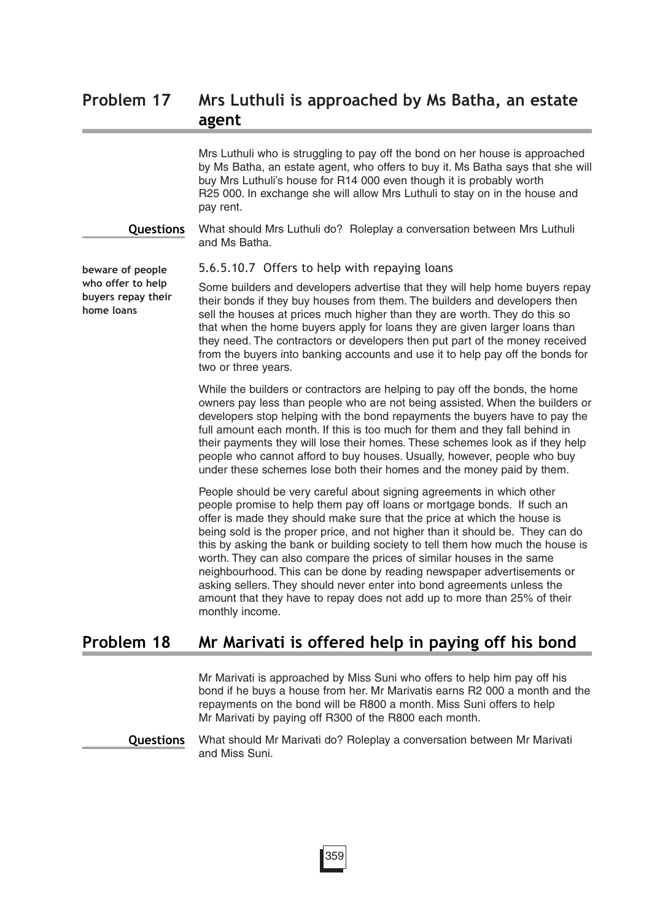## Problem 17 Mrs Luthuli is approached by Ms Batha, an estate agent

Mrs Luthuli who is struggling to pay off the bond on her house is approached by Ms Batha, an estate agent, who offers to buy it. Ms Batha says that she will buy Mrs Luthuli's house for R14 000 even though it is probably worth R25 000. In exchange she will allow Mrs Luthuli to stay on in the house and pay rent.

**Questions**

What should Mrs Luthuli do? Roleplay a conversation between Mrs Luthuli and Ms Batha.

**beware of people who offer to help buyers repay their home loans**

### 5.6.5.10.7 Offers to help with repaying loans

Some builders and developers advertise that they will help home buyers repay their bonds if they buy houses from them. The builders and developers then sell the houses at prices much higher than they are worth. They do this so that when the home buyers apply for loans they are given larger loans than they need. The contractors or developers then put part of the money received from the buyers into banking accounts and use it to help pay off the bonds for two or three years.

While the builders or contractors are helping to pay off the bonds, the home owners pay less than people who are not being assisted. When the builders or developers stop helping with the bond repayments the buyers have to pay the full amount each month. If this is too much for them and they fall behind in their payments they will lose their homes. These schemes look as if they help people who cannot afford to buy houses. Usually, however, people who buy under these schemes lose both their homes and the money paid by them.

People should be very careful about signing agreements in which other people promise to help them pay off loans or mortgage bonds. If such an offer is made they should make sure that the price at which the house is being sold is the proper price, and not higher than it should be. They can do this by asking the bank or building society to tell them how much the house is worth. They can also compare the prices of similar houses in the same neighbourhood. This can be done by reading newspaper advertisements or asking sellers. They should never enter into bond agreements unless the amount that they have to repay does not add up to more than 25% of their monthly income.

## Problem 18 Mr Marivati is offered help in paying off his bond

Mr Marivati is approached by Miss Suni who offers to help him pay off his bond if he buys a house from her. Mr Marivatis earns R2 000 a month and the repayments on the bond will be R800 a month. Miss Suni offers to help Mr Marivati by paying off R300 of the R800 each month.

**Questions**

What should Mr Marivati do? Roleplay a conversation between Mr Marivati and Miss Suni.